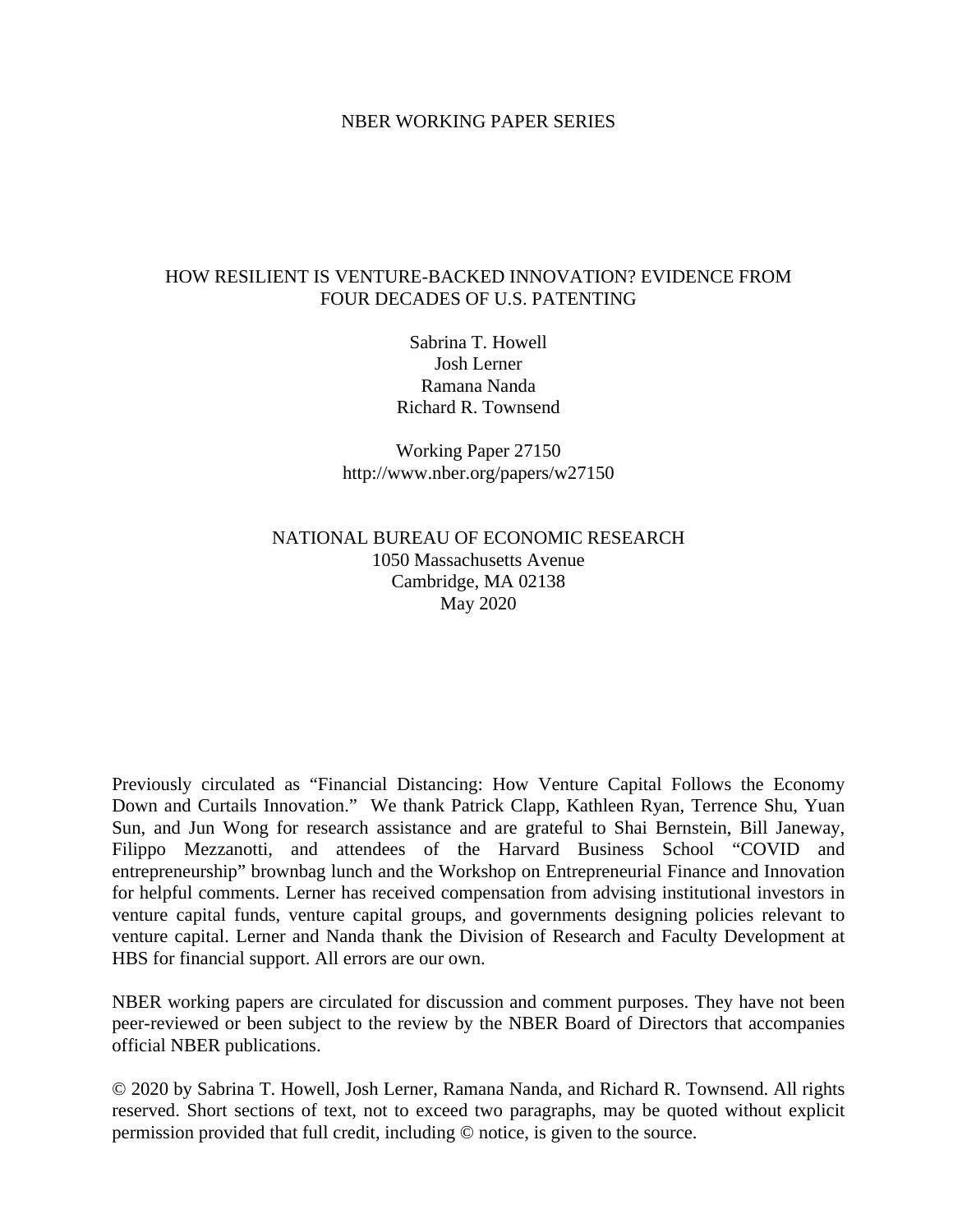NBER WORKING PAPER SERIES

# HOW RESILIENT IS VENTURE-BACKED INNOVATION? EVIDENCE FROM FOUR DECADES OF U.S. PATENTING

Sabrina T. Howell
Josh Lerner
Ramana Nanda
Richard R. Townsend

Working Paper 27150
http://www.nber.org/papers/w27150

NATIONAL BUREAU OF ECONOMIC RESEARCH
1050 Massachusetts Avenue
Cambridge, MA 02138
May 2020

Previously circulated as "Financial Distancing: How Venture Capital Follows the Economy Down and Curtails Innovation." We thank Patrick Clapp, Kathleen Ryan, Terrence Shu, Yuan Sun, and Jun Wong for research assistance and are grateful to Shai Bernstein, Bill Janeway, Filippo Mezzanotti, and attendees of the Harvard Business School "COVID and entrepreneurship" brownbag lunch and the Workshop on Entrepreneurial Finance and Innovation for helpful comments. Lerner has received compensation from advising institutional investors in venture capital funds, venture capital groups, and governments designing policies relevant to venture capital. Lerner and Nanda thank the Division of Research and Faculty Development at HBS for financial support. All errors are our own.

NBER working papers are circulated for discussion and comment purposes. They have not been peer-reviewed or been subject to the review by the NBER Board of Directors that accompanies official NBER publications.

© 2020 by Sabrina T. Howell, Josh Lerner, Ramana Nanda, and Richard R. Townsend. All rights reserved. Short sections of text, not to exceed two paragraphs, may be quoted without explicit permission provided that full credit, including © notice, is given to the source.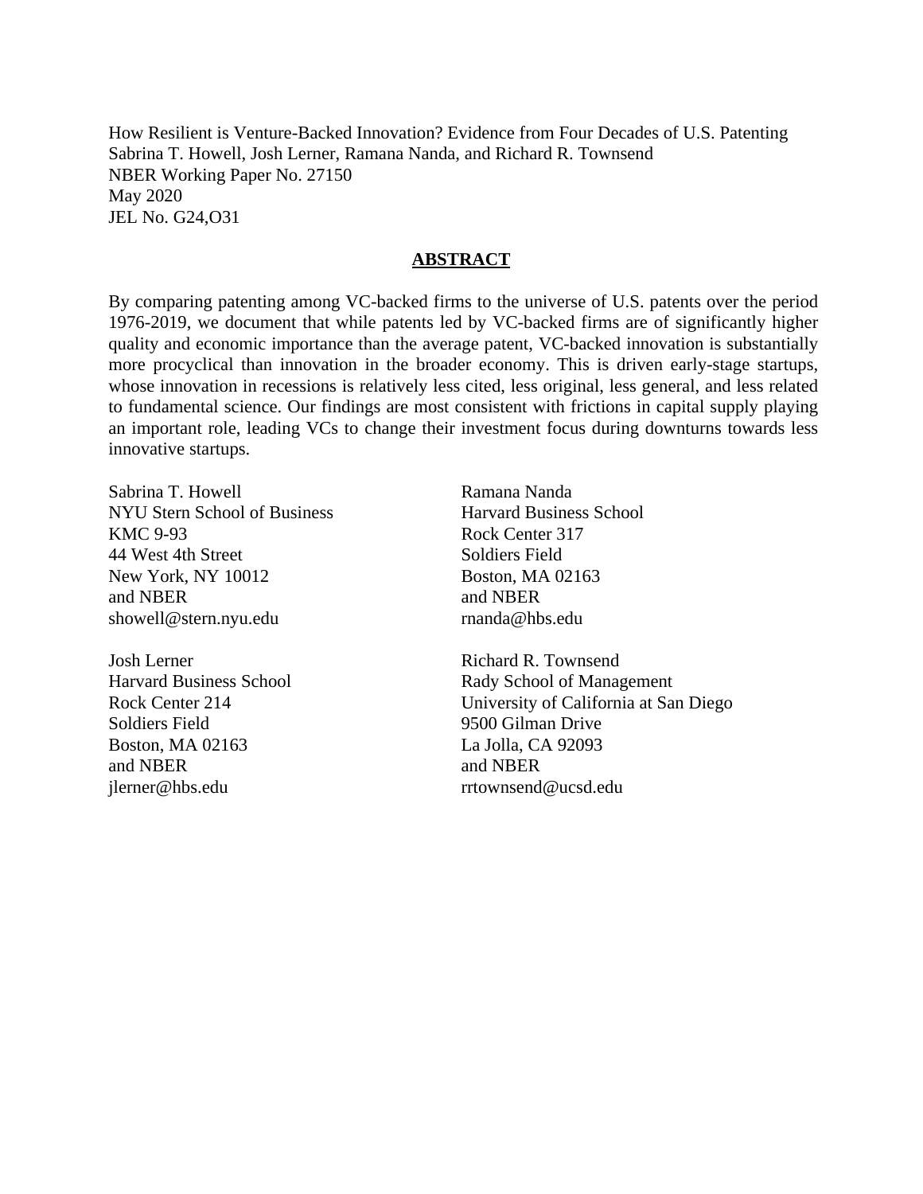How Resilient is Venture-Backed Innovation? Evidence from Four Decades of U.S. Patenting
Sabrina T. Howell, Josh Lerner, Ramana Nanda, and Richard R. Townsend
NBER Working Paper No. 27150
May 2020
JEL No. G24,O31

## ABSTRACT

By comparing patenting among VC-backed firms to the universe of U.S. patents over the period 1976-2019, we document that while patents led by VC-backed firms are of significantly higher quality and economic importance than the average patent, VC-backed innovation is substantially more procyclical than innovation in the broader economy. This is driven early-stage startups, whose innovation in recessions is relatively less cited, less original, less general, and less related to fundamental science. Our findings are most consistent with frictions in capital supply playing an important role, leading VCs to change their investment focus during downturns towards less innovative startups.

Sabrina T. Howell
NYU Stern School of Business
KMC 9-93
44 West 4th Street
New York, NY 10012
and NBER
showell@stern.nyu.edu

Josh Lerner
Harvard Business School
Rock Center 214
Soldiers Field
Boston, MA 02163
and NBER
jlerner@hbs.edu

Ramana Nanda
Harvard Business School
Rock Center 317
Soldiers Field
Boston, MA 02163
and NBER
rnanda@hbs.edu

Richard R. Townsend
Rady School of Management
University of California at San Diego
9500 Gilman Drive
La Jolla, CA 92093
and NBER
rrtownsend@ucsd.edu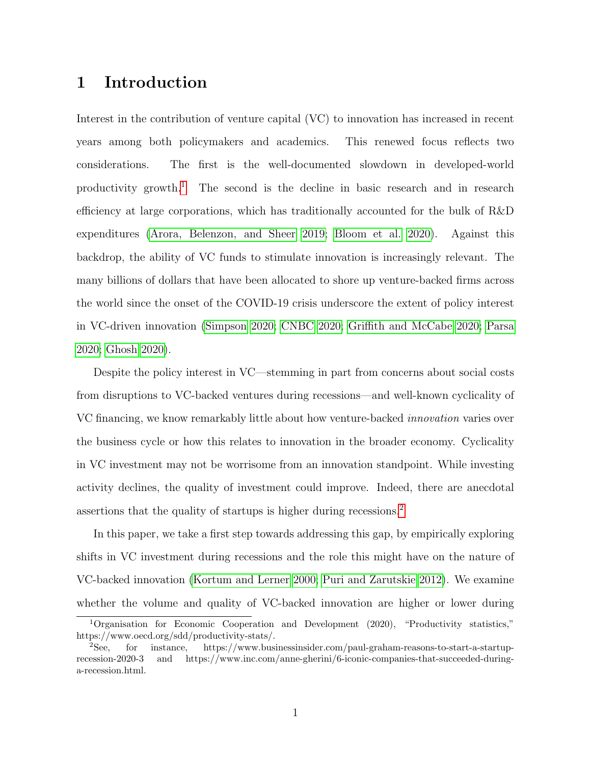# 1 Introduction

Interest in the contribution of venture capital (VC) to innovation has increased in recent years among both policymakers and academics. This renewed focus reflects two considerations. The first is the well-documented slowdown in developed-world productivity growth.[1] The second is the decline in basic research and in research efficiency at large corporations, which has traditionally accounted for the bulk of R&D expenditures (Arora, Belenzon, and Sheer 2019; Bloom et al. 2020). Against this backdrop, the ability of VC funds to stimulate innovation is increasingly relevant. The many billions of dollars that have been allocated to shore up venture-backed firms across the world since the onset of the COVID-19 crisis underscore the extent of policy interest in VC-driven innovation (Simpson 2020; CNBC 2020; Griffith and McCabe 2020; Parsa 2020; Ghosh 2020).

Despite the policy interest in VC—stemming in part from concerns about social costs from disruptions to VC-backed ventures during recessions—and well-known cyclicality of VC financing, we know remarkably little about how venture-backed *innovation* varies over the business cycle or how this relates to innovation in the broader economy. Cyclicality in VC investment may not be worrisome from an innovation standpoint. While investing activity declines, the quality of investment could improve. Indeed, there are anecdotal assertions that the quality of startups is higher during recessions.[2]

In this paper, we take a first step towards addressing this gap, by empirically exploring shifts in VC investment during recessions and the role this might have on the nature of VC-backed innovation (Kortum and Lerner 2000; Puri and Zarutskie 2012). We examine whether the volume and quality of VC-backed innovation are higher or lower during

[1] Organisation for Economic Cooperation and Development (2020), "Productivity statistics," https://www.oecd.org/sdd/productivity-stats/.

[2] See, for instance, https://www.businessinsider.com/paul-graham-reasons-to-start-a-startup-recession-2020-3 and https://www.inc.com/anne-gherini/6-iconic-companies-that-succeeded-during-a-recession.html.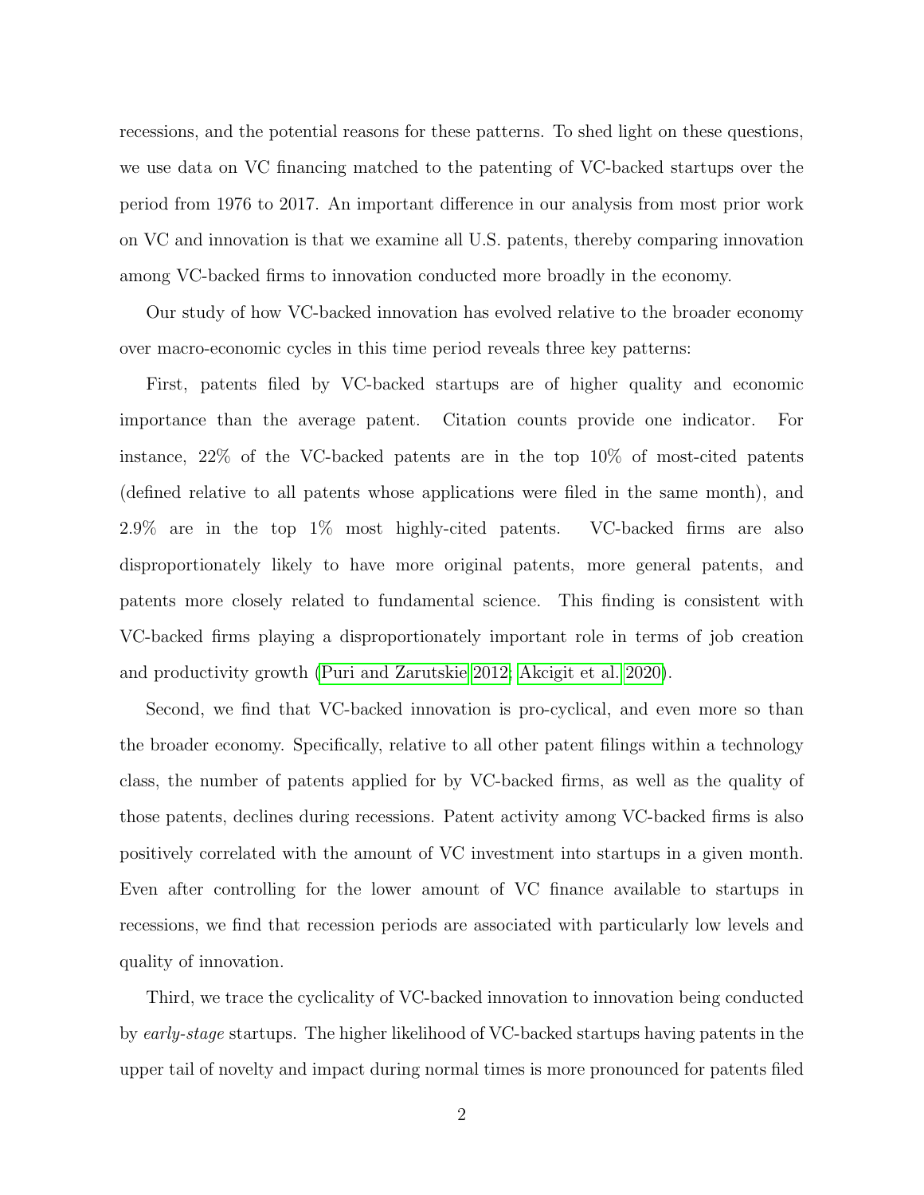recessions, and the potential reasons for these patterns. To shed light on these questions, we use data on VC financing matched to the patenting of VC-backed startups over the period from 1976 to 2017. An important difference in our analysis from most prior work on VC and innovation is that we examine all U.S. patents, thereby comparing innovation among VC-backed firms to innovation conducted more broadly in the economy.

Our study of how VC-backed innovation has evolved relative to the broader economy over macro-economic cycles in this time period reveals three key patterns:

First, patents filed by VC-backed startups are of higher quality and economic importance than the average patent. Citation counts provide one indicator. For instance, 22% of the VC-backed patents are in the top 10% of most-cited patents (defined relative to all patents whose applications were filed in the same month), and 2.9% are in the top 1% most highly-cited patents. VC-backed firms are also disproportionately likely to have more original patents, more general patents, and patents more closely related to fundamental science. This finding is consistent with VC-backed firms playing a disproportionately important role in terms of job creation and productivity growth (Puri and Zarutskie 2012; Akcigit et al. 2020).

Second, we find that VC-backed innovation is pro-cyclical, and even more so than the broader economy. Specifically, relative to all other patent filings within a technology class, the number of patents applied for by VC-backed firms, as well as the quality of those patents, declines during recessions. Patent activity among VC-backed firms is also positively correlated with the amount of VC investment into startups in a given month. Even after controlling for the lower amount of VC finance available to startups in recessions, we find that recession periods are associated with particularly low levels and quality of innovation.

Third, we trace the cyclicality of VC-backed innovation to innovation being conducted by *early-stage* startups. The higher likelihood of VC-backed startups having patents in the upper tail of novelty and impact during normal times is more pronounced for patents filed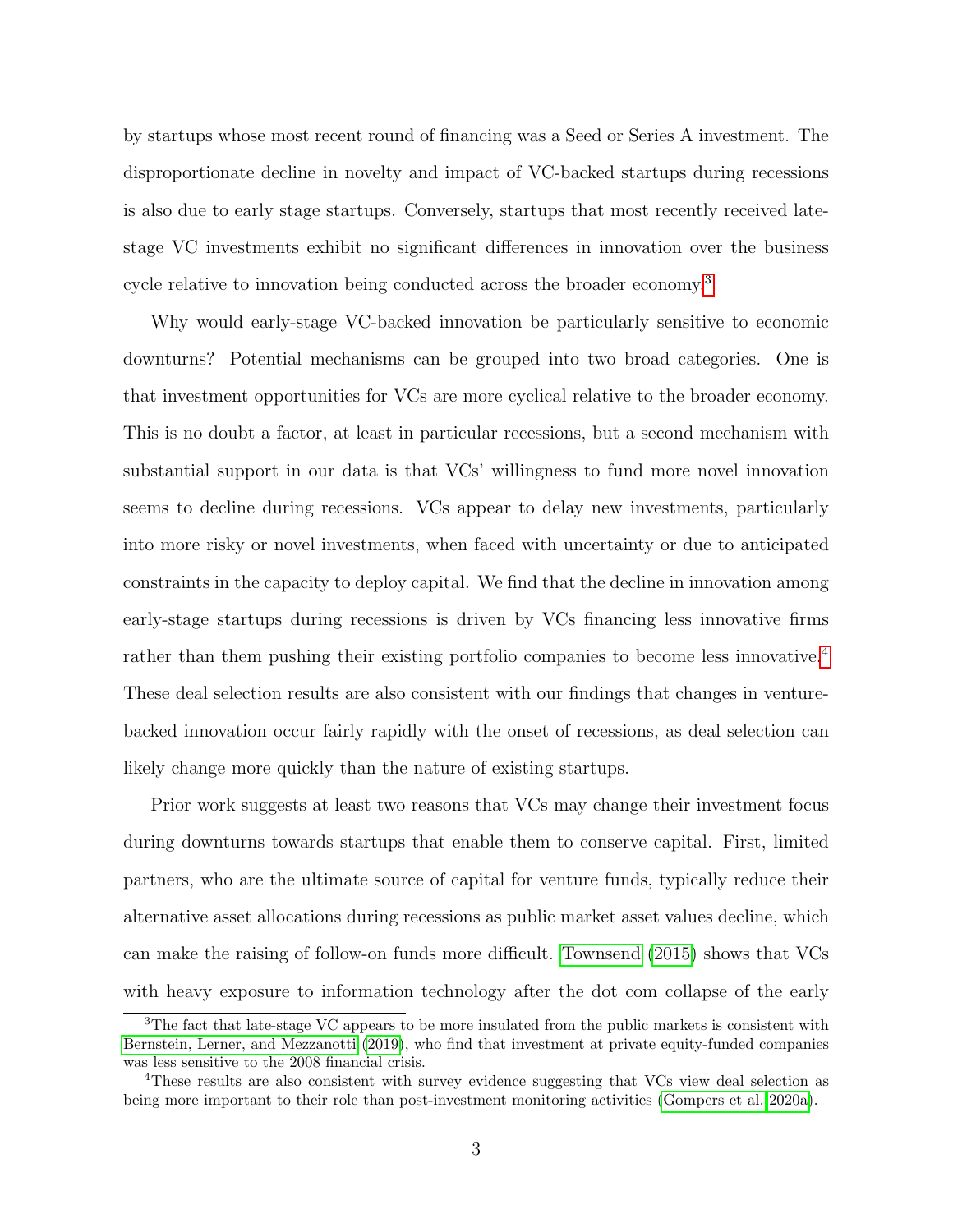by startups whose most recent round of financing was a Seed or Series A investment. The disproportionate decline in novelty and impact of VC-backed startups during recessions is also due to early stage startups. Conversely, startups that most recently received late-stage VC investments exhibit no significant differences in innovation over the business cycle relative to innovation being conducted across the broader economy.[3]

Why would early-stage VC-backed innovation be particularly sensitive to economic downturns? Potential mechanisms can be grouped into two broad categories. One is that investment opportunities for VCs are more cyclical relative to the broader economy. This is no doubt a factor, at least in particular recessions, but a second mechanism with substantial support in our data is that VCs' willingness to fund more novel innovation seems to decline during recessions. VCs appear to delay new investments, particularly into more risky or novel investments, when faced with uncertainty or due to anticipated constraints in the capacity to deploy capital. We find that the decline in innovation among early-stage startups during recessions is driven by VCs financing less innovative firms rather than them pushing their existing portfolio companies to become less innovative.[4] These deal selection results are also consistent with our findings that changes in venture-backed innovation occur fairly rapidly with the onset of recessions, as deal selection can likely change more quickly than the nature of existing startups.

Prior work suggests at least two reasons that VCs may change their investment focus during downturns towards startups that enable them to conserve capital. First, limited partners, who are the ultimate source of capital for venture funds, typically reduce their alternative asset allocations during recessions as public market asset values decline, which can make the raising of follow-on funds more difficult. Townsend (2015) shows that VCs with heavy exposure to information technology after the dot com collapse of the early

[3] The fact that late-stage VC appears to be more insulated from the public markets is consistent with Bernstein, Lerner, and Mezzanotti (2019), who find that investment at private equity-funded companies was less sensitive to the 2008 financial crisis.

[4] These results are also consistent with survey evidence suggesting that VCs view deal selection as being more important to their role than post-investment monitoring activities (Gompers et al. 2020a).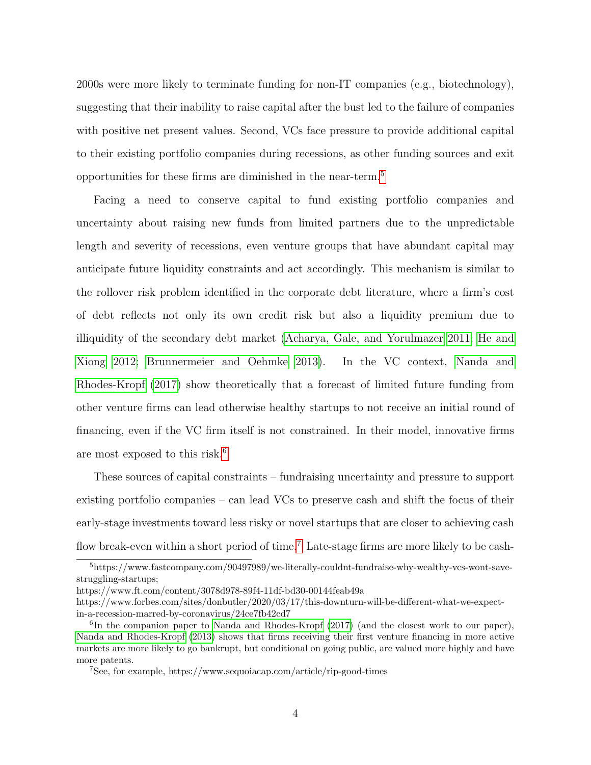2000s were more likely to terminate funding for non-IT companies (e.g., biotechnology), suggesting that their inability to raise capital after the bust led to the failure of companies with positive net present values. Second, VCs face pressure to provide additional capital to their existing portfolio companies during recessions, as other funding sources and exit opportunities for these firms are diminished in the near-term.[5]

Facing a need to conserve capital to fund existing portfolio companies and uncertainty about raising new funds from limited partners due to the unpredictable length and severity of recessions, even venture groups that have abundant capital may anticipate future liquidity constraints and act accordingly. This mechanism is similar to the rollover risk problem identified in the corporate debt literature, where a firm's cost of debt reflects not only its own credit risk but also a liquidity premium due to illiquidity of the secondary debt market (Acharya, Gale, and Yorulmazer 2011; He and Xiong 2012; Brunnermeier and Oehmke 2013). In the VC context, Nanda and Rhodes-Kropf (2017) show theoretically that a forecast of limited future funding from other venture firms can lead otherwise healthy startups to not receive an initial round of financing, even if the VC firm itself is not constrained. In their model, innovative firms are most exposed to this risk.[6]

These sources of capital constraints – fundraising uncertainty and pressure to support existing portfolio companies – can lead VCs to preserve cash and shift the focus of their early-stage investments toward less risky or novel startups that are closer to achieving cash flow break-even within a short period of time.[7] Late-stage firms are more likely to be cash-

---

[5] https://www.fastcompany.com/90497989/we-literally-couldnt-fundraise-why-wealthy-vcs-wont-save-struggling-startups;
https://www.ft.com/content/3078d978-89f4-11df-bd30-00144feab49a
https://www.forbes.com/sites/donbutler/2020/03/17/this-downturn-will-be-different-what-we-expect-in-a-recession-marred-by-coronavirus/24ce7fb42cd7

[6] In the companion paper to Nanda and Rhodes-Kropf (2017) (and the closest work to our paper), Nanda and Rhodes-Kropf (2013) shows that firms receiving their first venture financing in more active markets are more likely to go bankrupt, but conditional on going public, are valued more highly and have more patents.

[7] See, for example, https://www.sequoiacap.com/article/rip-good-times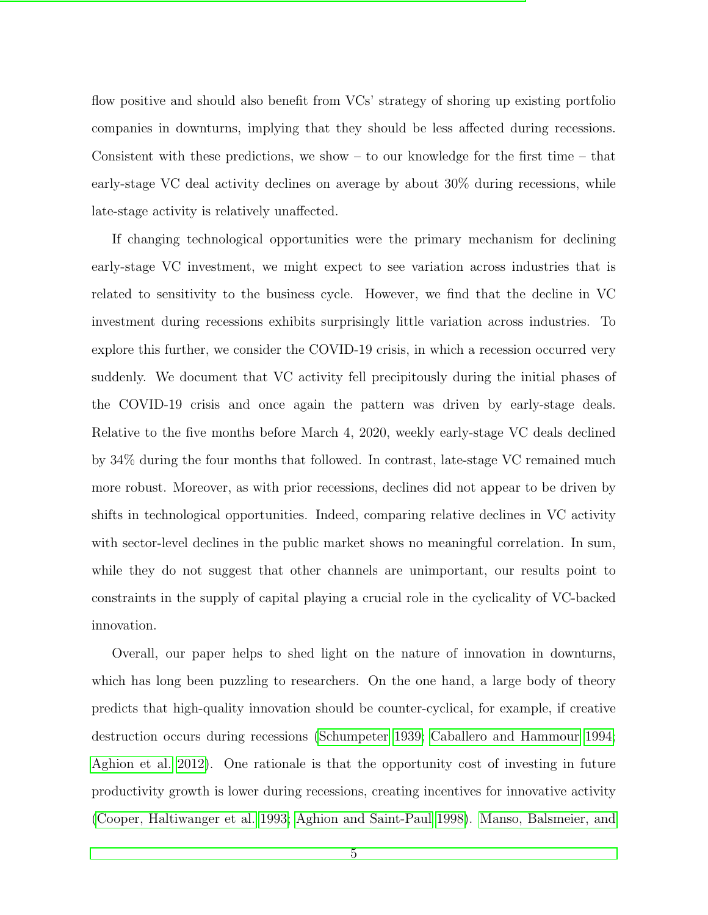flow positive and should also benefit from VCs' strategy of shoring up existing portfolio companies in downturns, implying that they should be less affected during recessions. Consistent with these predictions, we show – to our knowledge for the first time – that early-stage VC deal activity declines on average by about 30% during recessions, while late-stage activity is relatively unaffected.

If changing technological opportunities were the primary mechanism for declining early-stage VC investment, we might expect to see variation across industries that is related to sensitivity to the business cycle. However, we find that the decline in VC investment during recessions exhibits surprisingly little variation across industries. To explore this further, we consider the COVID-19 crisis, in which a recession occurred very suddenly. We document that VC activity fell precipitously during the initial phases of the COVID-19 crisis and once again the pattern was driven by early-stage deals. Relative to the five months before March 4, 2020, weekly early-stage VC deals declined by 34% during the four months that followed. In contrast, late-stage VC remained much more robust. Moreover, as with prior recessions, declines did not appear to be driven by shifts in technological opportunities. Indeed, comparing relative declines in VC activity with sector-level declines in the public market shows no meaningful correlation. In sum, while they do not suggest that other channels are unimportant, our results point to constraints in the supply of capital playing a crucial role in the cyclicality of VC-backed innovation.

Overall, our paper helps to shed light on the nature of innovation in downturns, which has long been puzzling to researchers. On the one hand, a large body of theory predicts that high-quality innovation should be counter-cyclical, for example, if creative destruction occurs during recessions (Schumpeter 1939; Caballero and Hammour 1994; Aghion et al. 2012). One rationale is that the opportunity cost of investing in future productivity growth is lower during recessions, creating incentives for innovative activity (Cooper, Haltiwanger et al. 1993; Aghion and Saint-Paul 1998). Manso, Balsmeier, and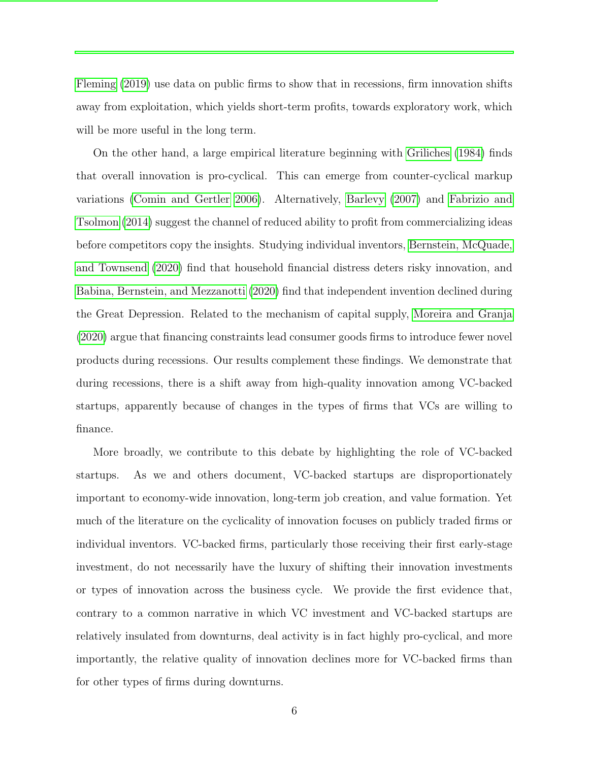Fleming (2019) use data on public firms to show that in recessions, firm innovation shifts away from exploitation, which yields short-term profits, towards exploratory work, which will be more useful in the long term.

On the other hand, a large empirical literature beginning with Griliches (1984) finds that overall innovation is pro-cyclical. This can emerge from counter-cyclical markup variations (Comin and Gertler 2006). Alternatively, Barlevy (2007) and Fabrizio and Tsolmon (2014) suggest the channel of reduced ability to profit from commercializing ideas before competitors copy the insights. Studying individual inventors, Bernstein, McQuade, and Townsend (2020) find that household financial distress deters risky innovation, and Babina, Bernstein, and Mezzanotti (2020) find that independent invention declined during the Great Depression. Related to the mechanism of capital supply, Moreira and Granja (2020) argue that financing constraints lead consumer goods firms to introduce fewer novel products during recessions. Our results complement these findings. We demonstrate that during recessions, there is a shift away from high-quality innovation among VC-backed startups, apparently because of changes in the types of firms that VCs are willing to finance.

More broadly, we contribute to this debate by highlighting the role of VC-backed startups. As we and others document, VC-backed startups are disproportionately important to economy-wide innovation, long-term job creation, and value formation. Yet much of the literature on the cyclicality of innovation focuses on publicly traded firms or individual inventors. VC-backed firms, particularly those receiving their first early-stage investment, do not necessarily have the luxury of shifting their innovation investments or types of innovation across the business cycle. We provide the first evidence that, contrary to a common narrative in which VC investment and VC-backed startups are relatively insulated from downturns, deal activity is in fact highly pro-cyclical, and more importantly, the relative quality of innovation declines more for VC-backed firms than for other types of firms during downturns.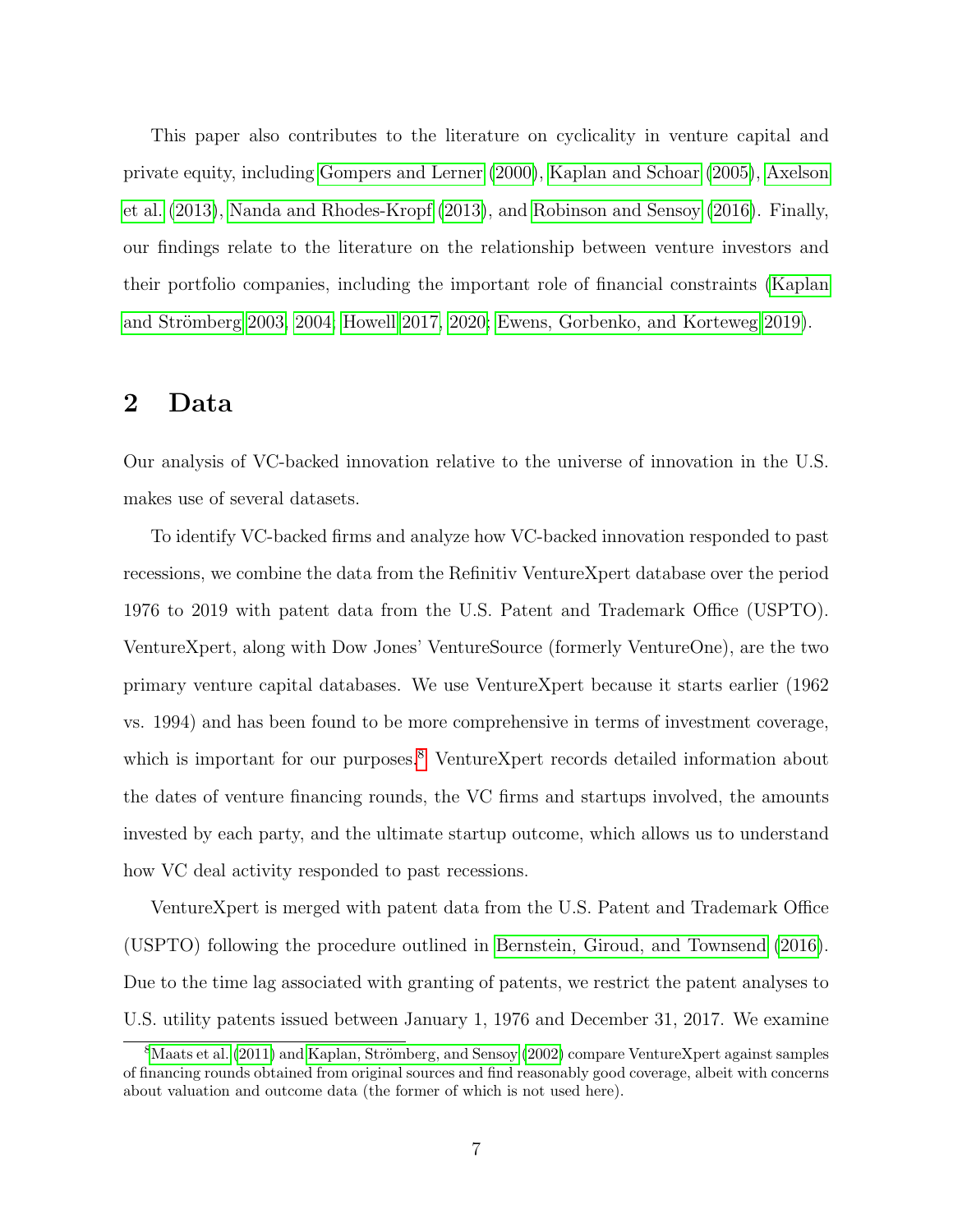This paper also contributes to the literature on cyclicality in venture capital and private equity, including Gompers and Lerner (2000), Kaplan and Schoar (2005), Axelson et al. (2013), Nanda and Rhodes-Kropf (2013), and Robinson and Sensoy (2016). Finally, our findings relate to the literature on the relationship between venture investors and their portfolio companies, including the important role of financial constraints (Kaplan and Strömberg 2003, 2004; Howell 2017, 2020; Ewens, Gorbenko, and Korteweg 2019).

## 2 Data

Our analysis of VC-backed innovation relative to the universe of innovation in the U.S. makes use of several datasets.

To identify VC-backed firms and analyze how VC-backed innovation responded to past recessions, we combine the data from the Refinitiv VentureXpert database over the period 1976 to 2019 with patent data from the U.S. Patent and Trademark Office (USPTO). VentureXpert, along with Dow Jones' VentureSource (formerly VentureOne), are the two primary venture capital databases. We use VentureXpert because it starts earlier (1962 vs. 1994) and has been found to be more comprehensive in terms of investment coverage, which is important for our purposes.[8] VentureXpert records detailed information about the dates of venture financing rounds, the VC firms and startups involved, the amounts invested by each party, and the ultimate startup outcome, which allows us to understand how VC deal activity responded to past recessions.

VentureXpert is merged with patent data from the U.S. Patent and Trademark Office (USPTO) following the procedure outlined in Bernstein, Giroud, and Townsend (2016). Due to the time lag associated with granting of patents, we restrict the patent analyses to U.S. utility patents issued between January 1, 1976 and December 31, 2017. We examine

[8] Maats et al. (2011) and Kaplan, Strömberg, and Sensoy (2002) compare VentureXpert against samples of financing rounds obtained from original sources and find reasonably good coverage, albeit with concerns about valuation and outcome data (the former of which is not used here).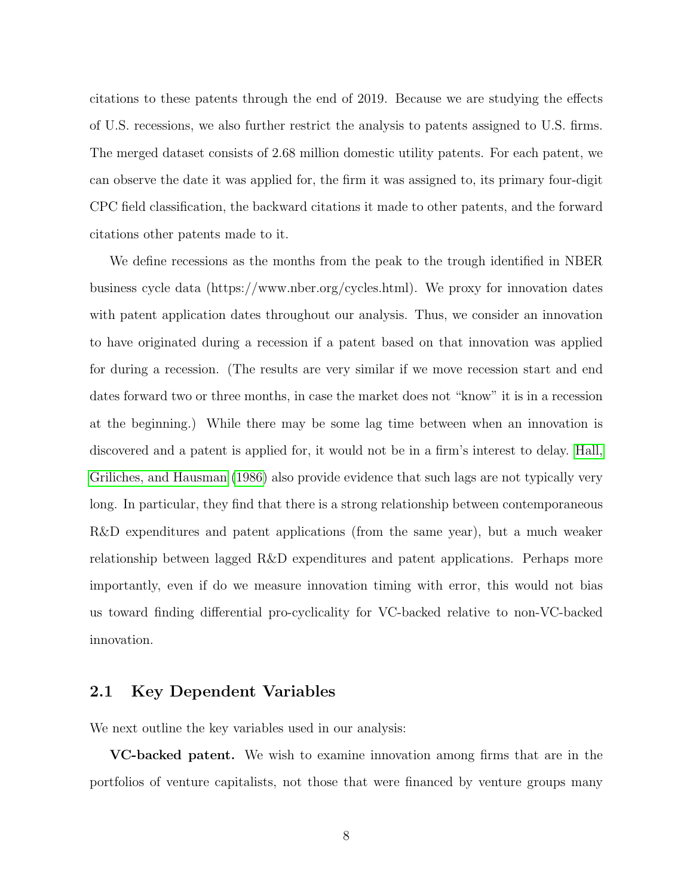citations to these patents through the end of 2019. Because we are studying the effects of U.S. recessions, we also further restrict the analysis to patents assigned to U.S. firms. The merged dataset consists of 2.68 million domestic utility patents. For each patent, we can observe the date it was applied for, the firm it was assigned to, its primary four-digit CPC field classification, the backward citations it made to other patents, and the forward citations other patents made to it.

We define recessions as the months from the peak to the trough identified in NBER business cycle data (https://www.nber.org/cycles.html). We proxy for innovation dates with patent application dates throughout our analysis. Thus, we consider an innovation to have originated during a recession if a patent based on that innovation was applied for during a recession. (The results are very similar if we move recession start and end dates forward two or three months, in case the market does not "know" it is in a recession at the beginning.) While there may be some lag time between when an innovation is discovered and a patent is applied for, it would not be in a firm's interest to delay. Hall, Griliches, and Hausman (1986) also provide evidence that such lags are not typically very long. In particular, they find that there is a strong relationship between contemporaneous R&D expenditures and patent applications (from the same year), but a much weaker relationship between lagged R&D expenditures and patent applications. Perhaps more importantly, even if do we measure innovation timing with error, this would not bias us toward finding differential pro-cyclicality for VC-backed relative to non-VC-backed innovation.

## 2.1 Key Dependent Variables

We next outline the key variables used in our analysis:

**VC-backed patent.** We wish to examine innovation among firms that are in the portfolios of venture capitalists, not those that were financed by venture groups many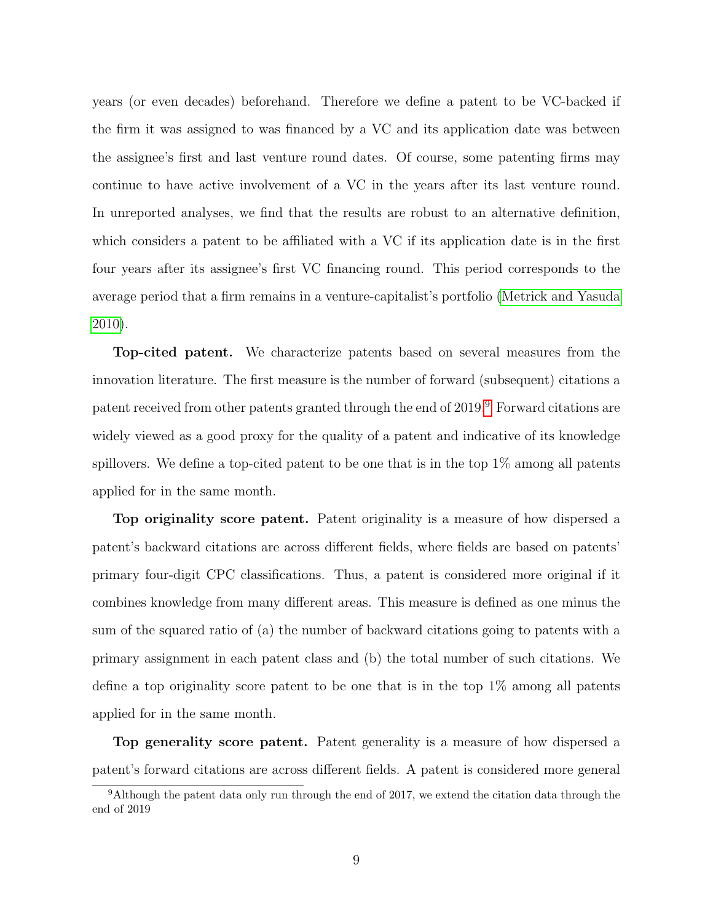years (or even decades) beforehand. Therefore we define a patent to be VC-backed if the firm it was assigned to was financed by a VC and its application date was between the assignee's first and last venture round dates. Of course, some patenting firms may continue to have active involvement of a VC in the years after its last venture round. In unreported analyses, we find that the results are robust to an alternative definition, which considers a patent to be affiliated with a VC if its application date is in the first four years after its assignee's first VC financing round. This period corresponds to the average period that a firm remains in a venture-capitalist's portfolio (Metrick and Yasuda 2010).

**Top-cited patent.** We characterize patents based on several measures from the innovation literature. The first measure is the number of forward (subsequent) citations a patent received from other patents granted through the end of 2019.[9] Forward citations are widely viewed as a good proxy for the quality of a patent and indicative of its knowledge spillovers. We define a top-cited patent to be one that is in the top 1% among all patents applied for in the same month.

**Top originality score patent.** Patent originality is a measure of how dispersed a patent's backward citations are across different fields, where fields are based on patents' primary four-digit CPC classifications. Thus, a patent is considered more original if it combines knowledge from many different areas. This measure is defined as one minus the sum of the squared ratio of (a) the number of backward citations going to patents with a primary assignment in each patent class and (b) the total number of such citations. We define a top originality score patent to be one that is in the top 1% among all patents applied for in the same month.

**Top generality score patent.** Patent generality is a measure of how dispersed a patent's forward citations are across different fields. A patent is considered more general

[9] Although the patent data only run through the end of 2017, we extend the citation data through the end of 2019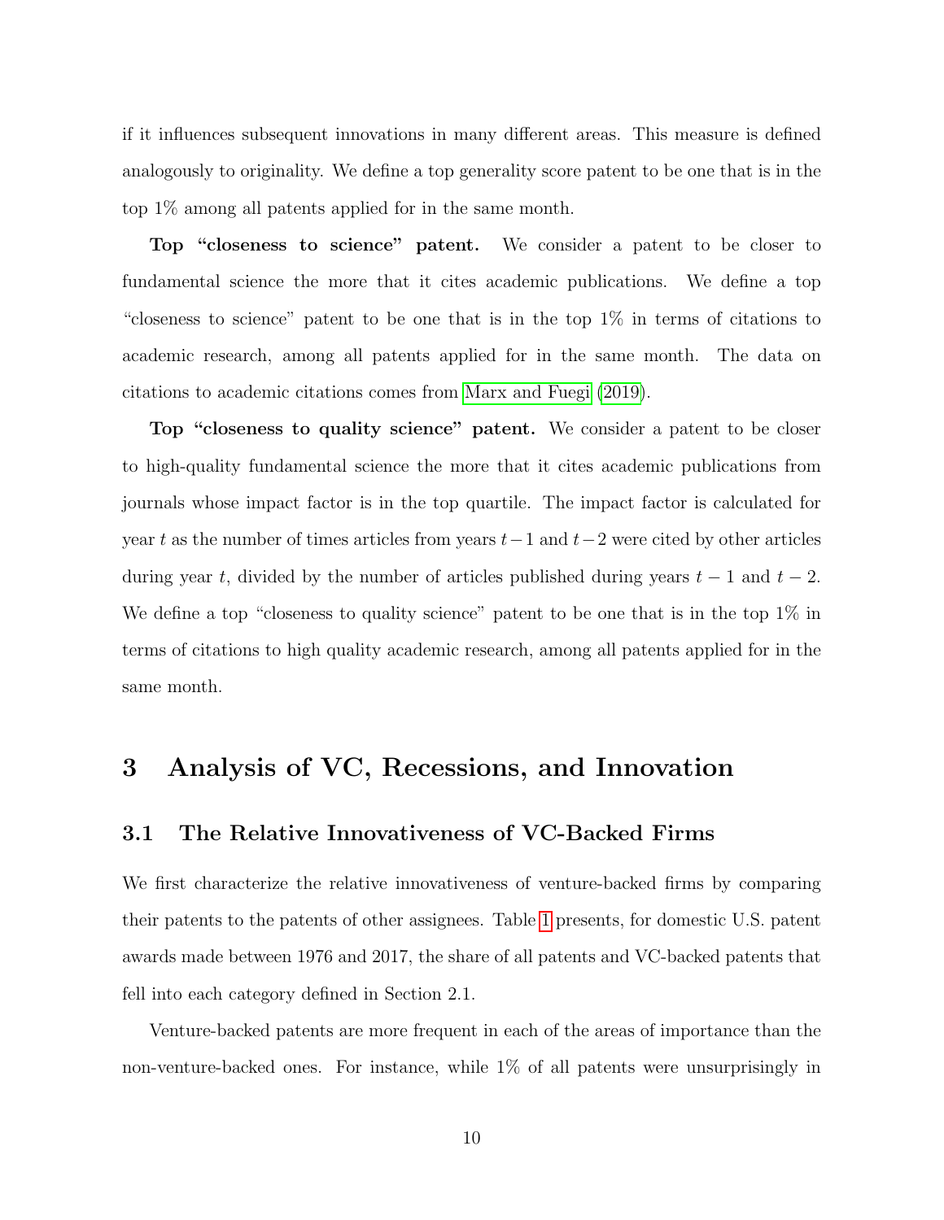if it influences subsequent innovations in many different areas. This measure is defined analogously to originality. We define a top generality score patent to be one that is in the top 1% among all patents applied for in the same month.

**Top "closeness to science" patent.** We consider a patent to be closer to fundamental science the more that it cites academic publications. We define a top "closeness to science" patent to be one that is in the top 1% in terms of citations to academic research, among all patents applied for in the same month. The data on citations to academic citations comes from Marx and Fuegi (2019).

**Top "closeness to quality science" patent.** We consider a patent to be closer to high-quality fundamental science the more that it cites academic publications from journals whose impact factor is in the top quartile. The impact factor is calculated for year $t$ as the number of times articles from years $t-1$ and $t-2$ were cited by other articles during year $t$, divided by the number of articles published during years $t-1$ and $t-2$. We define a top "closeness to quality science" patent to be one that is in the top 1% in terms of citations to high quality academic research, among all patents applied for in the same month.

# 3 Analysis of VC, Recessions, and Innovation

## 3.1 The Relative Innovativeness of VC-Backed Firms

We first characterize the relative innovativeness of venture-backed firms by comparing their patents to the patents of other assignees. Table 1 presents, for domestic U.S. patent awards made between 1976 and 2017, the share of all patents and VC-backed patents that fell into each category defined in Section 2.1.

Venture-backed patents are more frequent in each of the areas of importance than the non-venture-backed ones. For instance, while 1% of all patents were unsurprisingly in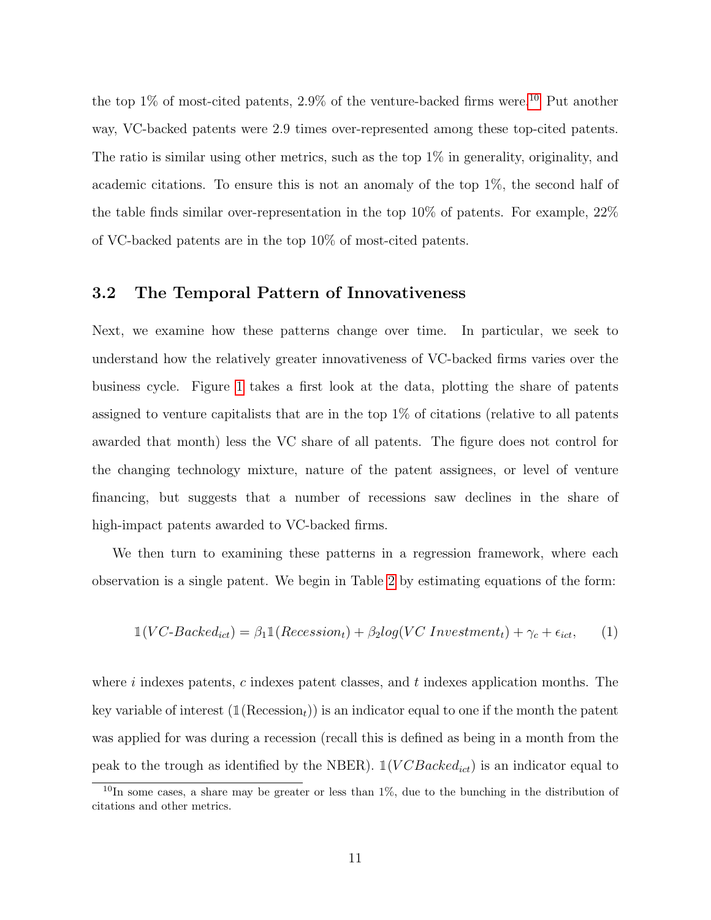the top 1% of most-cited patents, 2.9% of the venture-backed firms were.[10] Put another way, VC-backed patents were 2.9 times over-represented among these top-cited patents. The ratio is similar using other metrics, such as the top 1% in generality, originality, and academic citations. To ensure this is not an anomaly of the top 1%, the second half of the table finds similar over-representation in the top 10% of patents. For example, 22% of VC-backed patents are in the top 10% of most-cited patents.

## 3.2 The Temporal Pattern of Innovativeness

Next, we examine how these patterns change over time. In particular, we seek to understand how the relatively greater innovativeness of VC-backed firms varies over the business cycle. Figure 1 takes a first look at the data, plotting the share of patents assigned to venture capitalists that are in the top 1% of citations (relative to all patents awarded that month) less the VC share of all patents. The figure does not control for the changing technology mixture, nature of the patent assignees, or level of venture financing, but suggests that a number of recessions saw declines in the share of high-impact patents awarded to VC-backed firms.

We then turn to examining these patterns in a regression framework, where each observation is a single patent. We begin in Table 2 by estimating equations of the form:

$$\mathbb{1}(VC\text{-}Backed_{ict}) = \beta_1 \mathbb{1}(Recession_t) + \beta_2 log(VC\ Investment_t) + \gamma_c + \epsilon_{ict}, \qquad (1)$$

where $i$ indexes patents, $c$ indexes patent classes, and $t$ indexes application months. The key variable of interest ($\mathbb{1}(\text{Recession}_t)$) is an indicator equal to one if the month the patent was applied for was during a recession (recall this is defined as being in a month from the peak to the trough as identified by the NBER). $\mathbb{1}(VCBacked_{ict})$ is an indicator equal to

[10] In some cases, a share may be greater or less than 1%, due to the bunching in the distribution of citations and other metrics.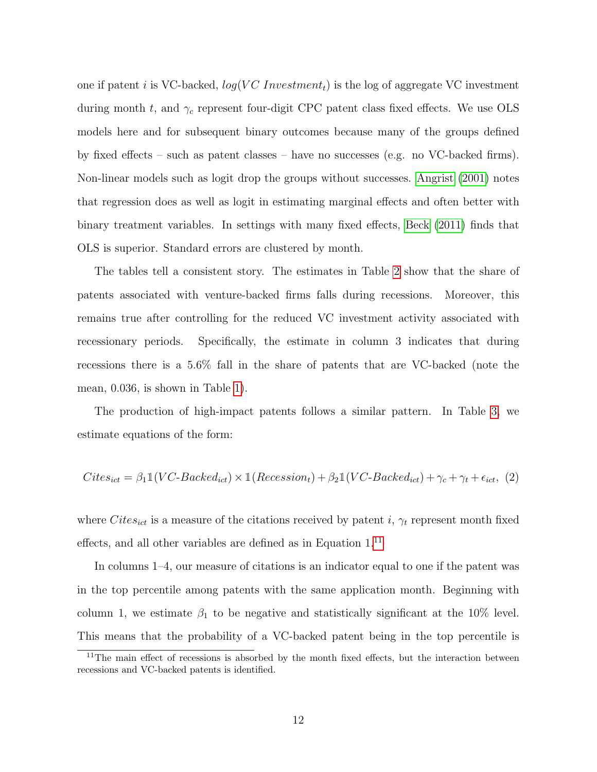one if patent $i$ is VC-backed, $log(VC\ Investment_t)$ is the log of aggregate VC investment during month $t$, and $\gamma_c$ represent four-digit CPC patent class fixed effects. We use OLS models here and for subsequent binary outcomes because many of the groups defined by fixed effects – such as patent classes – have no successes (e.g. no VC-backed firms). Non-linear models such as logit drop the groups without successes. Angrist (2001) notes that regression does as well as logit in estimating marginal effects and often better with binary treatment variables. In settings with many fixed effects, Beck (2011) finds that OLS is superior. Standard errors are clustered by month.

The tables tell a consistent story. The estimates in Table 2 show that the share of patents associated with venture-backed firms falls during recessions. Moreover, this remains true after controlling for the reduced VC investment activity associated with recessionary periods. Specifically, the estimate in column 3 indicates that during recessions there is a 5.6% fall in the share of patents that are VC-backed (note the mean, 0.036, is shown in Table 1).

The production of high-impact patents follows a similar pattern. In Table 3, we estimate equations of the form:

$$Cites_{ict} = \beta_1 \mathbb{1}(VC\text{-}Backed_{ict}) \times \mathbb{1}(Recession_t) + \beta_2 \mathbb{1}(VC\text{-}Backed_{ict}) + \gamma_c + \gamma_t + \epsilon_{ict}, \quad (2)$$

where $Cites_{ict}$ is a measure of the citations received by patent $i$, $\gamma_t$ represent month fixed effects, and all other variables are defined as in Equation 1.[11]

In columns 1–4, our measure of citations is an indicator equal to one if the patent was in the top percentile among patents with the same application month. Beginning with column 1, we estimate $\beta_1$ to be negative and statistically significant at the 10% level. This means that the probability of a VC-backed patent being in the top percentile is

[11] The main effect of recessions is absorbed by the month fixed effects, but the interaction between recessions and VC-backed patents is identified.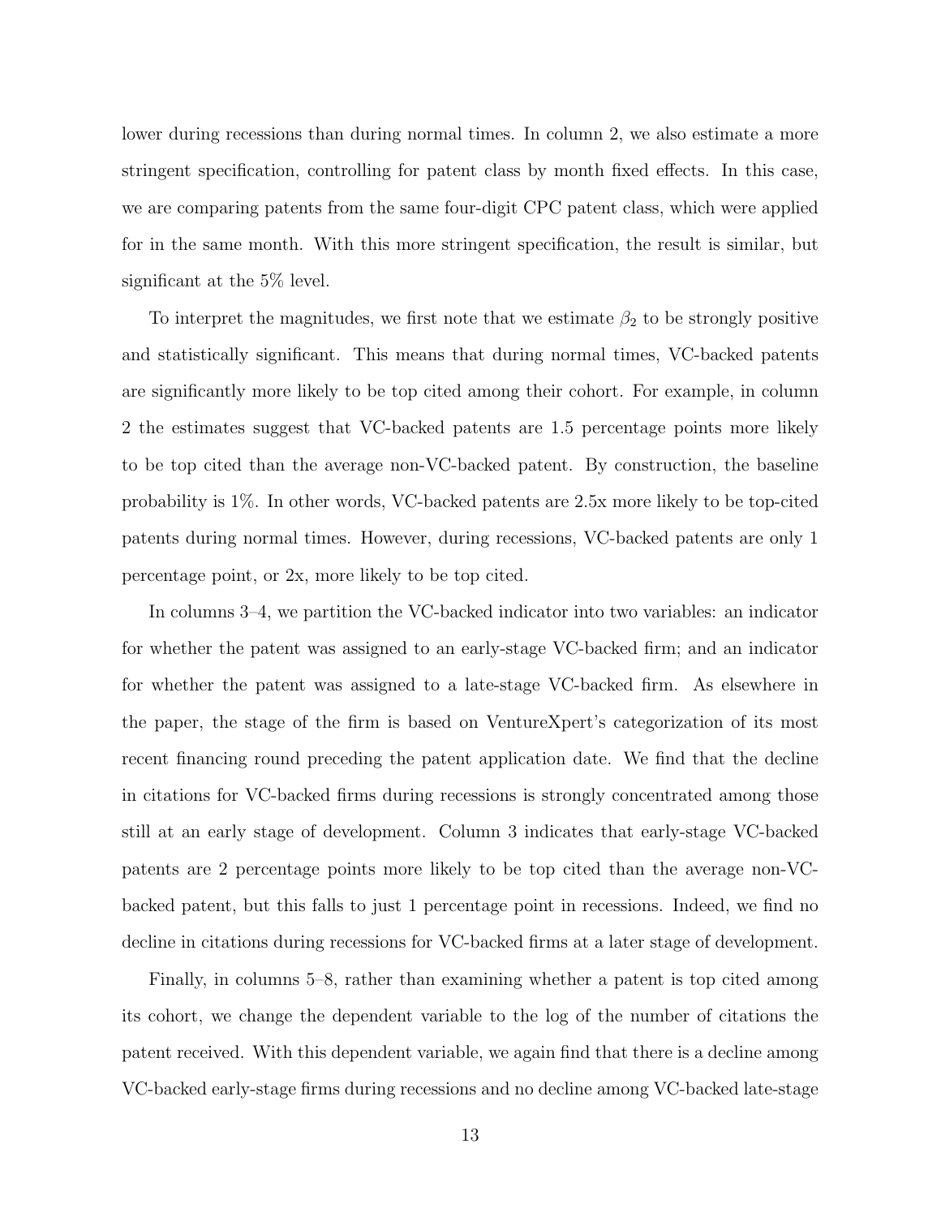lower during recessions than during normal times. In column 2, we also estimate a more stringent specification, controlling for patent class by month fixed effects. In this case, we are comparing patents from the same four-digit CPC patent class, which were applied for in the same month. With this more stringent specification, the result is similar, but significant at the 5% level.

To interpret the magnitudes, we first note that we estimate $\beta_2$ to be strongly positive and statistically significant. This means that during normal times, VC-backed patents are significantly more likely to be top cited among their cohort. For example, in column 2 the estimates suggest that VC-backed patents are 1.5 percentage points more likely to be top cited than the average non-VC-backed patent. By construction, the baseline probability is 1%. In other words, VC-backed patents are 2.5x more likely to be top-cited patents during normal times. However, during recessions, VC-backed patents are only 1 percentage point, or 2x, more likely to be top cited.

In columns 3–4, we partition the VC-backed indicator into two variables: an indicator for whether the patent was assigned to an early-stage VC-backed firm; and an indicator for whether the patent was assigned to a late-stage VC-backed firm. As elsewhere in the paper, the stage of the firm is based on VentureXpert's categorization of its most recent financing round preceding the patent application date. We find that the decline in citations for VC-backed firms during recessions is strongly concentrated among those still at an early stage of development. Column 3 indicates that early-stage VC-backed patents are 2 percentage points more likely to be top cited than the average non-VC-backed patent, but this falls to just 1 percentage point in recessions. Indeed, we find no decline in citations during recessions for VC-backed firms at a later stage of development.

Finally, in columns 5–8, rather than examining whether a patent is top cited among its cohort, we change the dependent variable to the log of the number of citations the patent received. With this dependent variable, we again find that there is a decline among VC-backed early-stage firms during recessions and no decline among VC-backed late-stage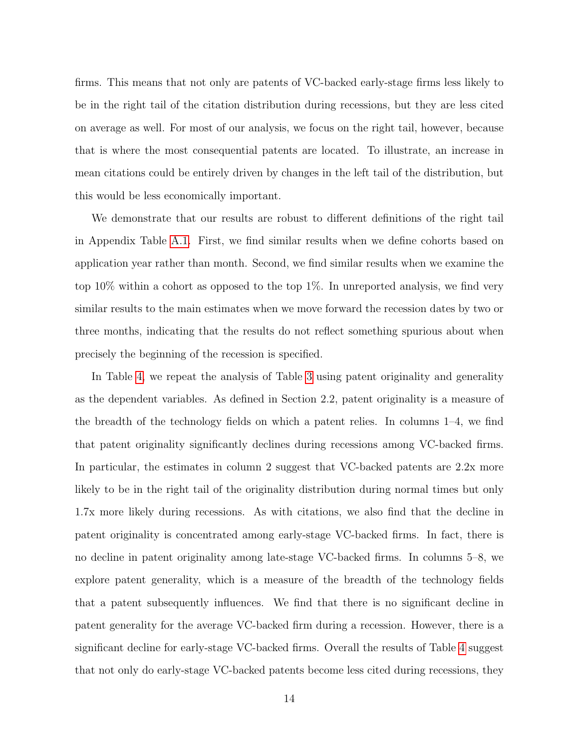firms. This means that not only are patents of VC-backed early-stage firms less likely to be in the right tail of the citation distribution during recessions, but they are less cited on average as well. For most of our analysis, we focus on the right tail, however, because that is where the most consequential patents are located. To illustrate, an increase in mean citations could be entirely driven by changes in the left tail of the distribution, but this would be less economically important.

We demonstrate that our results are robust to different definitions of the right tail in Appendix Table A.1. First, we find similar results when we define cohorts based on application year rather than month. Second, we find similar results when we examine the top 10% within a cohort as opposed to the top 1%. In unreported analysis, we find very similar results to the main estimates when we move forward the recession dates by two or three months, indicating that the results do not reflect something spurious about when precisely the beginning of the recession is specified.

In Table 4, we repeat the analysis of Table 3 using patent originality and generality as the dependent variables. As defined in Section 2.2, patent originality is a measure of the breadth of the technology fields on which a patent relies. In columns 1–4, we find that patent originality significantly declines during recessions among VC-backed firms. In particular, the estimates in column 2 suggest that VC-backed patents are 2.2x more likely to be in the right tail of the originality distribution during normal times but only 1.7x more likely during recessions. As with citations, we also find that the decline in patent originality is concentrated among early-stage VC-backed firms. In fact, there is no decline in patent originality among late-stage VC-backed firms. In columns 5–8, we explore patent generality, which is a measure of the breadth of the technology fields that a patent subsequently influences. We find that there is no significant decline in patent generality for the average VC-backed firm during a recession. However, there is a significant decline for early-stage VC-backed firms. Overall the results of Table 4 suggest that not only do early-stage VC-backed patents become less cited during recessions, they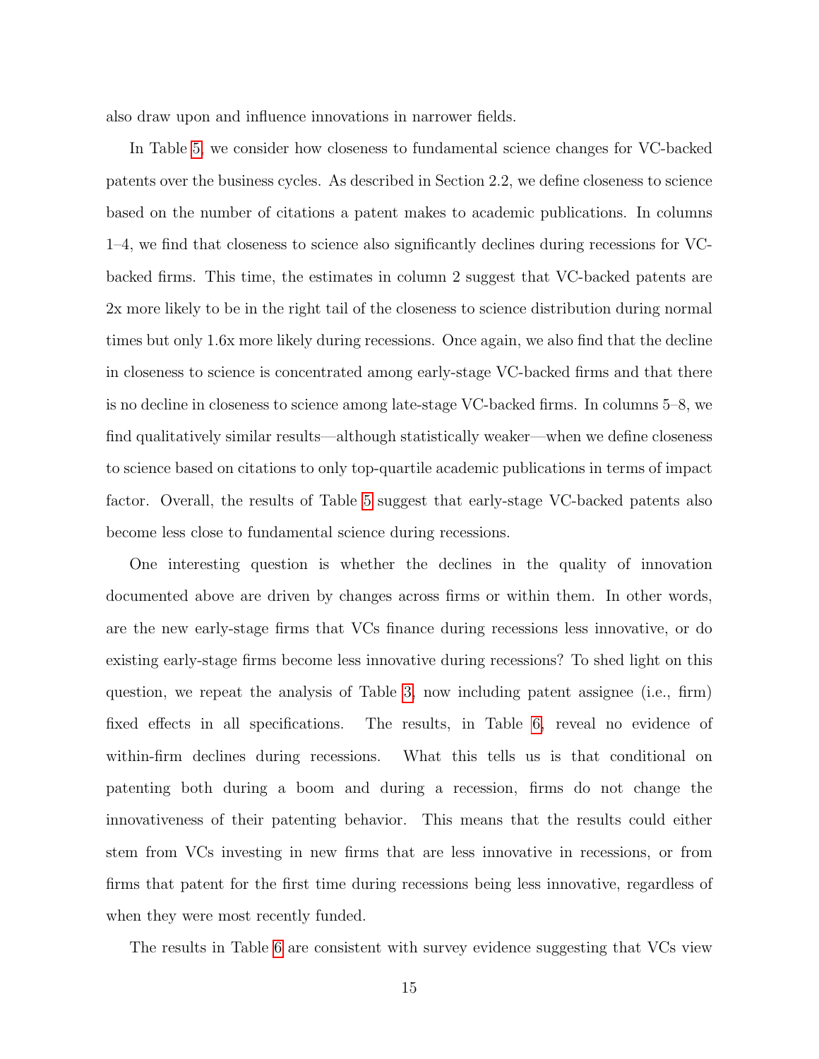also draw upon and influence innovations in narrower fields.

In Table 5, we consider how closeness to fundamental science changes for VC-backed patents over the business cycles. As described in Section 2.2, we define closeness to science based on the number of citations a patent makes to academic publications. In columns 1–4, we find that closeness to science also significantly declines during recessions for VC-backed firms. This time, the estimates in column 2 suggest that VC-backed patents are 2x more likely to be in the right tail of the closeness to science distribution during normal times but only 1.6x more likely during recessions. Once again, we also find that the decline in closeness to science is concentrated among early-stage VC-backed firms and that there is no decline in closeness to science among late-stage VC-backed firms. In columns 5–8, we find qualitatively similar results—although statistically weaker—when we define closeness to science based on citations to only top-quartile academic publications in terms of impact factor. Overall, the results of Table 5 suggest that early-stage VC-backed patents also become less close to fundamental science during recessions.

One interesting question is whether the declines in the quality of innovation documented above are driven by changes across firms or within them. In other words, are the new early-stage firms that VCs finance during recessions less innovative, or do existing early-stage firms become less innovative during recessions? To shed light on this question, we repeat the analysis of Table 3, now including patent assignee (i.e., firm) fixed effects in all specifications. The results, in Table 6, reveal no evidence of within-firm declines during recessions. What this tells us is that conditional on patenting both during a boom and during a recession, firms do not change the innovativeness of their patenting behavior. This means that the results could either stem from VCs investing in new firms that are less innovative in recessions, or from firms that patent for the first time during recessions being less innovative, regardless of when they were most recently funded.

The results in Table 6 are consistent with survey evidence suggesting that VCs view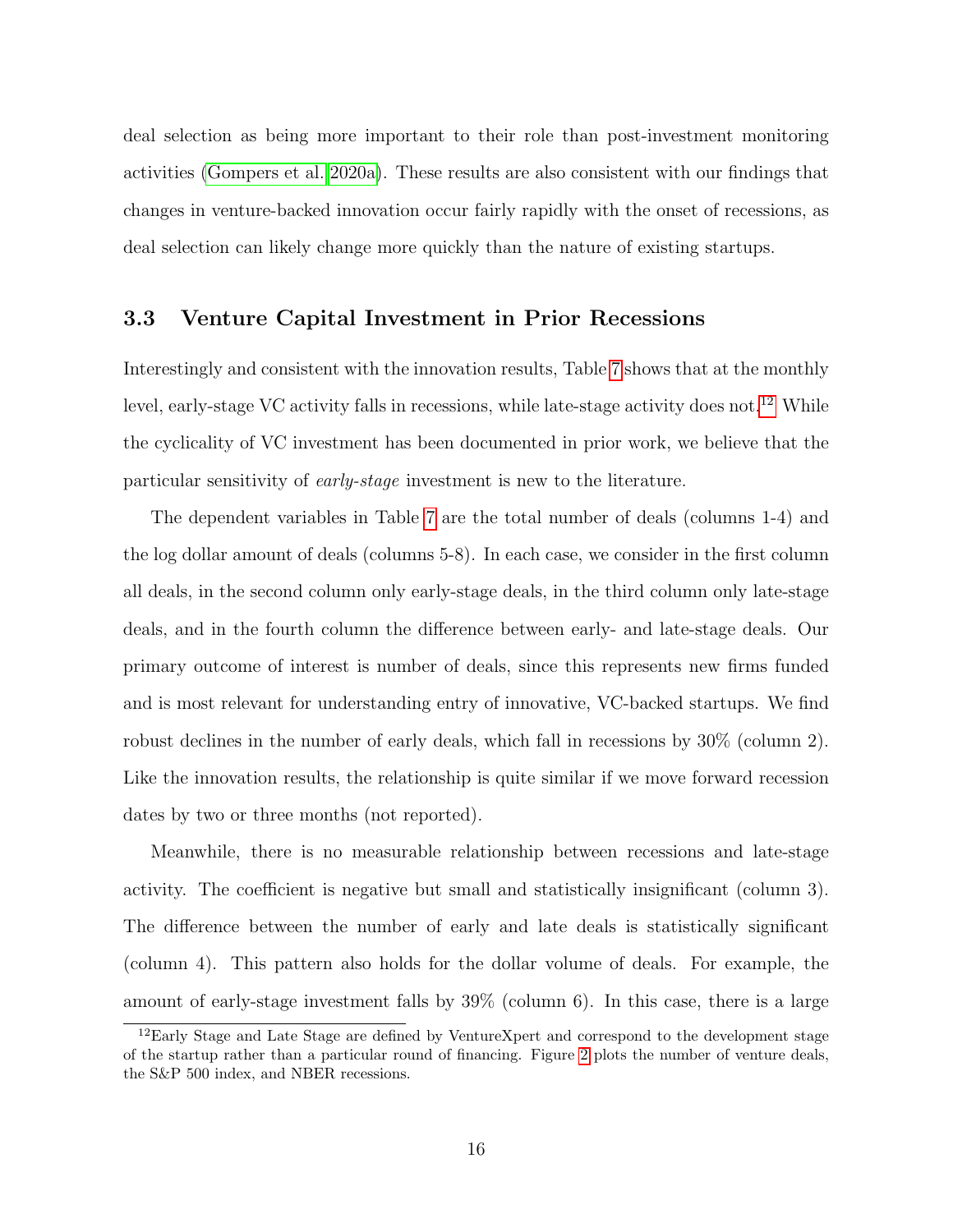deal selection as being more important to their role than post-investment monitoring activities (Gompers et al. 2020a). These results are also consistent with our findings that changes in venture-backed innovation occur fairly rapidly with the onset of recessions, as deal selection can likely change more quickly than the nature of existing startups.

### 3.3 Venture Capital Investment in Prior Recessions

Interestingly and consistent with the innovation results, Table 7 shows that at the monthly level, early-stage VC activity falls in recessions, while late-stage activity does not.[12] While the cyclicality of VC investment has been documented in prior work, we believe that the particular sensitivity of *early-stage* investment is new to the literature.

The dependent variables in Table 7 are the total number of deals (columns 1-4) and the log dollar amount of deals (columns 5-8). In each case, we consider in the first column all deals, in the second column only early-stage deals, in the third column only late-stage deals, and in the fourth column the difference between early- and late-stage deals. Our primary outcome of interest is number of deals, since this represents new firms funded and is most relevant for understanding entry of innovative, VC-backed startups. We find robust declines in the number of early deals, which fall in recessions by 30% (column 2). Like the innovation results, the relationship is quite similar if we move forward recession dates by two or three months (not reported).

Meanwhile, there is no measurable relationship between recessions and late-stage activity. The coefficient is negative but small and statistically insignificant (column 3). The difference between the number of early and late deals is statistically significant (column 4). This pattern also holds for the dollar volume of deals. For example, the amount of early-stage investment falls by 39% (column 6). In this case, there is a large

[12] Early Stage and Late Stage are defined by VentureXpert and correspond to the development stage of the startup rather than a particular round of financing. Figure 2 plots the number of venture deals, the S&P 500 index, and NBER recessions.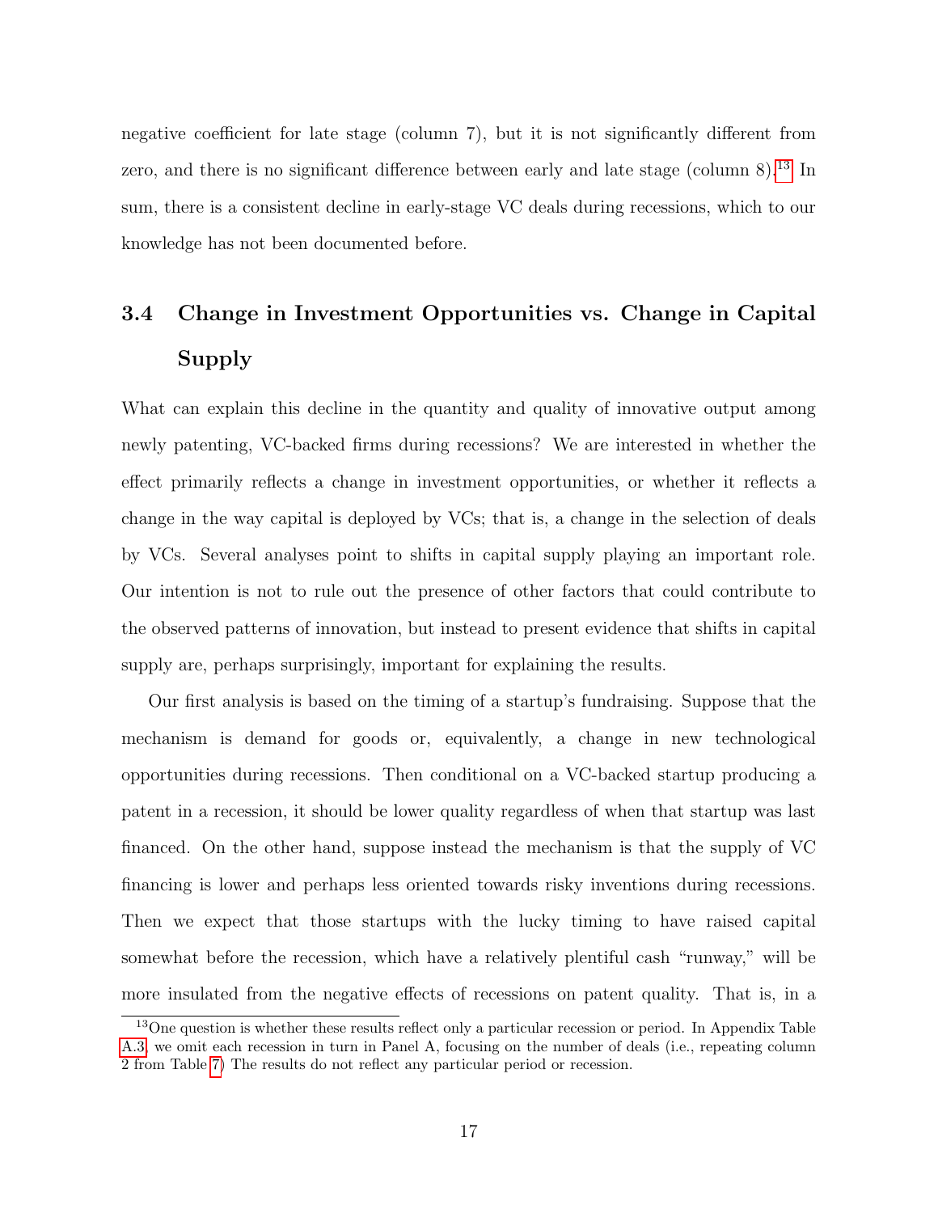negative coefficient for late stage (column 7), but it is not significantly different from zero, and there is no significant difference between early and late stage (column 8).[13] In sum, there is a consistent decline in early-stage VC deals during recessions, which to our knowledge has not been documented before.

## 3.4 Change in Investment Opportunities vs. Change in Capital Supply

What can explain this decline in the quantity and quality of innovative output among newly patenting, VC-backed firms during recessions? We are interested in whether the effect primarily reflects a change in investment opportunities, or whether it reflects a change in the way capital is deployed by VCs; that is, a change in the selection of deals by VCs. Several analyses point to shifts in capital supply playing an important role. Our intention is not to rule out the presence of other factors that could contribute to the observed patterns of innovation, but instead to present evidence that shifts in capital supply are, perhaps surprisingly, important for explaining the results.

Our first analysis is based on the timing of a startup's fundraising. Suppose that the mechanism is demand for goods or, equivalently, a change in new technological opportunities during recessions. Then conditional on a VC-backed startup producing a patent in a recession, it should be lower quality regardless of when that startup was last financed. On the other hand, suppose instead the mechanism is that the supply of VC financing is lower and perhaps less oriented towards risky inventions during recessions. Then we expect that those startups with the lucky timing to have raised capital somewhat before the recession, which have a relatively plentiful cash "runway," will be more insulated from the negative effects of recessions on patent quality. That is, in a

[13] One question is whether these results reflect only a particular recession or period. In Appendix Table A.3, we omit each recession in turn in Panel A, focusing on the number of deals (i.e., repeating column 2 from Table 7) The results do not reflect any particular period or recession.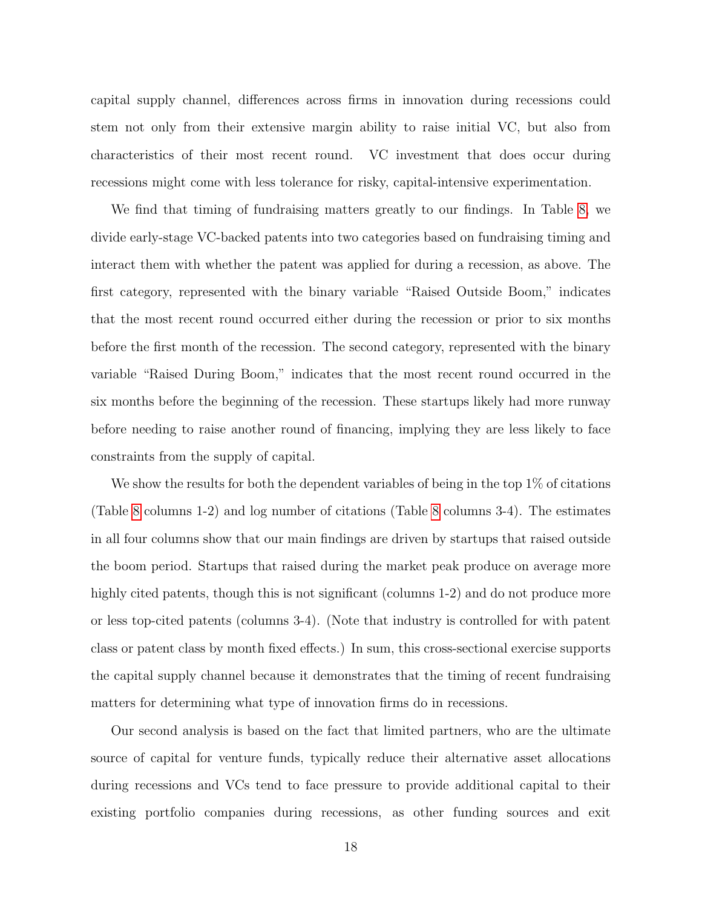capital supply channel, differences across firms in innovation during recessions could stem not only from their extensive margin ability to raise initial VC, but also from characteristics of their most recent round. VC investment that does occur during recessions might come with less tolerance for risky, capital-intensive experimentation.

We find that timing of fundraising matters greatly to our findings. In Table 8, we divide early-stage VC-backed patents into two categories based on fundraising timing and interact them with whether the patent was applied for during a recession, as above. The first category, represented with the binary variable "Raised Outside Boom," indicates that the most recent round occurred either during the recession or prior to six months before the first month of the recession. The second category, represented with the binary variable "Raised During Boom," indicates that the most recent round occurred in the six months before the beginning of the recession. These startups likely had more runway before needing to raise another round of financing, implying they are less likely to face constraints from the supply of capital.

We show the results for both the dependent variables of being in the top 1% of citations (Table 8 columns 1-2) and log number of citations (Table 8 columns 3-4). The estimates in all four columns show that our main findings are driven by startups that raised outside the boom period. Startups that raised during the market peak produce on average more highly cited patents, though this is not significant (columns 1-2) and do not produce more or less top-cited patents (columns 3-4). (Note that industry is controlled for with patent class or patent class by month fixed effects.) In sum, this cross-sectional exercise supports the capital supply channel because it demonstrates that the timing of recent fundraising matters for determining what type of innovation firms do in recessions.

Our second analysis is based on the fact that limited partners, who are the ultimate source of capital for venture funds, typically reduce their alternative asset allocations during recessions and VCs tend to face pressure to provide additional capital to their existing portfolio companies during recessions, as other funding sources and exit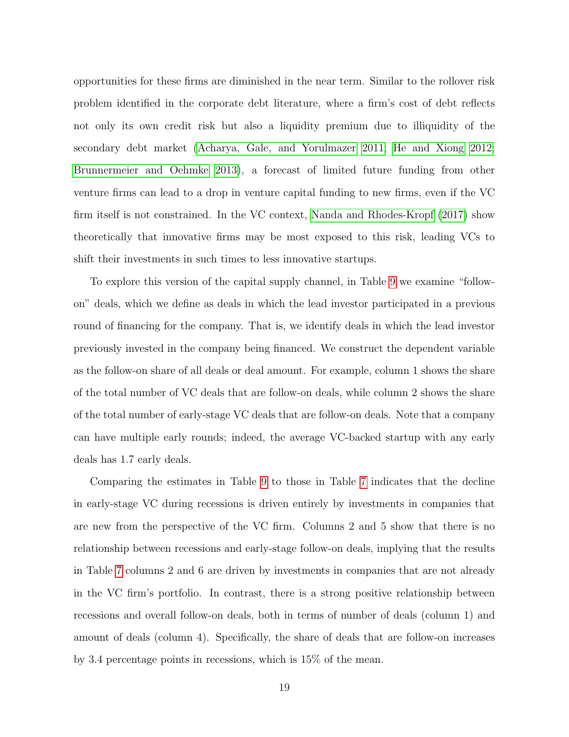opportunities for these firms are diminished in the near term. Similar to the rollover risk problem identified in the corporate debt literature, where a firm's cost of debt reflects not only its own credit risk but also a liquidity premium due to illiquidity of the secondary debt market (Acharya, Gale, and Yorulmazer 2011; He and Xiong 2012; Brunnermeier and Oehmke 2013), a forecast of limited future funding from other venture firms can lead to a drop in venture capital funding to new firms, even if the VC firm itself is not constrained. In the VC context, Nanda and Rhodes-Kropf (2017) show theoretically that innovative firms may be most exposed to this risk, leading VCs to shift their investments in such times to less innovative startups.

To explore this version of the capital supply channel, in Table 9 we examine "follow-on" deals, which we define as deals in which the lead investor participated in a previous round of financing for the company. That is, we identify deals in which the lead investor previously invested in the company being financed. We construct the dependent variable as the follow-on share of all deals or deal amount. For example, column 1 shows the share of the total number of VC deals that are follow-on deals, while column 2 shows the share of the total number of early-stage VC deals that are follow-on deals. Note that a company can have multiple early rounds; indeed, the average VC-backed startup with any early deals has 1.7 early deals.

Comparing the estimates in Table 9 to those in Table 7 indicates that the decline in early-stage VC during recessions is driven entirely by investments in companies that are new from the perspective of the VC firm. Columns 2 and 5 show that there is no relationship between recessions and early-stage follow-on deals, implying that the results in Table 7 columns 2 and 6 are driven by investments in companies that are not already in the VC firm's portfolio. In contrast, there is a strong positive relationship between recessions and overall follow-on deals, both in terms of number of deals (column 1) and amount of deals (column 4). Specifically, the share of deals that are follow-on increases by 3.4 percentage points in recessions, which is 15% of the mean.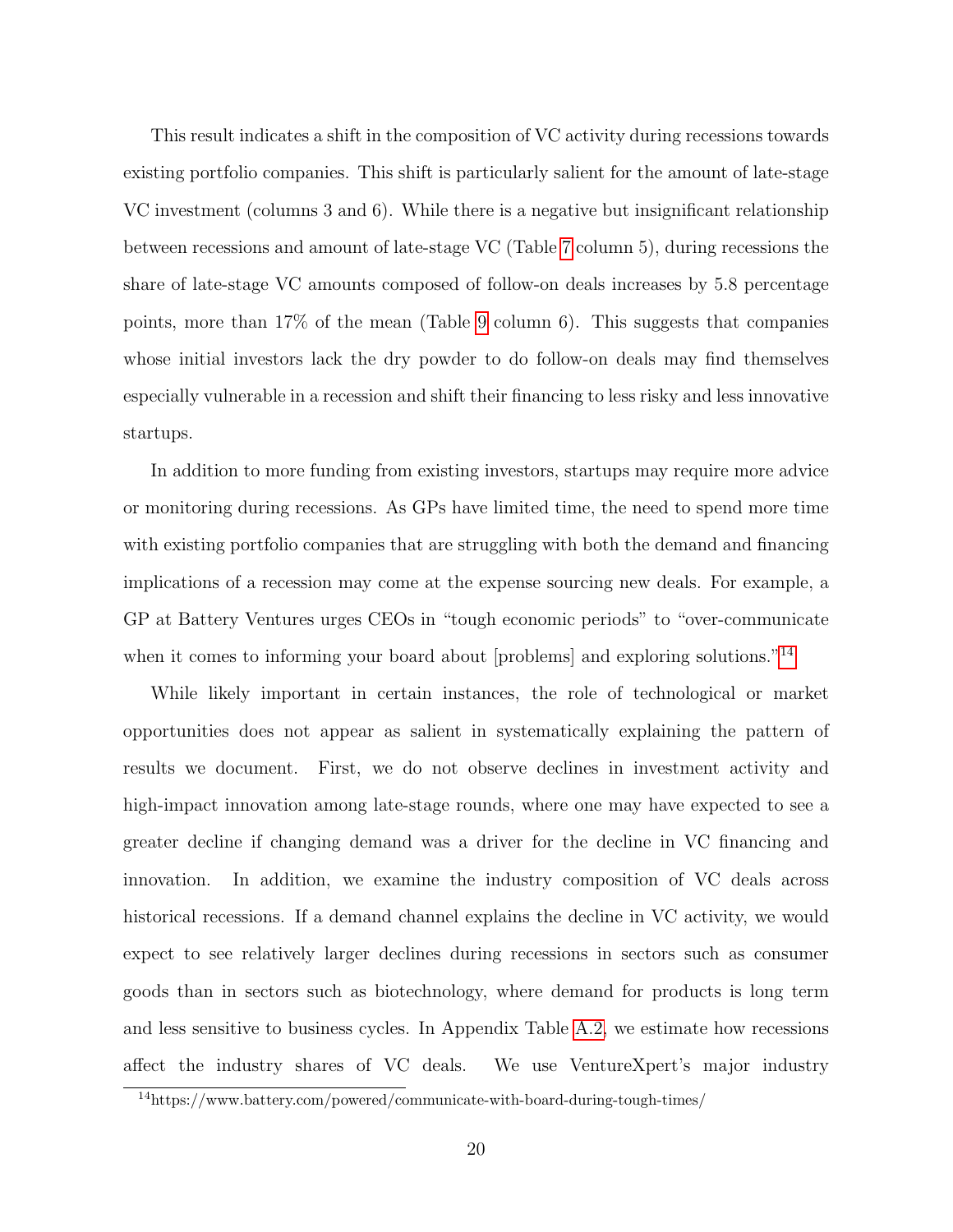This result indicates a shift in the composition of VC activity during recessions towards existing portfolio companies. This shift is particularly salient for the amount of late-stage VC investment (columns 3 and 6). While there is a negative but insignificant relationship between recessions and amount of late-stage VC (Table 7 column 5), during recessions the share of late-stage VC amounts composed of follow-on deals increases by 5.8 percentage points, more than 17% of the mean (Table 9 column 6). This suggests that companies whose initial investors lack the dry powder to do follow-on deals may find themselves especially vulnerable in a recession and shift their financing to less risky and less innovative startups.

In addition to more funding from existing investors, startups may require more advice or monitoring during recessions. As GPs have limited time, the need to spend more time with existing portfolio companies that are struggling with both the demand and financing implications of a recession may come at the expense sourcing new deals. For example, a GP at Battery Ventures urges CEOs in "tough economic periods" to "over-communicate when it comes to informing your board about [problems] and exploring solutions."[14]

While likely important in certain instances, the role of technological or market opportunities does not appear as salient in systematically explaining the pattern of results we document. First, we do not observe declines in investment activity and high-impact innovation among late-stage rounds, where one may have expected to see a greater decline if changing demand was a driver for the decline in VC financing and innovation. In addition, we examine the industry composition of VC deals across historical recessions. If a demand channel explains the decline in VC activity, we would expect to see relatively larger declines during recessions in sectors such as consumer goods than in sectors such as biotechnology, where demand for products is long term and less sensitive to business cycles. In Appendix Table A.2, we estimate how recessions affect the industry shares of VC deals. We use VentureXpert's major industry

[14] https://www.battery.com/powered/communicate-with-board-during-tough-times/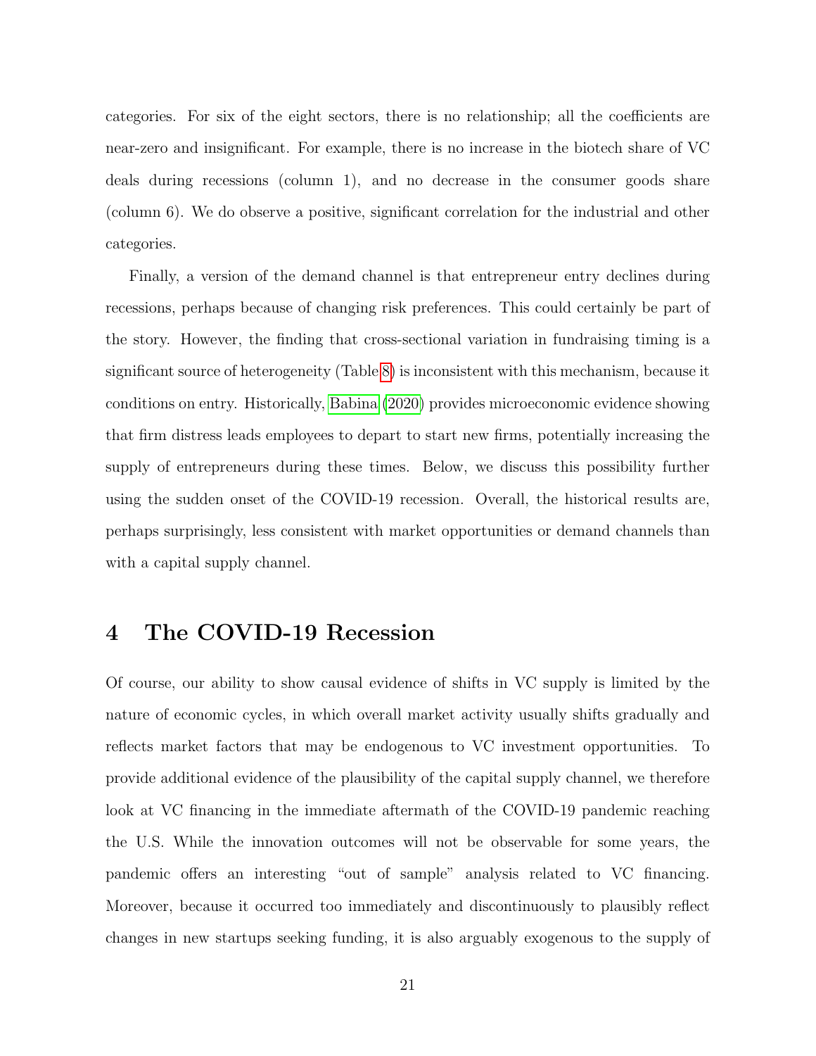categories. For six of the eight sectors, there is no relationship; all the coefficients are near-zero and insignificant. For example, there is no increase in the biotech share of VC deals during recessions (column 1), and no decrease in the consumer goods share (column 6). We do observe a positive, significant correlation for the industrial and other categories.

Finally, a version of the demand channel is that entrepreneur entry declines during recessions, perhaps because of changing risk preferences. This could certainly be part of the story. However, the finding that cross-sectional variation in fundraising timing is a significant source of heterogeneity (Table 8) is inconsistent with this mechanism, because it conditions on entry. Historically, Babina (2020) provides microeconomic evidence showing that firm distress leads employees to depart to start new firms, potentially increasing the supply of entrepreneurs during these times. Below, we discuss this possibility further using the sudden onset of the COVID-19 recession. Overall, the historical results are, perhaps surprisingly, less consistent with market opportunities or demand channels than with a capital supply channel.

# 4 The COVID-19 Recession

Of course, our ability to show causal evidence of shifts in VC supply is limited by the nature of economic cycles, in which overall market activity usually shifts gradually and reflects market factors that may be endogenous to VC investment opportunities. To provide additional evidence of the plausibility of the capital supply channel, we therefore look at VC financing in the immediate aftermath of the COVID-19 pandemic reaching the U.S. While the innovation outcomes will not be observable for some years, the pandemic offers an interesting "out of sample" analysis related to VC financing. Moreover, because it occurred too immediately and discontinuously to plausibly reflect changes in new startups seeking funding, it is also arguably exogenous to the supply of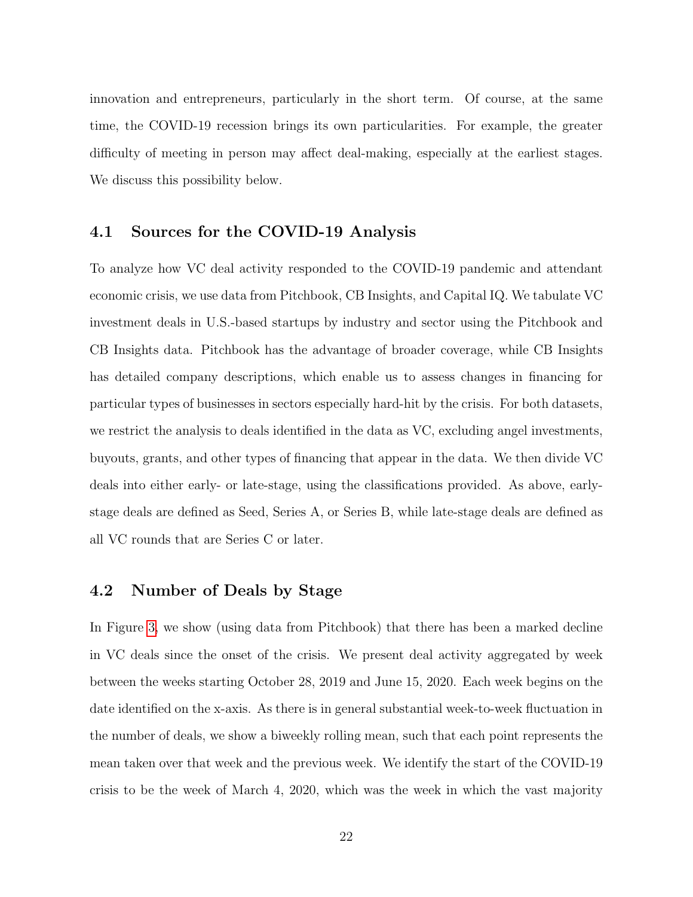innovation and entrepreneurs, particularly in the short term. Of course, at the same time, the COVID-19 recession brings its own particularities. For example, the greater difficulty of meeting in person may affect deal-making, especially at the earliest stages. We discuss this possibility below.

### 4.1 Sources for the COVID-19 Analysis

To analyze how VC deal activity responded to the COVID-19 pandemic and attendant economic crisis, we use data from Pitchbook, CB Insights, and Capital IQ. We tabulate VC investment deals in U.S.-based startups by industry and sector using the Pitchbook and CB Insights data. Pitchbook has the advantage of broader coverage, while CB Insights has detailed company descriptions, which enable us to assess changes in financing for particular types of businesses in sectors especially hard-hit by the crisis. For both datasets, we restrict the analysis to deals identified in the data as VC, excluding angel investments, buyouts, grants, and other types of financing that appear in the data. We then divide VC deals into either early- or late-stage, using the classifications provided. As above, early-stage deals are defined as Seed, Series A, or Series B, while late-stage deals are defined as all VC rounds that are Series C or later.

### 4.2 Number of Deals by Stage

In Figure 3, we show (using data from Pitchbook) that there has been a marked decline in VC deals since the onset of the crisis. We present deal activity aggregated by week between the weeks starting October 28, 2019 and June 15, 2020. Each week begins on the date identified on the x-axis. As there is in general substantial week-to-week fluctuation in the number of deals, we show a biweekly rolling mean, such that each point represents the mean taken over that week and the previous week. We identify the start of the COVID-19 crisis to be the week of March 4, 2020, which was the week in which the vast majority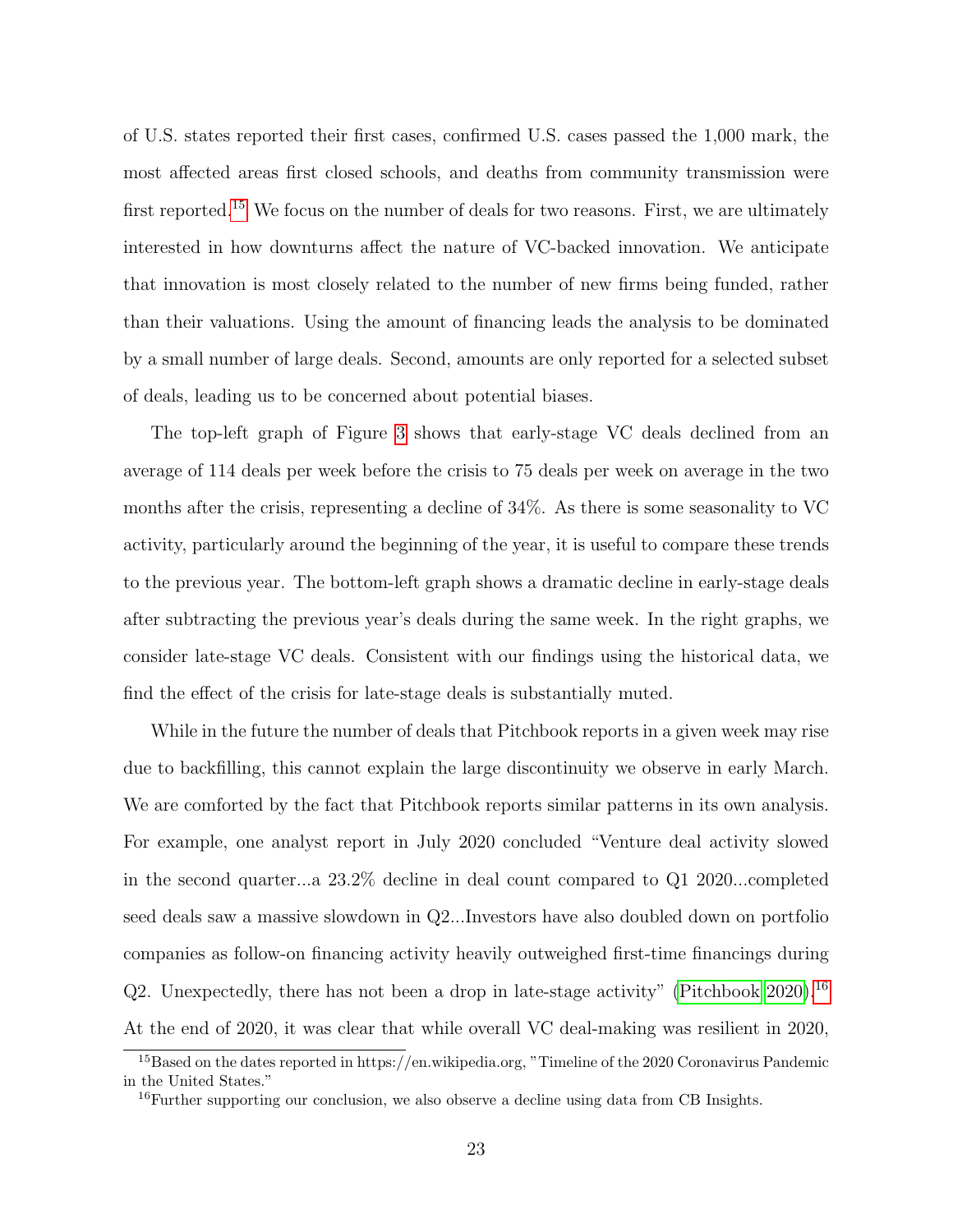of U.S. states reported their first cases, confirmed U.S. cases passed the 1,000 mark, the most affected areas first closed schools, and deaths from community transmission were first reported.[15] We focus on the number of deals for two reasons. First, we are ultimately interested in how downturns affect the nature of VC-backed innovation. We anticipate that innovation is most closely related to the number of new firms being funded, rather than their valuations. Using the amount of financing leads the analysis to be dominated by a small number of large deals. Second, amounts are only reported for a selected subset of deals, leading us to be concerned about potential biases.

The top-left graph of Figure 3 shows that early-stage VC deals declined from an average of 114 deals per week before the crisis to 75 deals per week on average in the two months after the crisis, representing a decline of 34%. As there is some seasonality to VC activity, particularly around the beginning of the year, it is useful to compare these trends to the previous year. The bottom-left graph shows a dramatic decline in early-stage deals after subtracting the previous year's deals during the same week. In the right graphs, we consider late-stage VC deals. Consistent with our findings using the historical data, we find the effect of the crisis for late-stage deals is substantially muted.

While in the future the number of deals that Pitchbook reports in a given week may rise due to backfilling, this cannot explain the large discontinuity we observe in early March. We are comforted by the fact that Pitchbook reports similar patterns in its own analysis. For example, one analyst report in July 2020 concluded "Venture deal activity slowed in the second quarter...a 23.2% decline in deal count compared to Q1 2020...completed seed deals saw a massive slowdown in Q2...Investors have also doubled down on portfolio companies as follow-on financing activity heavily outweighed first-time financings during Q2. Unexpectedly, there has not been a drop in late-stage activity" (Pitchbook 2020).[16] At the end of 2020, it was clear that while overall VC deal-making was resilient in 2020,

[15] Based on the dates reported in https://en.wikipedia.org, "Timeline of the 2020 Coronavirus Pandemic in the United States."

[16] Further supporting our conclusion, we also observe a decline using data from CB Insights.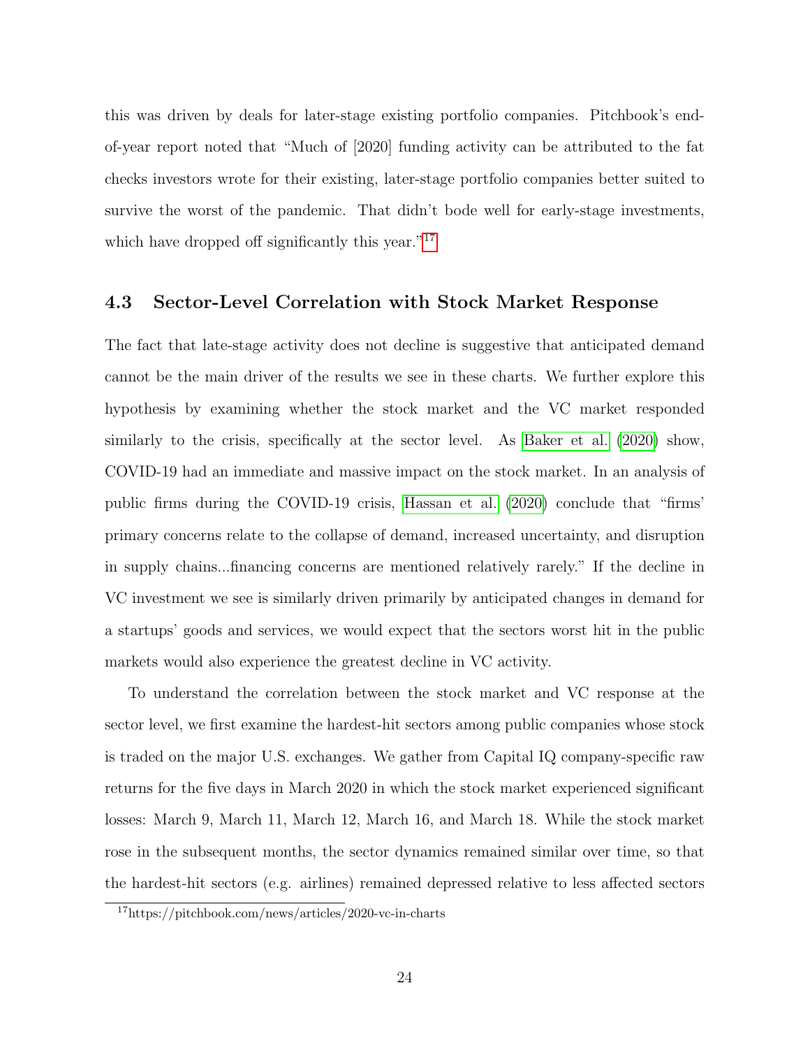this was driven by deals for later-stage existing portfolio companies. Pitchbook's end-of-year report noted that "Much of [2020] funding activity can be attributed to the fat checks investors wrote for their existing, later-stage portfolio companies better suited to survive the worst of the pandemic. That didn't bode well for early-stage investments, which have dropped off significantly this year."[17]

### 4.3 Sector-Level Correlation with Stock Market Response

The fact that late-stage activity does not decline is suggestive that anticipated demand cannot be the main driver of the results we see in these charts. We further explore this hypothesis by examining whether the stock market and the VC market responded similarly to the crisis, specifically at the sector level. As Baker et al. (2020) show, COVID-19 had an immediate and massive impact on the stock market. In an analysis of public firms during the COVID-19 crisis, Hassan et al. (2020) conclude that "firms' primary concerns relate to the collapse of demand, increased uncertainty, and disruption in supply chains...financing concerns are mentioned relatively rarely." If the decline in VC investment we see is similarly driven primarily by anticipated changes in demand for a startups' goods and services, we would expect that the sectors worst hit in the public markets would also experience the greatest decline in VC activity.

To understand the correlation between the stock market and VC response at the sector level, we first examine the hardest-hit sectors among public companies whose stock is traded on the major U.S. exchanges. We gather from Capital IQ company-specific raw returns for the five days in March 2020 in which the stock market experienced significant losses: March 9, March 11, March 12, March 16, and March 18. While the stock market rose in the subsequent months, the sector dynamics remained similar over time, so that the hardest-hit sectors (e.g. airlines) remained depressed relative to less affected sectors

[17] https://pitchbook.com/news/articles/2020-vc-in-charts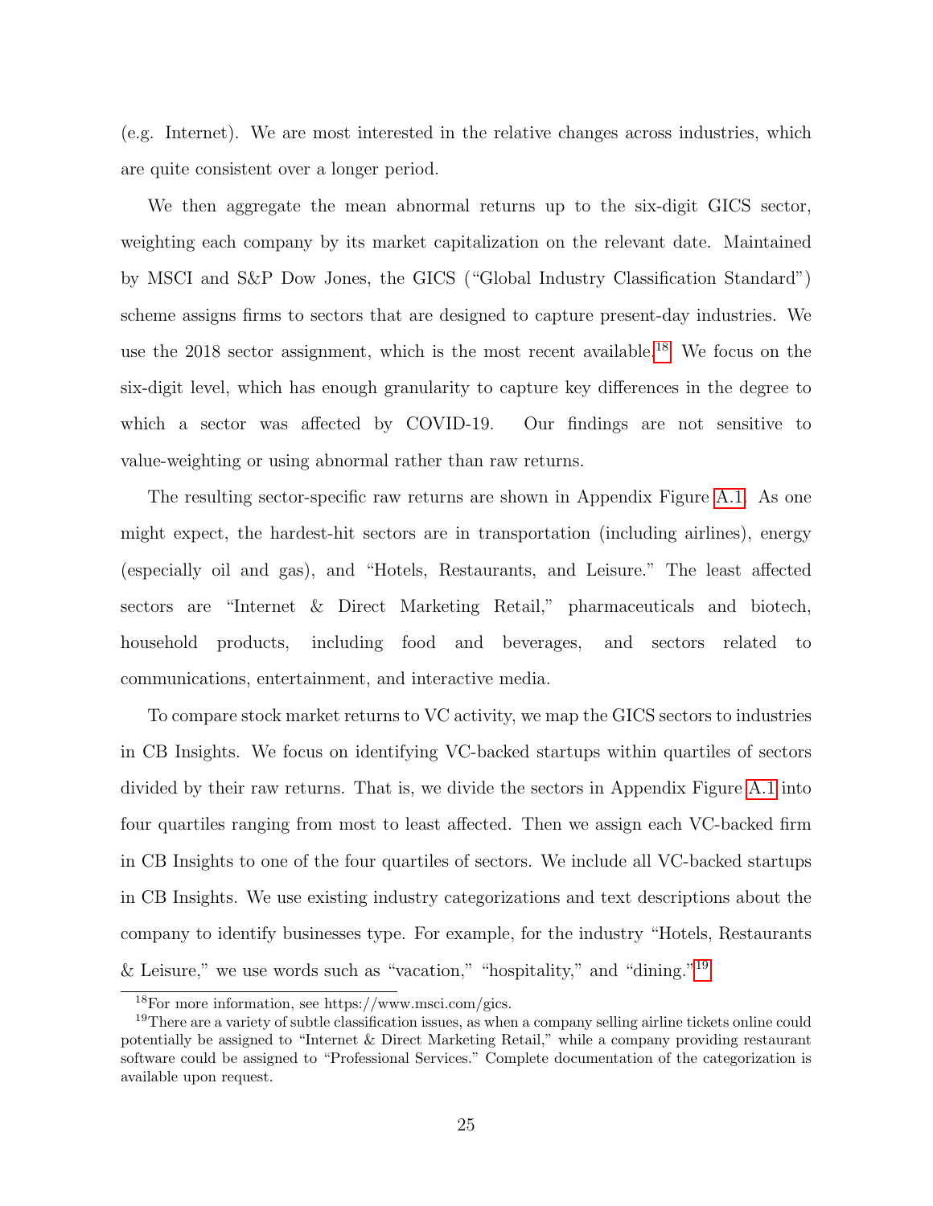(e.g. Internet). We are most interested in the relative changes across industries, which are quite consistent over a longer period.

We then aggregate the mean abnormal returns up to the six-digit GICS sector, weighting each company by its market capitalization on the relevant date. Maintained by MSCI and S&P Dow Jones, the GICS ("Global Industry Classification Standard") scheme assigns firms to sectors that are designed to capture present-day industries. We use the 2018 sector assignment, which is the most recent available.[18] We focus on the six-digit level, which has enough granularity to capture key differences in the degree to which a sector was affected by COVID-19. Our findings are not sensitive to value-weighting or using abnormal rather than raw returns.

The resulting sector-specific raw returns are shown in Appendix Figure A.1. As one might expect, the hardest-hit sectors are in transportation (including airlines), energy (especially oil and gas), and "Hotels, Restaurants, and Leisure." The least affected sectors are "Internet & Direct Marketing Retail," pharmaceuticals and biotech, household products, including food and beverages, and sectors related to communications, entertainment, and interactive media.

To compare stock market returns to VC activity, we map the GICS sectors to industries in CB Insights. We focus on identifying VC-backed startups within quartiles of sectors divided by their raw returns. That is, we divide the sectors in Appendix Figure A.1 into four quartiles ranging from most to least affected. Then we assign each VC-backed firm in CB Insights to one of the four quartiles of sectors. We include all VC-backed startups in CB Insights. We use existing industry categorizations and text descriptions about the company to identify businesses type. For example, for the industry "Hotels, Restaurants & Leisure," we use words such as "vacation," "hospitality," and "dining."[19]

[18] For more information, see https://www.msci.com/gics.

[19] There are a variety of subtle classification issues, as when a company selling airline tickets online could potentially be assigned to "Internet & Direct Marketing Retail," while a company providing restaurant software could be assigned to "Professional Services." Complete documentation of the categorization is available upon request.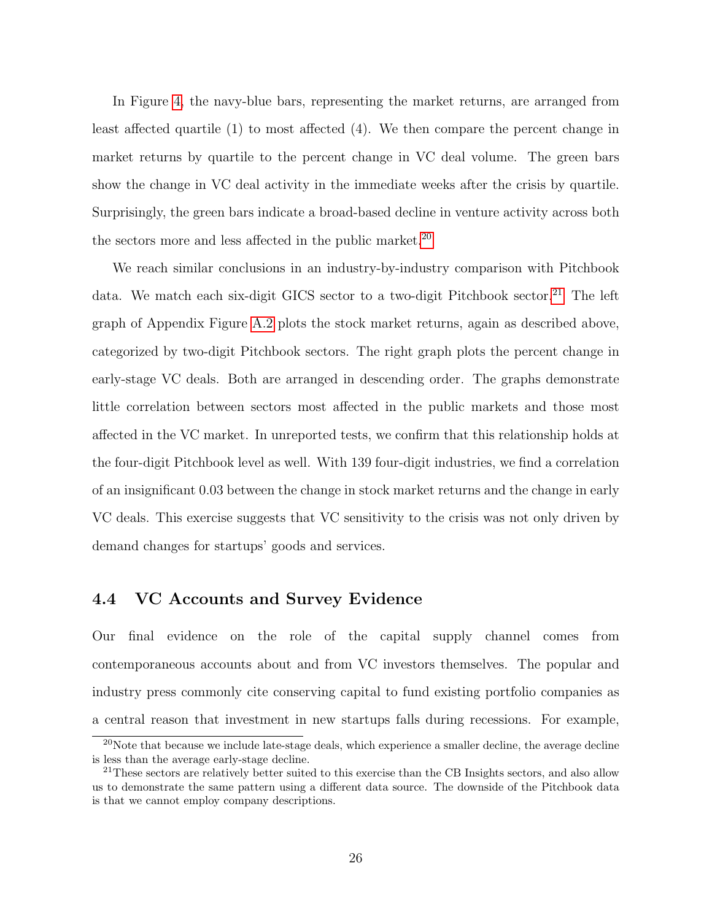In Figure 4, the navy-blue bars, representing the market returns, are arranged from least affected quartile (1) to most affected (4). We then compare the percent change in market returns by quartile to the percent change in VC deal volume. The green bars show the change in VC deal activity in the immediate weeks after the crisis by quartile. Surprisingly, the green bars indicate a broad-based decline in venture activity across both the sectors more and less affected in the public market.[20]

We reach similar conclusions in an industry-by-industry comparison with Pitchbook data. We match each six-digit GICS sector to a two-digit Pitchbook sector.[21] The left graph of Appendix Figure A.2 plots the stock market returns, again as described above, categorized by two-digit Pitchbook sectors. The right graph plots the percent change in early-stage VC deals. Both are arranged in descending order. The graphs demonstrate little correlation between sectors most affected in the public markets and those most affected in the VC market. In unreported tests, we confirm that this relationship holds at the four-digit Pitchbook level as well. With 139 four-digit industries, we find a correlation of an insignificant 0.03 between the change in stock market returns and the change in early VC deals. This exercise suggests that VC sensitivity to the crisis was not only driven by demand changes for startups' goods and services.

## 4.4 VC Accounts and Survey Evidence

Our final evidence on the role of the capital supply channel comes from contemporaneous accounts about and from VC investors themselves. The popular and industry press commonly cite conserving capital to fund existing portfolio companies as a central reason that investment in new startups falls during recessions. For example,

[20] Note that because we include late-stage deals, which experience a smaller decline, the average decline is less than the average early-stage decline.

[21] These sectors are relatively better suited to this exercise than the CB Insights sectors, and also allow us to demonstrate the same pattern using a different data source. The downside of the Pitchbook data is that we cannot employ company descriptions.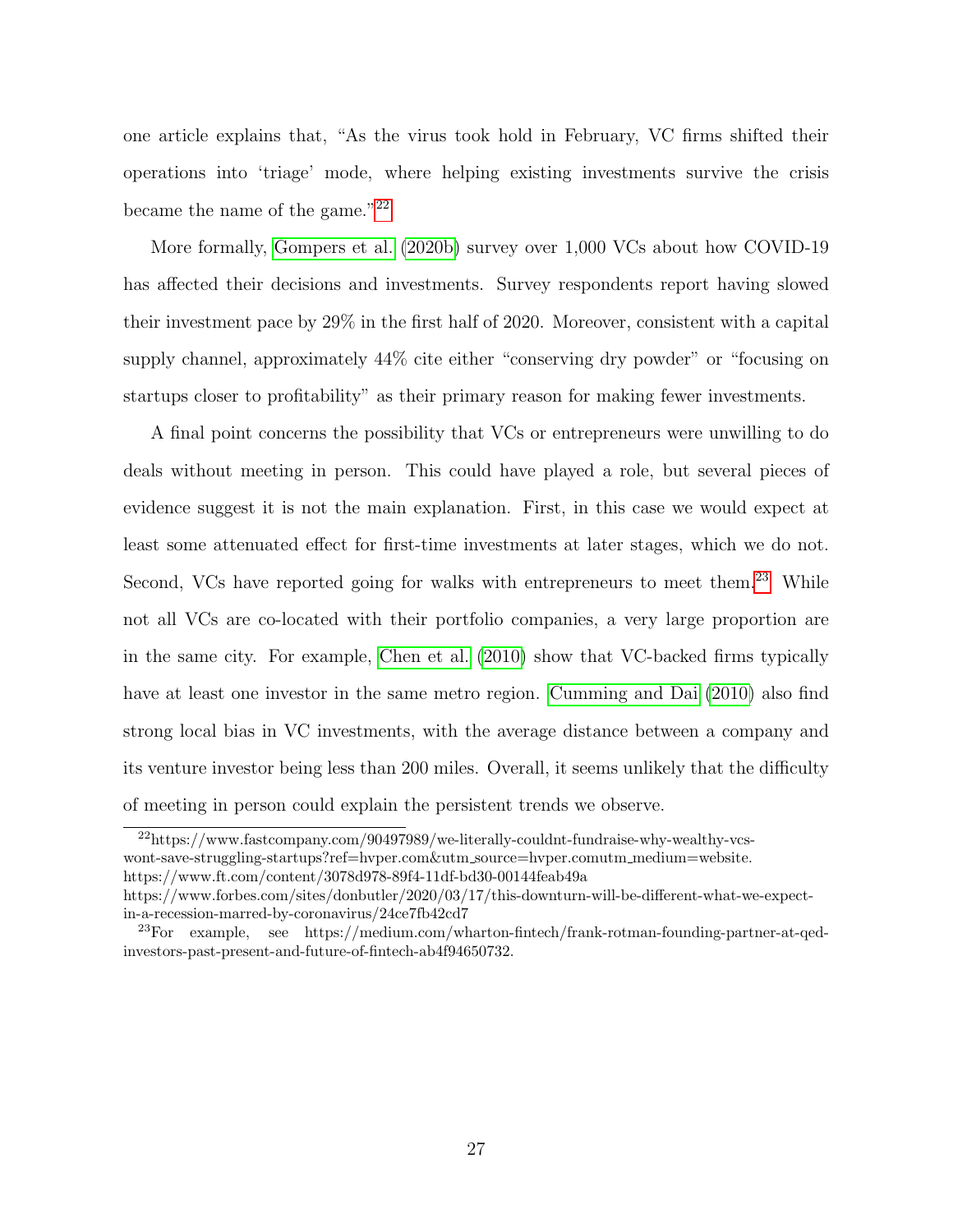one article explains that, "As the virus took hold in February, VC firms shifted their operations into 'triage' mode, where helping existing investments survive the crisis became the name of the game."[22]

More formally, Gompers et al. (2020b) survey over 1,000 VCs about how COVID-19 has affected their decisions and investments. Survey respondents report having slowed their investment pace by 29% in the first half of 2020. Moreover, consistent with a capital supply channel, approximately 44% cite either "conserving dry powder" or "focusing on startups closer to profitability" as their primary reason for making fewer investments.

A final point concerns the possibility that VCs or entrepreneurs were unwilling to do deals without meeting in person. This could have played a role, but several pieces of evidence suggest it is not the main explanation. First, in this case we would expect at least some attenuated effect for first-time investments at later stages, which we do not. Second, VCs have reported going for walks with entrepreneurs to meet them.[23] While not all VCs are co-located with their portfolio companies, a very large proportion are in the same city. For example, Chen et al. (2010) show that VC-backed firms typically have at least one investor in the same metro region. Cumming and Dai (2010) also find strong local bias in VC investments, with the average distance between a company and its venture investor being less than 200 miles. Overall, it seems unlikely that the difficulty of meeting in person could explain the persistent trends we observe.

---

[22] https://www.fastcompany.com/90497989/we-literally-couldnt-fundraise-why-wealthy-vcs-wont-save-struggling-startups?ref=hvper.com&utm_source=hvper.comutm_medium=website. https://www.ft.com/content/3078d978-89f4-11df-bd30-00144feab49a
https://www.forbes.com/sites/donbutler/2020/03/17/this-downturn-will-be-different-what-we-expect-in-a-recession-marred-by-coronavirus/24ce7fb42cd7

[23] For example, see https://medium.com/wharton-fintech/frank-rotman-founding-partner-at-qed-investors-past-present-and-future-of-fintech-ab4f94650732.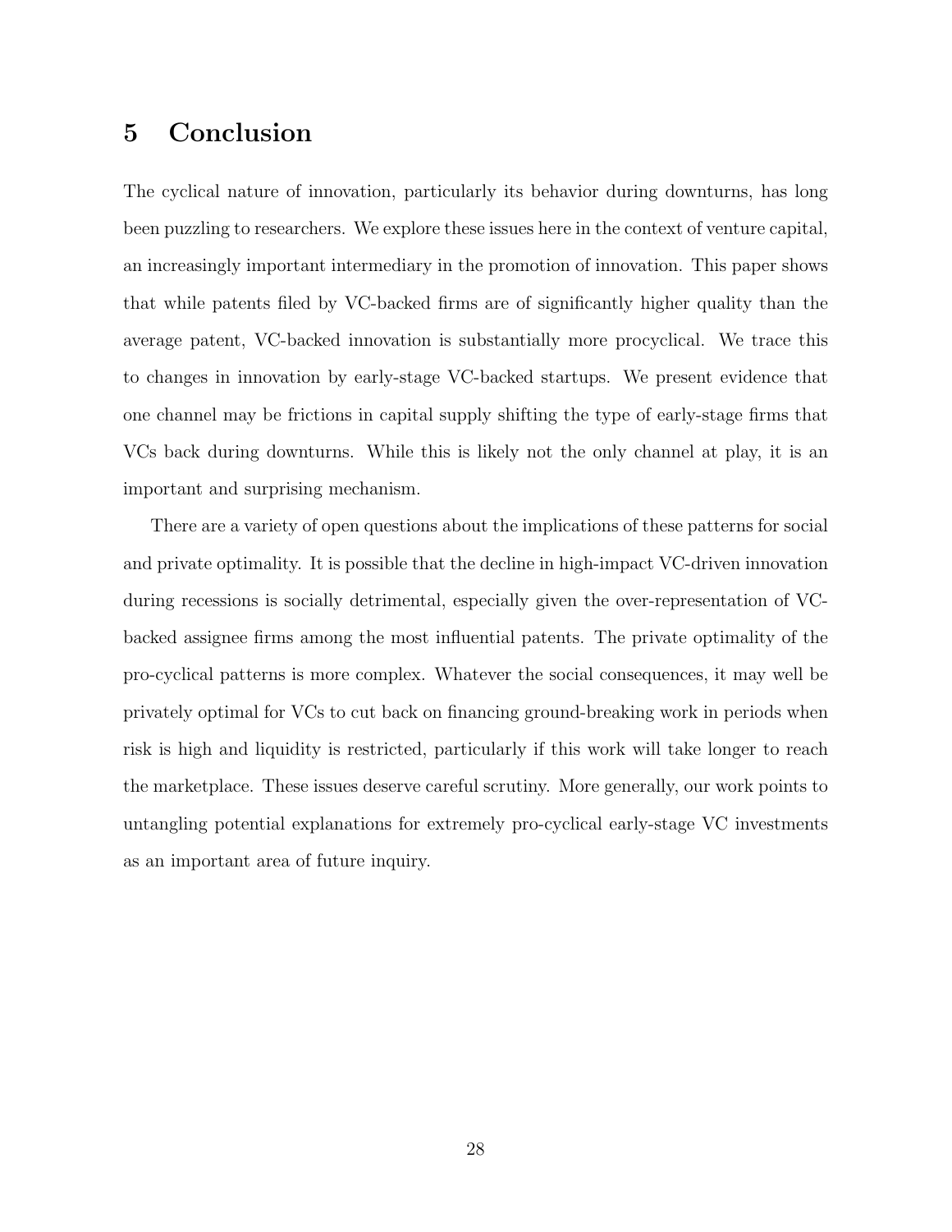# 5 Conclusion

The cyclical nature of innovation, particularly its behavior during downturns, has long been puzzling to researchers. We explore these issues here in the context of venture capital, an increasingly important intermediary in the promotion of innovation. This paper shows that while patents filed by VC-backed firms are of significantly higher quality than the average patent, VC-backed innovation is substantially more procyclical. We trace this to changes in innovation by early-stage VC-backed startups. We present evidence that one channel may be frictions in capital supply shifting the type of early-stage firms that VCs back during downturns. While this is likely not the only channel at play, it is an important and surprising mechanism.

There are a variety of open questions about the implications of these patterns for social and private optimality. It is possible that the decline in high-impact VC-driven innovation during recessions is socially detrimental, especially given the over-representation of VC-backed assignee firms among the most influential patents. The private optimality of the pro-cyclical patterns is more complex. Whatever the social consequences, it may well be privately optimal for VCs to cut back on financing ground-breaking work in periods when risk is high and liquidity is restricted, particularly if this work will take longer to reach the marketplace. These issues deserve careful scrutiny. More generally, our work points to untangling potential explanations for extremely pro-cyclical early-stage VC investments as an important area of future inquiry.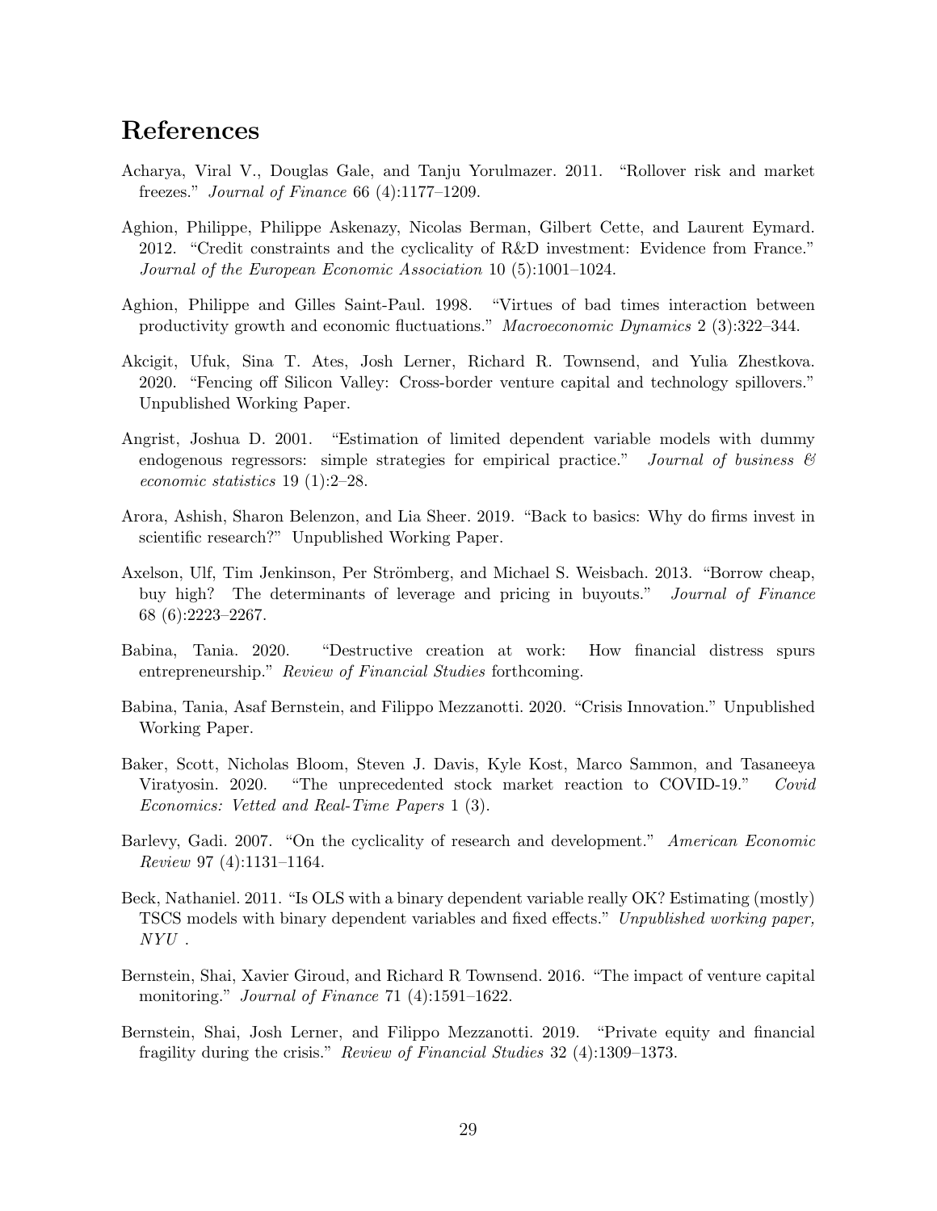# References

Acharya, Viral V., Douglas Gale, and Tanju Yorulmazer. 2011. "Rollover risk and market freezes." *Journal of Finance* 66 (4):1177–1209.

Aghion, Philippe, Philippe Askenazy, Nicolas Berman, Gilbert Cette, and Laurent Eymard. 2012. "Credit constraints and the cyclicality of R&D investment: Evidence from France." *Journal of the European Economic Association* 10 (5):1001–1024.

Aghion, Philippe and Gilles Saint-Paul. 1998. "Virtues of bad times interaction between productivity growth and economic fluctuations." *Macroeconomic Dynamics* 2 (3):322–344.

Akcigit, Ufuk, Sina T. Ates, Josh Lerner, Richard R. Townsend, and Yulia Zhestkova. 2020. "Fencing off Silicon Valley: Cross-border venture capital and technology spillovers." Unpublished Working Paper.

Angrist, Joshua D. 2001. "Estimation of limited dependent variable models with dummy endogenous regressors: simple strategies for empirical practice." *Journal of business & economic statistics* 19 (1):2–28.

Arora, Ashish, Sharon Belenzon, and Lia Sheer. 2019. "Back to basics: Why do firms invest in scientific research?" Unpublished Working Paper.

Axelson, Ulf, Tim Jenkinson, Per Strömberg, and Michael S. Weisbach. 2013. "Borrow cheap, buy high? The determinants of leverage and pricing in buyouts." *Journal of Finance* 68 (6):2223–2267.

Babina, Tania. 2020. "Destructive creation at work: How financial distress spurs entrepreneurship." *Review of Financial Studies* forthcoming.

Babina, Tania, Asaf Bernstein, and Filippo Mezzanotti. 2020. "Crisis Innovation." Unpublished Working Paper.

Baker, Scott, Nicholas Bloom, Steven J. Davis, Kyle Kost, Marco Sammon, and Tasaneeya Viratyosin. 2020. "The unprecedented stock market reaction to COVID-19." *Covid Economics: Vetted and Real-Time Papers* 1 (3).

Barlevy, Gadi. 2007. "On the cyclicality of research and development." *American Economic Review* 97 (4):1131–1164.

Beck, Nathaniel. 2011. "Is OLS with a binary dependent variable really OK? Estimating (mostly) TSCS models with binary dependent variables and fixed effects." *Unpublished working paper, NYU* .

Bernstein, Shai, Xavier Giroud, and Richard R Townsend. 2016. "The impact of venture capital monitoring." *Journal of Finance* 71 (4):1591–1622.

Bernstein, Shai, Josh Lerner, and Filippo Mezzanotti. 2019. "Private equity and financial fragility during the crisis." *Review of Financial Studies* 32 (4):1309–1373.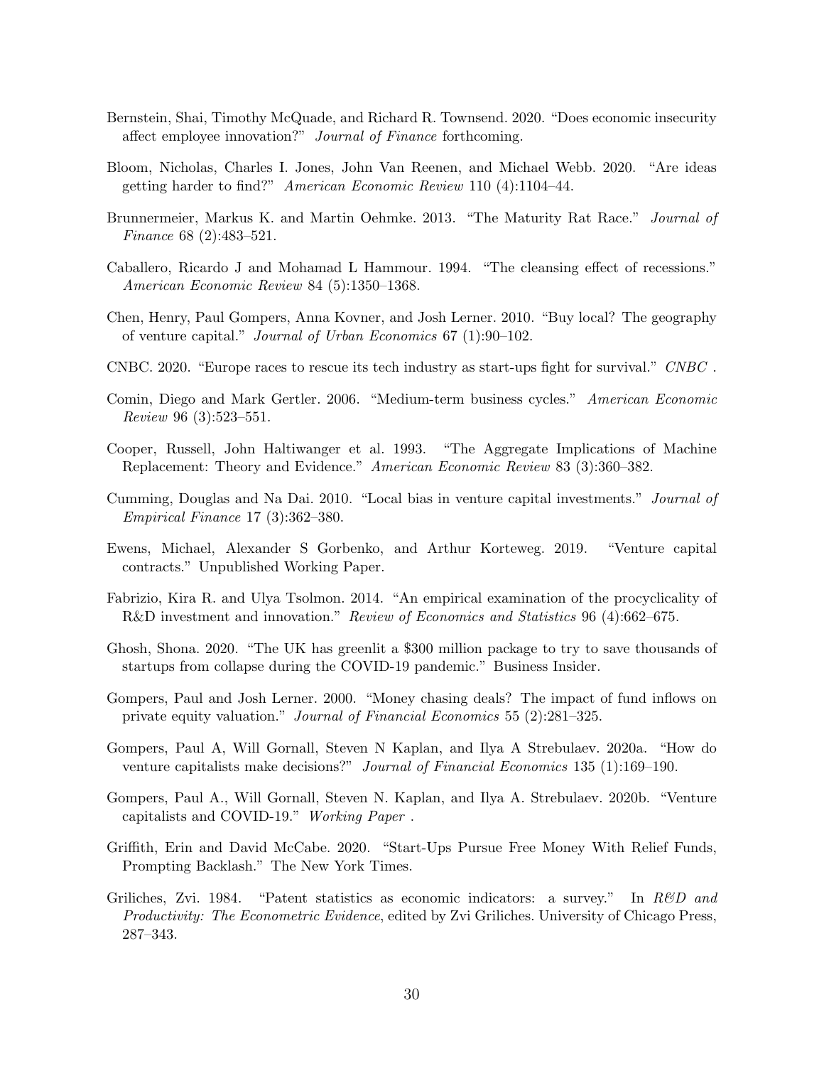Bernstein, Shai, Timothy McQuade, and Richard R. Townsend. 2020. "Does economic insecurity affect employee innovation?" *Journal of Finance* forthcoming.

Bloom, Nicholas, Charles I. Jones, John Van Reenen, and Michael Webb. 2020. "Are ideas getting harder to find?" *American Economic Review* 110 (4):1104–44.

Brunnermeier, Markus K. and Martin Oehmke. 2013. "The Maturity Rat Race." *Journal of Finance* 68 (2):483–521.

Caballero, Ricardo J and Mohamad L Hammour. 1994. "The cleansing effect of recessions." *American Economic Review* 84 (5):1350–1368.

Chen, Henry, Paul Gompers, Anna Kovner, and Josh Lerner. 2010. "Buy local? The geography of venture capital." *Journal of Urban Economics* 67 (1):90–102.

CNBC. 2020. "Europe races to rescue its tech industry as start-ups fight for survival." *CNBC* .

Comin, Diego and Mark Gertler. 2006. "Medium-term business cycles." *American Economic Review* 96 (3):523–551.

Cooper, Russell, John Haltiwanger et al. 1993. "The Aggregate Implications of Machine Replacement: Theory and Evidence." *American Economic Review* 83 (3):360–382.

Cumming, Douglas and Na Dai. 2010. "Local bias in venture capital investments." *Journal of Empirical Finance* 17 (3):362–380.

Ewens, Michael, Alexander S Gorbenko, and Arthur Korteweg. 2019. "Venture capital contracts." Unpublished Working Paper.

Fabrizio, Kira R. and Ulya Tsolmon. 2014. "An empirical examination of the procyclicality of R&D investment and innovation." *Review of Economics and Statistics* 96 (4):662–675.

Ghosh, Shona. 2020. "The UK has greenlit a $300 million package to try to save thousands of startups from collapse during the COVID-19 pandemic." Business Insider.

Gompers, Paul and Josh Lerner. 2000. "Money chasing deals? The impact of fund inflows on private equity valuation." *Journal of Financial Economics* 55 (2):281–325.

Gompers, Paul A, Will Gornall, Steven N Kaplan, and Ilya A Strebulaev. 2020a. "How do venture capitalists make decisions?" *Journal of Financial Economics* 135 (1):169–190.

Gompers, Paul A., Will Gornall, Steven N. Kaplan, and Ilya A. Strebulaev. 2020b. "Venture capitalists and COVID-19." *Working Paper* .

Griffith, Erin and David McCabe. 2020. "Start-Ups Pursue Free Money With Relief Funds, Prompting Backlash." The New York Times.

Griliches, Zvi. 1984. "Patent statistics as economic indicators: a survey." In *R&D and Productivity: The Econometric Evidence*, edited by Zvi Griliches. University of Chicago Press, 287–343.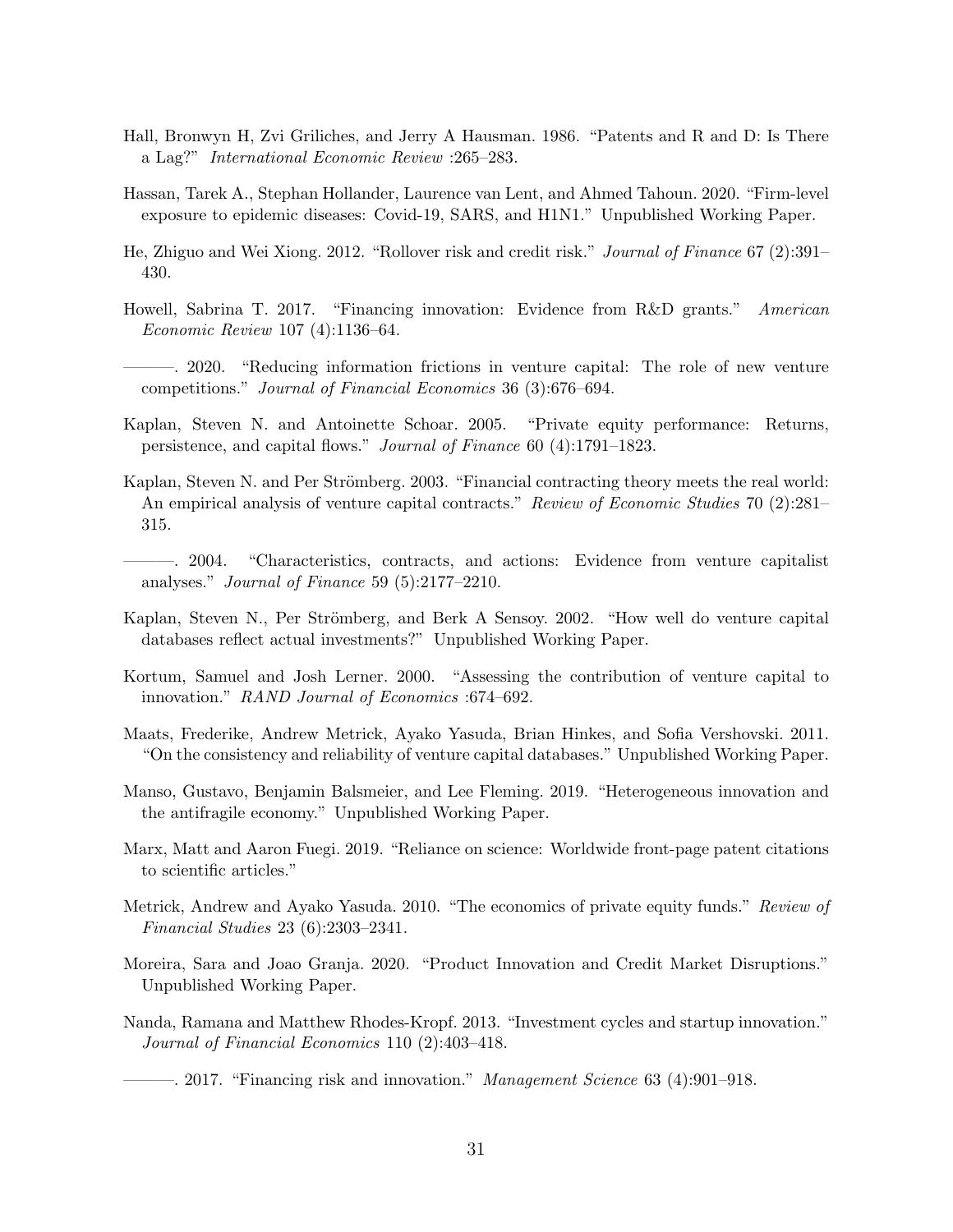Hall, Bronwyn H, Zvi Griliches, and Jerry A Hausman. 1986. "Patents and R and D: Is There a Lag?" *International Economic Review* :265–283.

Hassan, Tarek A., Stephan Hollander, Laurence van Lent, and Ahmed Tahoun. 2020. "Firm-level exposure to epidemic diseases: Covid-19, SARS, and H1N1." Unpublished Working Paper.

He, Zhiguo and Wei Xiong. 2012. "Rollover risk and credit risk." *Journal of Finance* 67 (2):391–430.

Howell, Sabrina T. 2017. "Financing innovation: Evidence from R&D grants." *American Economic Review* 107 (4):1136–64.

———. 2020. "Reducing information frictions in venture capital: The role of new venture competitions." *Journal of Financial Economics* 36 (3):676–694.

Kaplan, Steven N. and Antoinette Schoar. 2005. "Private equity performance: Returns, persistence, and capital flows." *Journal of Finance* 60 (4):1791–1823.

Kaplan, Steven N. and Per Strömberg. 2003. "Financial contracting theory meets the real world: An empirical analysis of venture capital contracts." *Review of Economic Studies* 70 (2):281–315.

———. 2004. "Characteristics, contracts, and actions: Evidence from venture capitalist analyses." *Journal of Finance* 59 (5):2177–2210.

Kaplan, Steven N., Per Strömberg, and Berk A Sensoy. 2002. "How well do venture capital databases reflect actual investments?" Unpublished Working Paper.

Kortum, Samuel and Josh Lerner. 2000. "Assessing the contribution of venture capital to innovation." *RAND Journal of Economics* :674–692.

Maats, Frederike, Andrew Metrick, Ayako Yasuda, Brian Hinkes, and Sofia Vershovski. 2011. "On the consistency and reliability of venture capital databases." Unpublished Working Paper.

Manso, Gustavo, Benjamin Balsmeier, and Lee Fleming. 2019. "Heterogeneous innovation and the antifragile economy." Unpublished Working Paper.

Marx, Matt and Aaron Fuegi. 2019. "Reliance on science: Worldwide front-page patent citations to scientific articles."

Metrick, Andrew and Ayako Yasuda. 2010. "The economics of private equity funds." *Review of Financial Studies* 23 (6):2303–2341.

Moreira, Sara and Joao Granja. 2020. "Product Innovation and Credit Market Disruptions." Unpublished Working Paper.

Nanda, Ramana and Matthew Rhodes-Kropf. 2013. "Investment cycles and startup innovation." *Journal of Financial Economics* 110 (2):403–418.

———. 2017. "Financing risk and innovation." *Management Science* 63 (4):901–918.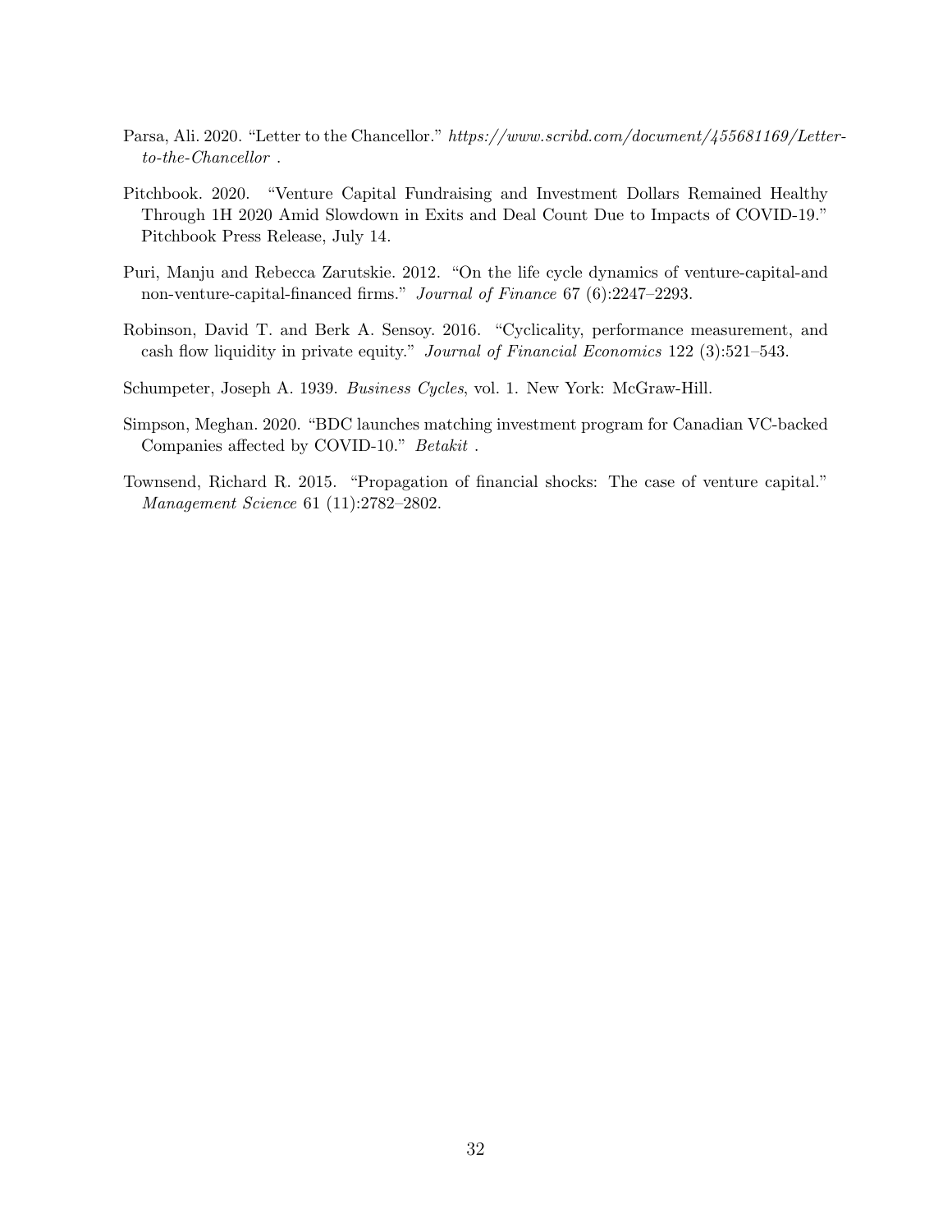Parsa, Ali. 2020. "Letter to the Chancellor." *https://www.scribd.com/document/455681169/Letter-to-the-Chancellor* .

Pitchbook. 2020. "Venture Capital Fundraising and Investment Dollars Remained Healthy Through 1H 2020 Amid Slowdown in Exits and Deal Count Due to Impacts of COVID-19." Pitchbook Press Release, July 14.

Puri, Manju and Rebecca Zarutskie. 2012. "On the life cycle dynamics of venture-capital-and non-venture-capital-financed firms." *Journal of Finance* 67 (6):2247–2293.

Robinson, David T. and Berk A. Sensoy. 2016. "Cyclicality, performance measurement, and cash flow liquidity in private equity." *Journal of Financial Economics* 122 (3):521–543.

Schumpeter, Joseph A. 1939. *Business Cycles*, vol. 1. New York: McGraw-Hill.

Simpson, Meghan. 2020. "BDC launches matching investment program for Canadian VC-backed Companies affected by COVID-10." *Betakit* .

Townsend, Richard R. 2015. "Propagation of financial shocks: The case of venture capital." *Management Science* 61 (11):2782–2802.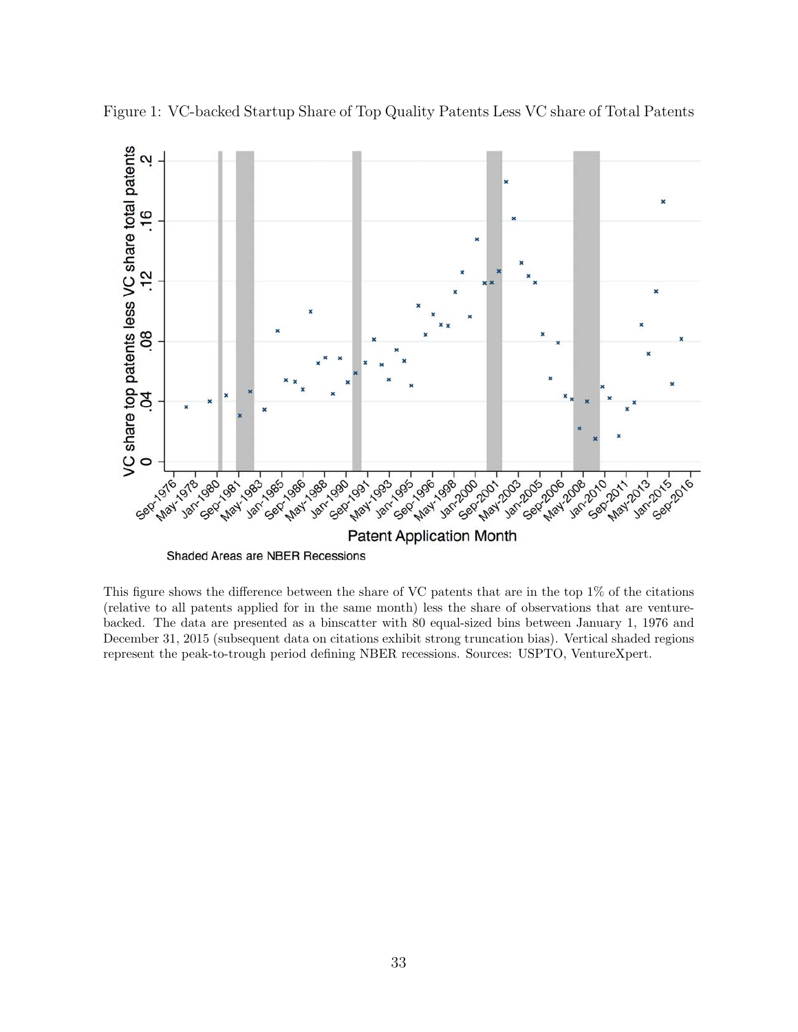Figure 1: VC-backed Startup Share of Top Quality Patents Less VC share of Total Patents

Shaded Areas are NBER Recessions

This figure shows the difference between the share of VC patents that are in the top 1% of the citations (relative to all patents applied for in the same month) less the share of observations that are venture-backed. The data are presented as a binscatter with 80 equal-sized bins between January 1, 1976 and December 31, 2015 (subsequent data on citations exhibit strong truncation bias). Vertical shaded regions represent the peak-to-trough period defining NBER recessions. Sources: USPTO, VentureXpert.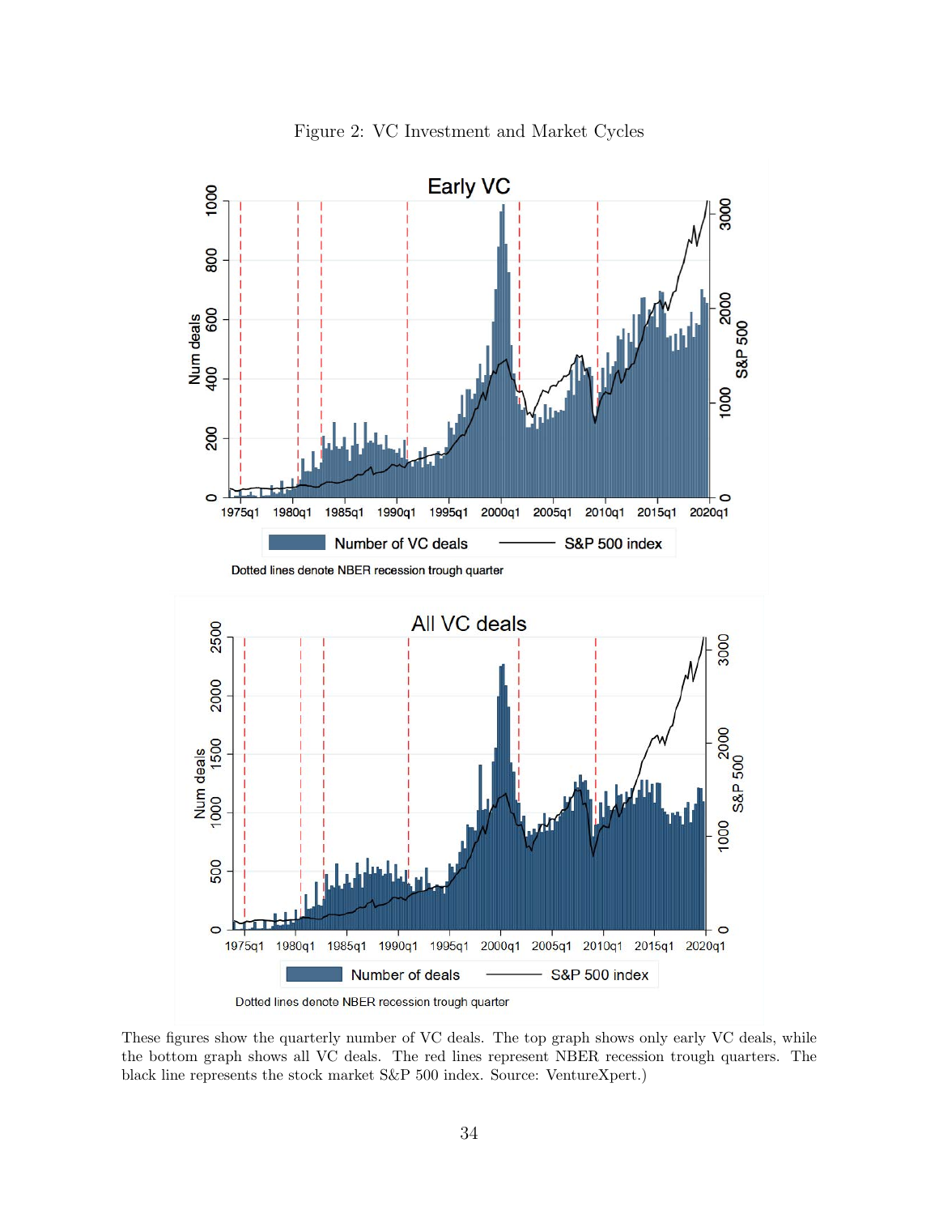Figure 2: VC Investment and Market Cycles

These figures show the quarterly number of VC deals. The top graph shows only early VC deals, while the bottom graph shows all VC deals. The red lines represent NBER recession trough quarters. The black line represents the stock market S&P 500 index. Source: VentureXpert.)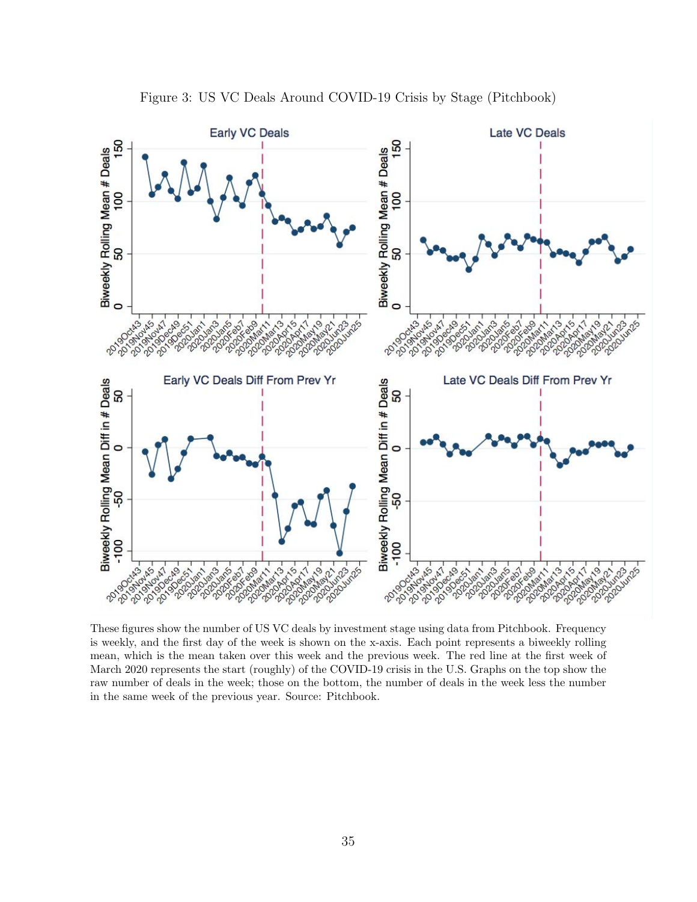Figure 3: US VC Deals Around COVID-19 Crisis by Stage (Pitchbook)

These figures show the number of US VC deals by investment stage using data from Pitchbook. Frequency is weekly, and the first day of the week is shown on the x-axis. Each point represents a biweekly rolling mean, which is the mean taken over this week and the previous week. The red line at the first week of March 2020 represents the start (roughly) of the COVID-19 crisis in the U.S. Graphs on the top show the raw number of deals in the week; those on the bottom, the number of deals in the week less the number in the same week of the previous year. Source: Pitchbook.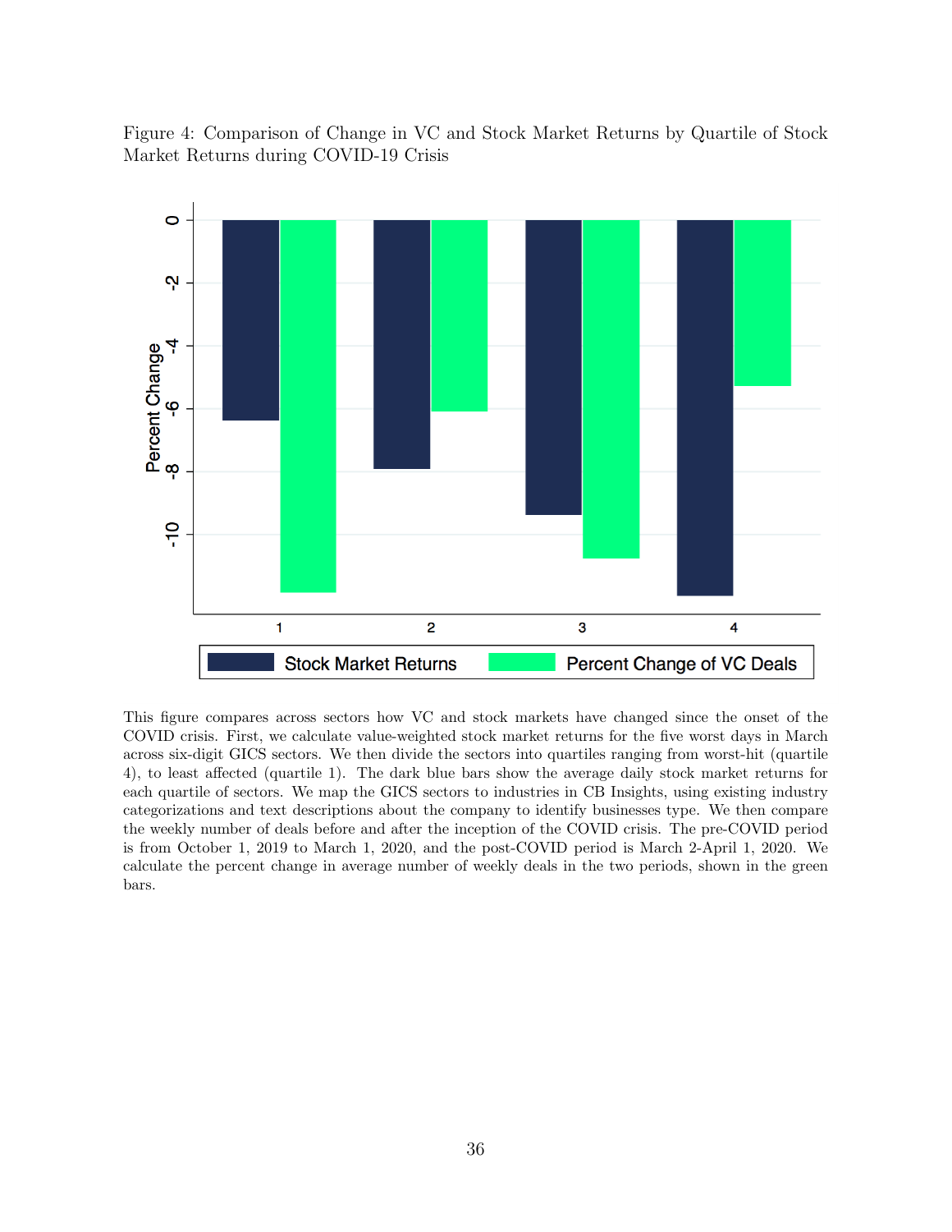Figure 4: Comparison of Change in VC and Stock Market Returns by Quartile of Stock Market Returns during COVID-19 Crisis

This figure compares across sectors how VC and stock markets have changed since the onset of the COVID crisis. First, we calculate value-weighted stock market returns for the five worst days in March across six-digit GICS sectors. We then divide the sectors into quartiles ranging from worst-hit (quartile 4), to least affected (quartile 1). The dark blue bars show the average daily stock market returns for each quartile of sectors. We map the GICS sectors to industries in CB Insights, using existing industry categorizations and text descriptions about the company to identify businesses type. We then compare the weekly number of deals before and after the inception of the COVID crisis. The pre-COVID period is from October 1, 2019 to March 1, 2020, and the post-COVID period is March 2-April 1, 2020. We calculate the percent change in average number of weekly deals in the two periods, shown in the green bars.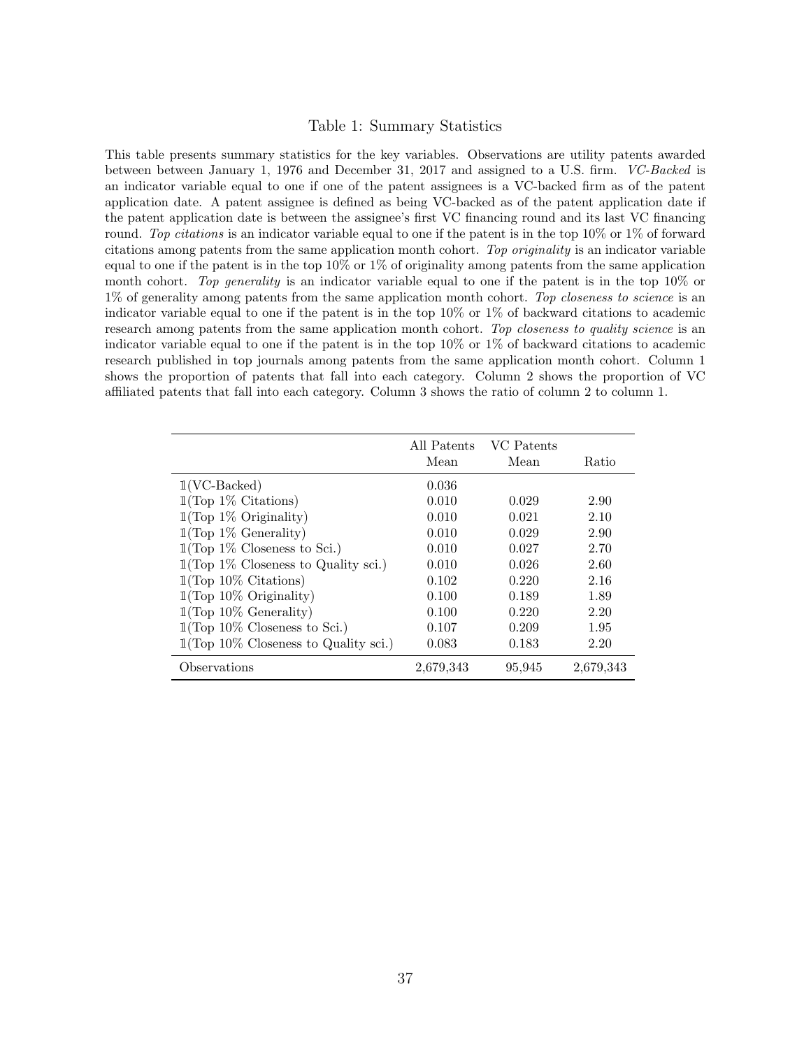# Table 1: Summary Statistics

This table presents summary statistics for the key variables. Observations are utility patents awarded between between January 1, 1976 and December 31, 2017 and assigned to a U.S. firm. *VC-Backed* is an indicator variable equal to one if one of the patent assignees is a VC-backed firm as of the patent application date. A patent assignee is defined as being VC-backed as of the patent application date if the patent application date is between the assignee's first VC financing round and its last VC financing round. *Top citations* is an indicator variable equal to one if the patent is in the top 10% or 1% of forward citations among patents from the same application month cohort. *Top originality* is an indicator variable equal to one if the patent is in the top 10% or 1% of originality among patents from the same application month cohort. *Top generality* is an indicator variable equal to one if the patent is in the top 10% or 1% of generality among patents from the same application month cohort. *Top closeness to science* is an indicator variable equal to one if the patent is in the top 10% or 1% of backward citations to academic research among patents from the same application month cohort. *Top closeness to quality science* is an indicator variable equal to one if the patent is in the top 10% or 1% of backward citations to academic research published in top journals among patents from the same application month cohort. Column 1 shows the proportion of patents that fall into each category. Column 2 shows the proportion of VC affiliated patents that fall into each category. Column 3 shows the ratio of column 2 to column 1.

| | All Patents Mean | VC Patents Mean | Ratio |
|---|---|---|---|
| $\mathbb{1}$(VC-Backed) | 0.036 | | |
| $\mathbb{1}$(Top 1% Citations) | 0.010 | 0.029 | 2.90 |
| $\mathbb{1}$(Top 1% Originality) | 0.010 | 0.021 | 2.10 |
| $\mathbb{1}$(Top 1% Generality) | 0.010 | 0.029 | 2.90 |
| $\mathbb{1}$(Top 1% Closeness to Sci.) | 0.010 | 0.027 | 2.70 |
| $\mathbb{1}$(Top 1% Closeness to Quality sci.) | 0.010 | 0.026 | 2.60 |
| $\mathbb{1}$(Top 10% Citations) | 0.102 | 0.220 | 2.16 |
| $\mathbb{1}$(Top 10% Originality) | 0.100 | 0.189 | 1.89 |
| $\mathbb{1}$(Top 10% Generality) | 0.100 | 0.220 | 2.20 |
| $\mathbb{1}$(Top 10% Closeness to Sci.) | 0.107 | 0.209 | 1.95 |
| $\mathbb{1}$(Top 10% Closeness to Quality sci.) | 0.083 | 0.183 | 2.20 |
| Observations | 2,679,343 | 95,945 | 2,679,343 |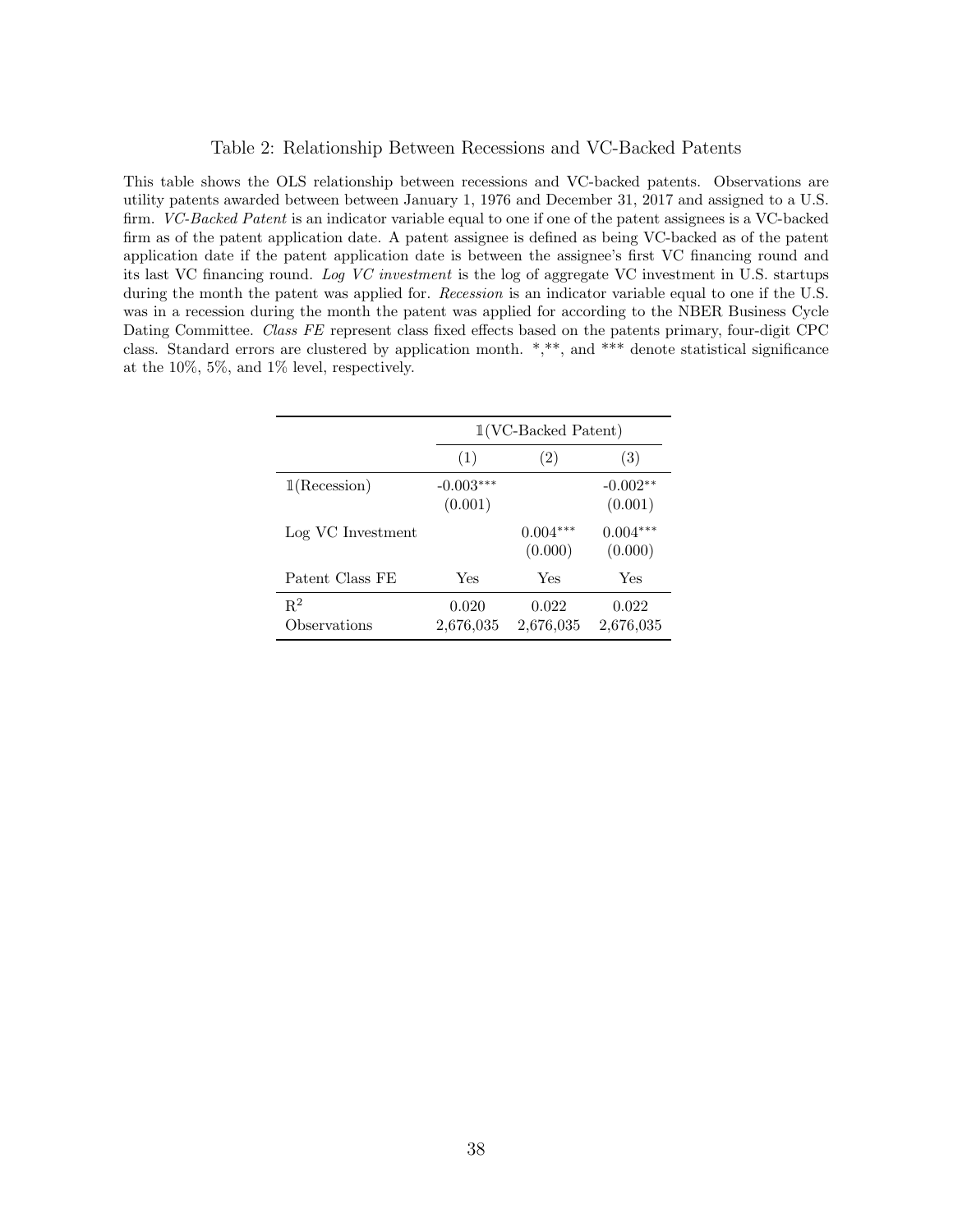## Table 2: Relationship Between Recessions and VC-Backed Patents

This table shows the OLS relationship between recessions and VC-backed patents. Observations are utility patents awarded between between January 1, 1976 and December 31, 2017 and assigned to a U.S. firm. *VC-Backed Patent* is an indicator variable equal to one if one of the patent assignees is a VC-backed firm as of the patent application date. A patent assignee is defined as being VC-backed as of the patent application date if the patent application date is between the assignee's first VC financing round and its last VC financing round. *Log VC investment* is the log of aggregate VC investment in U.S. startups during the month the patent was applied for. *Recession* is an indicator variable equal to one if the U.S. was in a recession during the month the patent was applied for according to the NBER Business Cycle Dating Committee. *Class FE* represent class fixed effects based on the patents primary, four-digit CPC class. Standard errors are clustered by application month. *,**, and *** denote statistical significance at the 10%, 5%, and 1% level, respectively.

| | $\mathbb{1}$(VC-Backed Patent) | | |
|---|---|---|---|
| | (1) | (2) | (3) |
| $\mathbb{1}$(Recession) | -0.003*** | | -0.002** |
| | (0.001) | | (0.001) |
| Log VC Investment | | 0.004*** | 0.004*** |
| | | (0.000) | (0.000) |
| Patent Class FE | Yes | Yes | Yes |
| $R^2$ | 0.020 | 0.022 | 0.022 |
| Observations | 2,676,035 | 2,676,035 | 2,676,035 |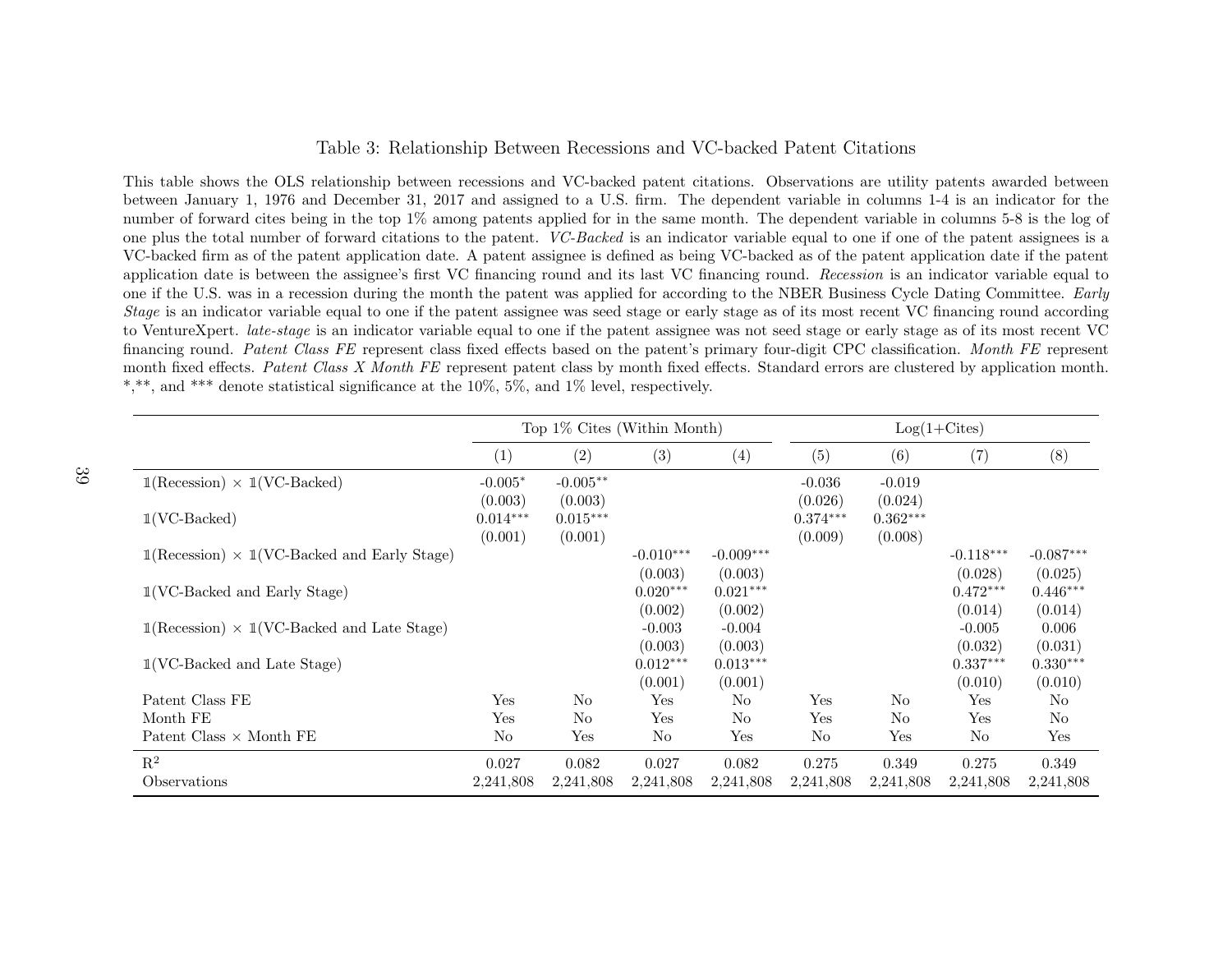# Table 3: Relationship Between Recessions and VC-backed Patent Citations

This table shows the OLS relationship between recessions and VC-backed patent citations. Observations are utility patents awarded between between January 1, 1976 and December 31, 2017 and assigned to a U.S. firm. The dependent variable in columns 1-4 is an indicator for the number of forward cites being in the top 1% among patents applied for in the same month. The dependent variable in columns 5-8 is the log of one plus the total number of forward citations to the patent. *VC-Backed* is an indicator variable equal to one if one of the patent assignees is a VC-backed firm as of the patent application date. A patent assignee is defined as being VC-backed as of the patent application date if the patent application date is between the assignee's first VC financing round and its last VC financing round. *Recession* is an indicator variable equal to one if the U.S. was in a recession during the month the patent was applied for according to the NBER Business Cycle Dating Committee. *Early Stage* is an indicator variable equal to one if the patent assignee was seed stage or early stage as of its most recent VC financing round according to VentureXpert. *late-stage* is an indicator variable equal to one if the patent assignee was not seed stage or early stage as of its most recent VC financing round. *Patent Class FE* represent class fixed effects based on the patent's primary four-digit CPC classification. *Month FE* represent month fixed effects. *Patent Class X Month FE* represent patent class by month fixed effects. Standard errors are clustered by application month. *,**, and *** denote statistical significance at the 10%, 5%, and 1% level, respectively.

| | Top 1% Cites (Within Month) | | | | Log(1+Cites) | | | |
|---|---|---|---|---|---|---|---|---|
| | (1) | (2) | (3) | (4) | (5) | (6) | (7) | (8) |
| $\mathbb{1}$(Recession) × $\mathbb{1}$(VC-Backed) | -0.005* | -0.005** | | | -0.036 | -0.019 | | |
| | (0.003) | (0.003) | | | (0.026) | (0.024) | | |
| $\mathbb{1}$(VC-Backed) | 0.014*** | 0.015*** | | | 0.374*** | 0.362*** | | |
| | (0.001) | (0.001) | | | (0.009) | (0.008) | | |
| $\mathbb{1}$(Recession) × $\mathbb{1}$(VC-Backed and Early Stage) | | | -0.010*** | -0.009*** | | | -0.118*** | -0.087*** |
| | | | (0.003) | (0.003) | | | (0.028) | (0.025) |
| $\mathbb{1}$(VC-Backed and Early Stage) | | | 0.020*** | 0.021*** | | | 0.472*** | 0.446*** |
| | | | (0.002) | (0.002) | | | (0.014) | (0.014) |
| $\mathbb{1}$(Recession) × $\mathbb{1}$(VC-Backed and Late Stage) | | | -0.003 | -0.004 | | | -0.005 | 0.006 |
| | | | (0.003) | (0.003) | | | (0.032) | (0.031) |
| $\mathbb{1}$(VC-Backed and Late Stage) | | | 0.012*** | 0.013*** | | | 0.337*** | 0.330*** |
| | | | (0.001) | (0.001) | | | (0.010) | (0.010) |
| Patent Class FE | Yes | No | Yes | No | Yes | No | Yes | No |
| Month FE | Yes | No | Yes | No | Yes | No | Yes | No |
| Patent Class × Month FE | No | Yes | No | Yes | No | Yes | No | Yes |
| $R^2$ | 0.027 | 0.082 | 0.027 | 0.082 | 0.275 | 0.349 | 0.275 | 0.349 |
| Observations | 2,241,808 | 2,241,808 | 2,241,808 | 2,241,808 | 2,241,808 | 2,241,808 | 2,241,808 | 2,241,808 |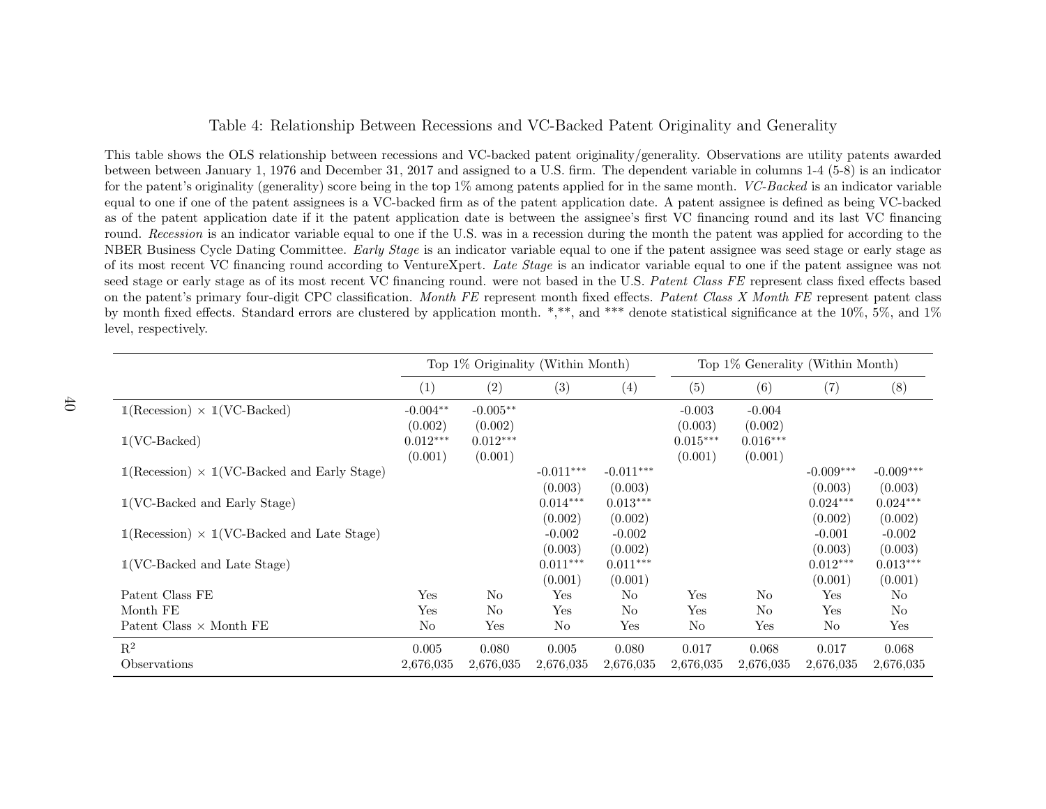Table 4: Relationship Between Recessions and VC-Backed Patent Originality and Generality

This table shows the OLS relationship between recessions and VC-backed patent originality/generality. Observations are utility patents awarded between between January 1, 1976 and December 31, 2017 and assigned to a U.S. firm. The dependent variable in columns 1-4 (5-8) is an indicator for the patent's originality (generality) score being in the top 1% among patents applied for in the same month. *VC-Backed* is an indicator variable equal to one if one of the patent assignees is a VC-backed firm as of the patent application date. A patent assignee is defined as being VC-backed as of the patent application date if it the patent application date is between the assignee's first VC financing round and its last VC financing round. *Recession* is an indicator variable equal to one if the U.S. was in a recession during the month the patent was applied for according to the NBER Business Cycle Dating Committee. *Early Stage* is an indicator variable equal to one if the patent assignee was seed stage or early stage as of its most recent VC financing round according to VentureXpert. *Late Stage* is an indicator variable equal to one if the patent assignee was not seed stage or early stage as of its most recent VC financing round. were not based in the U.S. *Patent Class FE* represent class fixed effects based on the patent's primary four-digit CPC classification. *Month FE* represent month fixed effects. *Patent Class X Month FE* represent patent class by month fixed effects. Standard errors are clustered by application month. *,**, and *** denote statistical significance at the 10%, 5%, and 1% level, respectively.

| | Top 1% Originality (Within Month) | | | | Top 1% Generality (Within Month) | | | |
|---|---|---|---|---|---|---|---|---|
| | (1) | (2) | (3) | (4) | (5) | (6) | (7) | (8) |
| $\mathbb{1}$(Recession) × $\mathbb{1}$(VC-Backed) | -0.004** | -0.005** | | | -0.003 | -0.004 | | |
| | (0.002) | (0.002) | | | (0.003) | (0.002) | | |
| $\mathbb{1}$(VC-Backed) | 0.012*** | 0.012*** | | | 0.015*** | 0.016*** | | |
| | (0.001) | (0.001) | | | (0.001) | (0.001) | | |
| $\mathbb{1}$(Recession) × $\mathbb{1}$(VC-Backed and Early Stage) | | | -0.011*** | -0.011*** | | | -0.009*** | -0.009*** |
| | | | (0.003) | (0.003) | | | (0.003) | (0.003) |
| $\mathbb{1}$(VC-Backed and Early Stage) | | | 0.014*** | 0.013*** | | | 0.024*** | 0.024*** |
| | | | (0.002) | (0.002) | | | (0.002) | (0.002) |
| $\mathbb{1}$(Recession) × $\mathbb{1}$(VC-Backed and Late Stage) | | | -0.002 | -0.002 | | | -0.001 | -0.002 |
| | | | (0.003) | (0.002) | | | (0.003) | (0.003) |
| $\mathbb{1}$(VC-Backed and Late Stage) | | | 0.011*** | 0.011*** | | | 0.012*** | 0.013*** |
| | | | (0.001) | (0.001) | | | (0.001) | (0.001) |
| Patent Class FE | Yes | No | Yes | No | Yes | No | Yes | No |
| Month FE | Yes | No | Yes | No | Yes | No | Yes | No |
| Patent Class × Month FE | No | Yes | No | Yes | No | Yes | No | Yes |
| $R^2$ | 0.005 | 0.080 | 0.005 | 0.080 | 0.017 | 0.068 | 0.017 | 0.068 |
| Observations | 2,676,035 | 2,676,035 | 2,676,035 | 2,676,035 | 2,676,035 | 2,676,035 | 2,676,035 | 2,676,035 |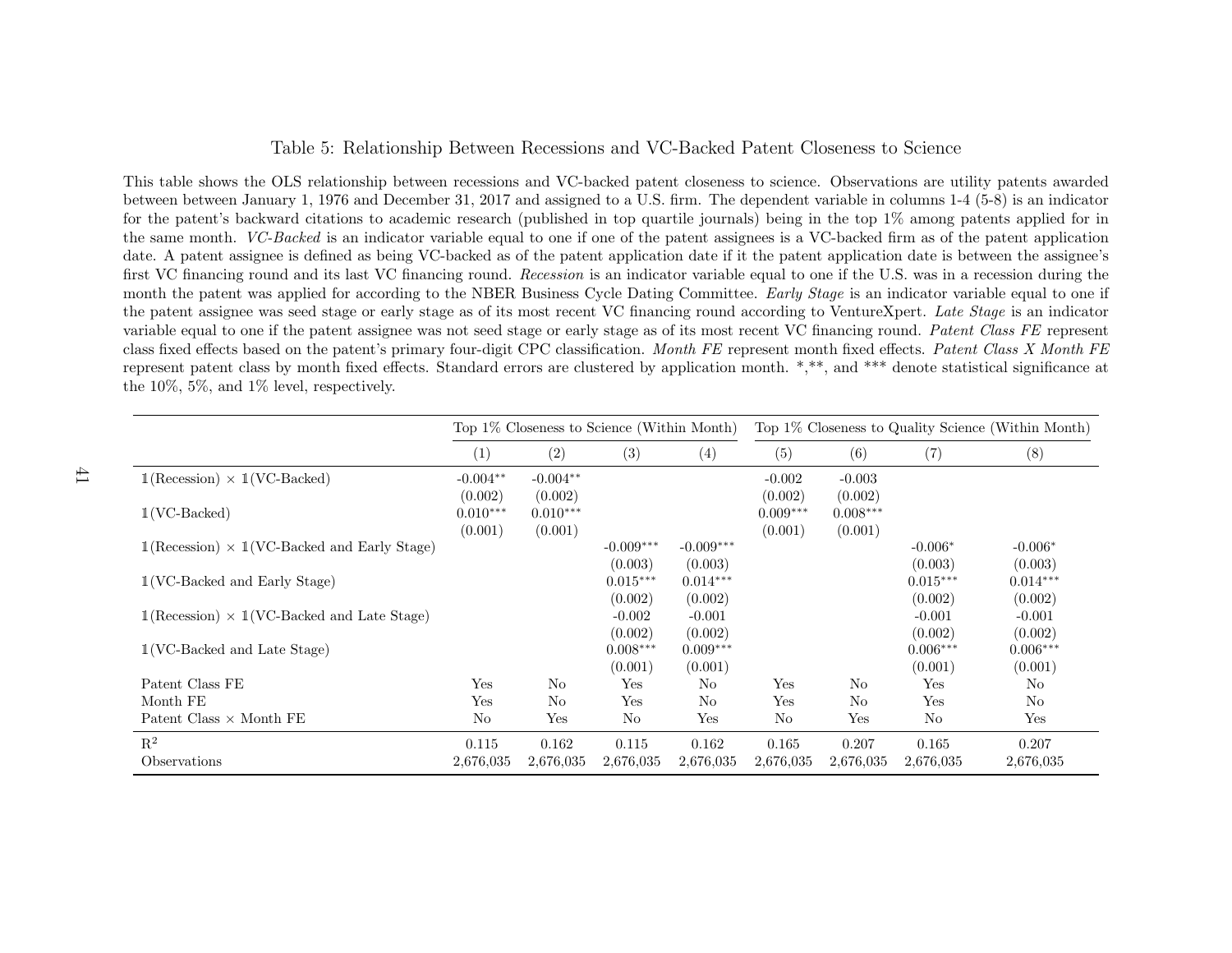Table 5: Relationship Between Recessions and VC-Backed Patent Closeness to Science

This table shows the OLS relationship between recessions and VC-backed patent closeness to science. Observations are utility patents awarded between between January 1, 1976 and December 31, 2017 and assigned to a U.S. firm. The dependent variable in columns 1-4 (5-8) is an indicator for the patent's backward citations to academic research (published in top quartile journals) being in the top 1% among patents applied for in the same month. *VC-Backed* is an indicator variable equal to one if one of the patent assignees is a VC-backed firm as of the patent application date. A patent assignee is defined as being VC-backed as of the patent application date if it the patent application date is between the assignee's first VC financing round and its last VC financing round. *Recession* is an indicator variable equal to one if the U.S. was in a recession during the month the patent was applied for according to the NBER Business Cycle Dating Committee. *Early Stage* is an indicator variable equal to one if the patent assignee was seed stage or early stage as of its most recent VC financing round according to VentureXpert. *Late Stage* is an indicator variable equal to one if the patent assignee was not seed stage or early stage as of its most recent VC financing round. *Patent Class FE* represent class fixed effects based on the patent's primary four-digit CPC classification. *Month FE* represent month fixed effects. *Patent Class X Month FE* represent patent class by month fixed effects. Standard errors are clustered by application month. \*,\*\*, and \*\*\* denote statistical significance at the 10%, 5%, and 1% level, respectively.

| | Top 1% Closeness to Science (Within Month) | | | | Top 1% Closeness to Quality Science (Within Month) | | | |
|---|---|---|---|---|---|---|---|---|
| | (1) | (2) | (3) | (4) | (5) | (6) | (7) | (8) |
| $\mathbb{1}$(Recession) × $\mathbb{1}$(VC-Backed) | -0.004** | -0.004** | | | -0.002 | -0.003 | | |
| | (0.002) | (0.002) | | | (0.002) | (0.002) | | |
| $\mathbb{1}$(VC-Backed) | 0.010*** | 0.010*** | | | 0.009*** | 0.008*** | | |
| | (0.001) | (0.001) | | | (0.001) | (0.001) | | |
| $\mathbb{1}$(Recession) × $\mathbb{1}$(VC-Backed and Early Stage) | | | -0.009*** | -0.009*** | | | -0.006* | -0.006* |
| | | | (0.003) | (0.003) | | | (0.003) | (0.003) |
| $\mathbb{1}$(VC-Backed and Early Stage) | | | 0.015*** | 0.014*** | | | 0.015*** | 0.014*** |
| | | | (0.002) | (0.002) | | | (0.002) | (0.002) |
| $\mathbb{1}$(Recession) × $\mathbb{1}$(VC-Backed and Late Stage) | | | -0.002 | -0.001 | | | -0.001 | -0.001 |
| | | | (0.002) | (0.002) | | | (0.002) | (0.002) |
| $\mathbb{1}$(VC-Backed and Late Stage) | | | 0.008*** | 0.009*** | | | 0.006*** | 0.006*** |
| | | | (0.001) | (0.001) | | | (0.001) | (0.001) |
| Patent Class FE | Yes | No | Yes | No | Yes | No | Yes | No |
| Month FE | Yes | No | Yes | No | Yes | No | Yes | No |
| Patent Class × Month FE | No | Yes | No | Yes | No | Yes | No | Yes |
| $R^2$ | 0.115 | 0.162 | 0.115 | 0.162 | 0.165 | 0.207 | 0.165 | 0.207 |
| Observations | 2,676,035 | 2,676,035 | 2,676,035 | 2,676,035 | 2,676,035 | 2,676,035 | 2,676,035 | 2,676,035 |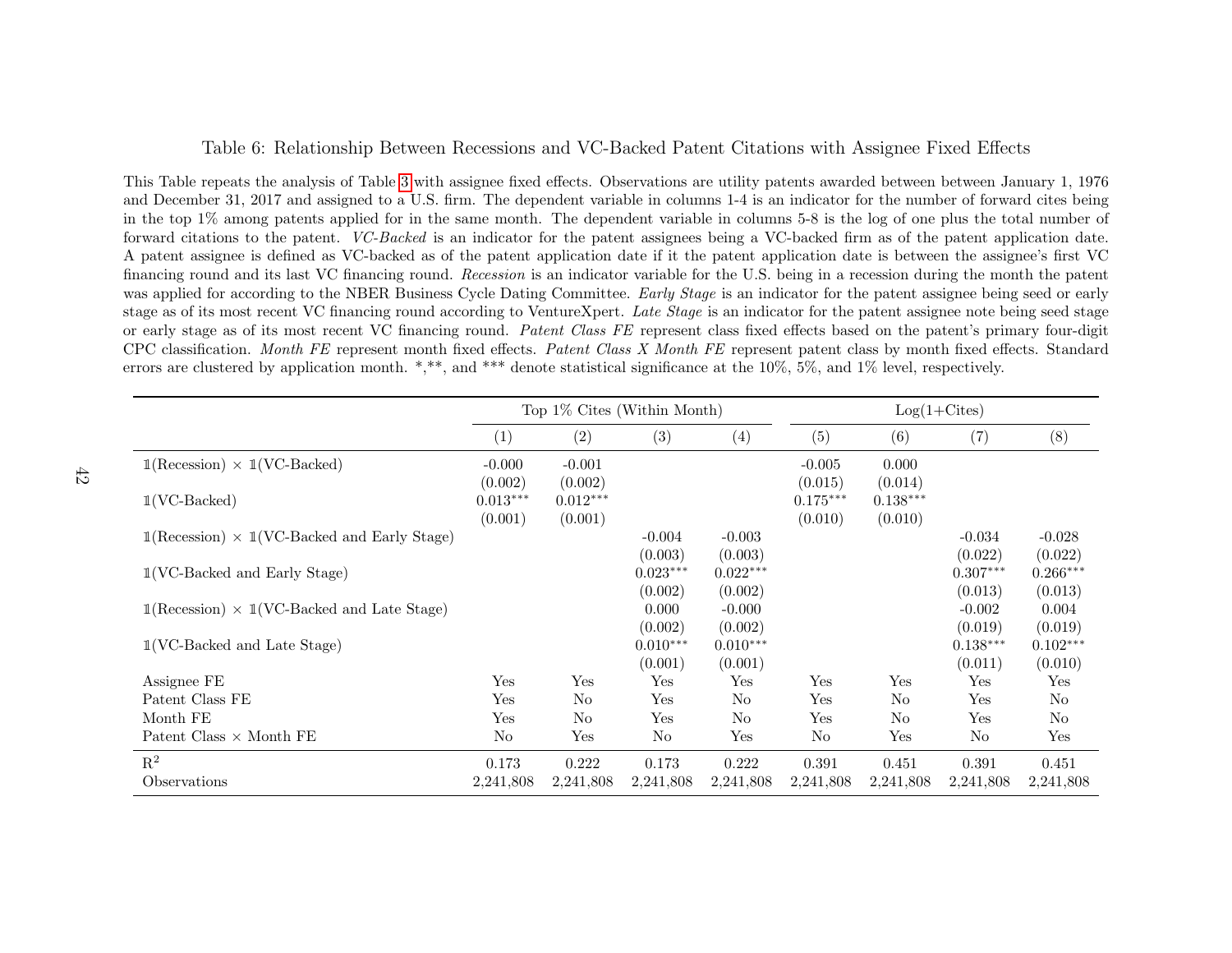Table 6: Relationship Between Recessions and VC-Backed Patent Citations with Assignee Fixed Effects

This Table repeats the analysis of Table 3 with assignee fixed effects. Observations are utility patents awarded between between January 1, 1976 and December 31, 2017 and assigned to a U.S. firm. The dependent variable in columns 1-4 is an indicator for the number of forward cites being in the top 1% among patents applied for in the same month. The dependent variable in columns 5-8 is the log of one plus the total number of forward citations to the patent. *VC-Backed* is an indicator for the patent assignees being a VC-backed firm as of the patent application date. A patent assignee is defined as VC-backed as of the patent application date if it the patent application date is between the assignee's first VC financing round and its last VC financing round. *Recession* is an indicator variable for the U.S. being in a recession during the month the patent was applied for according to the NBER Business Cycle Dating Committee. *Early Stage* is an indicator for the patent assignee being seed or early stage as of its most recent VC financing round according to VentureXpert. *Late Stage* is an indicator for the patent assignee note being seed stage or early stage as of its most recent VC financing round. *Patent Class FE* represent class fixed effects based on the patent's primary four-digit CPC classification. *Month FE* represent month fixed effects. *Patent Class X Month FE* represent patent class by month fixed effects. Standard errors are clustered by application month. *,**, and *** denote statistical significance at the 10%, 5%, and 1% level, respectively.

| | Top 1% Cites (Within Month) | | | | Log(1+Cites) | | | |
|---|---|---|---|---|---|---|---|---|
| | (1) | (2) | (3) | (4) | (5) | (6) | (7) | (8) |
| $\mathbb{1}$(Recession) × $\mathbb{1}$(VC-Backed) | -0.000 | -0.001 | | | -0.005 | 0.000 | | |
| | (0.002) | (0.002) | | | (0.015) | (0.014) | | |
| $\mathbb{1}$(VC-Backed) | 0.013*** | 0.012*** | | | 0.175*** | 0.138*** | | |
| | (0.001) | (0.001) | | | (0.010) | (0.010) | | |
| $\mathbb{1}$(Recession) × $\mathbb{1}$(VC-Backed and Early Stage) | | | -0.004 | -0.003 | | | -0.034 | -0.028 |
| | | | (0.003) | (0.003) | | | (0.022) | (0.022) |
| $\mathbb{1}$(VC-Backed and Early Stage) | | | 0.023*** | 0.022*** | | | 0.307*** | 0.266*** |
| | | | (0.002) | (0.002) | | | (0.013) | (0.013) |
| $\mathbb{1}$(Recession) × $\mathbb{1}$(VC-Backed and Late Stage) | | | 0.000 | -0.000 | | | -0.002 | 0.004 |
| | | | (0.002) | (0.002) | | | (0.019) | (0.019) |
| $\mathbb{1}$(VC-Backed and Late Stage) | | | 0.010*** | 0.010*** | | | 0.138*** | 0.102*** |
| | | | (0.001) | (0.001) | | | (0.011) | (0.010) |
| Assignee FE | Yes | Yes | Yes | Yes | Yes | Yes | Yes | Yes |
| Patent Class FE | Yes | No | Yes | No | Yes | No | Yes | No |
| Month FE | Yes | No | Yes | No | Yes | No | Yes | No |
| Patent Class × Month FE | No | Yes | No | Yes | No | Yes | No | Yes |
| $R^2$ | 0.173 | 0.222 | 0.173 | 0.222 | 0.391 | 0.451 | 0.391 | 0.451 |
| Observations | 2,241,808 | 2,241,808 | 2,241,808 | 2,241,808 | 2,241,808 | 2,241,808 | 2,241,808 | 2,241,808 |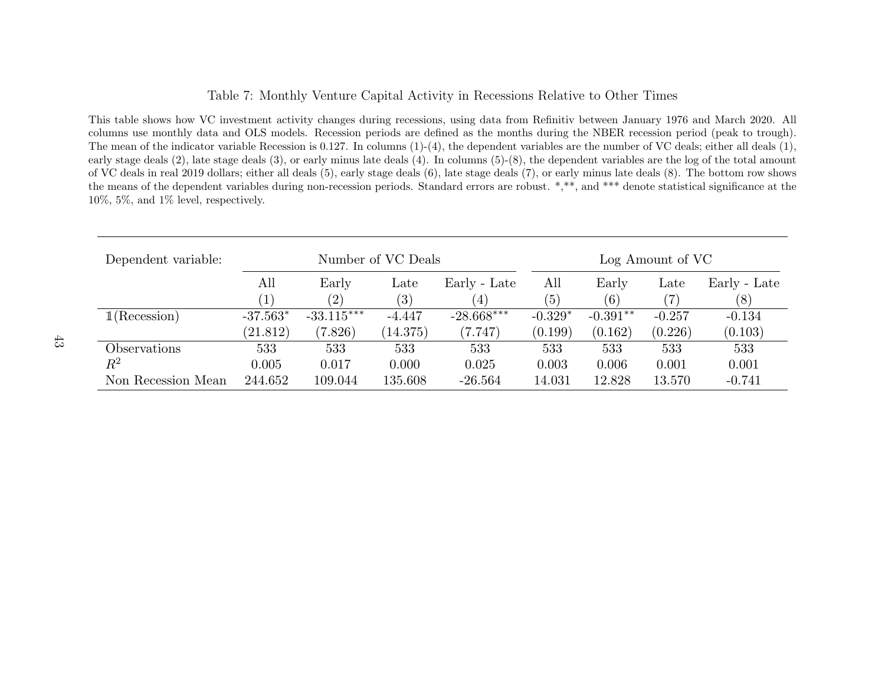Table 7: Monthly Venture Capital Activity in Recessions Relative to Other Times

This table shows how VC investment activity changes during recessions, using data from Refinitiv between January 1976 and March 2020. All columns use monthly data and OLS models. Recession periods are defined as the months during the NBER recession period (peak to trough). The mean of the indicator variable Recession is 0.127. In columns (1)-(4), the dependent variables are the number of VC deals; either all deals (1), early stage deals (2), late stage deals (3), or early minus late deals (4). In columns (5)-(8), the dependent variables are the log of the total amount of VC deals in real 2019 dollars; either all deals (5), early stage deals (6), late stage deals (7), or early minus late deals (8). The bottom row shows the means of the dependent variables during non-recession periods. Standard errors are robust. *,**, and *** denote statistical significance at the 10%, 5%, and 1% level, respectively.

| Dependent variable: | Number of VC Deals | | | | Log Amount of VC | | | |
|---|---|---|---|---|---|---|---|---|
| | All | Early | Late | Early - Late | All | Early | Late | Early - Late |
| | (1) | (2) | (3) | (4) | (5) | (6) | (7) | (8) |
| $\mathbb{1}$(Recession) | -37.563* | -33.115*** | -4.447 | -28.668*** | -0.329* | -0.391** | -0.257 | -0.134 |
| | (21.812) | (7.826) | (14.375) | (7.747) | (0.199) | (0.162) | (0.226) | (0.103) |
| Observations | 533 | 533 | 533 | 533 | 533 | 533 | 533 | 533 |
| $R^2$ | 0.005 | 0.017 | 0.000 | 0.025 | 0.003 | 0.006 | 0.001 | 0.001 |
| Non Recession Mean | 244.652 | 109.044 | 135.608 | -26.564 | 14.031 | 12.828 | 13.570 | -0.741 |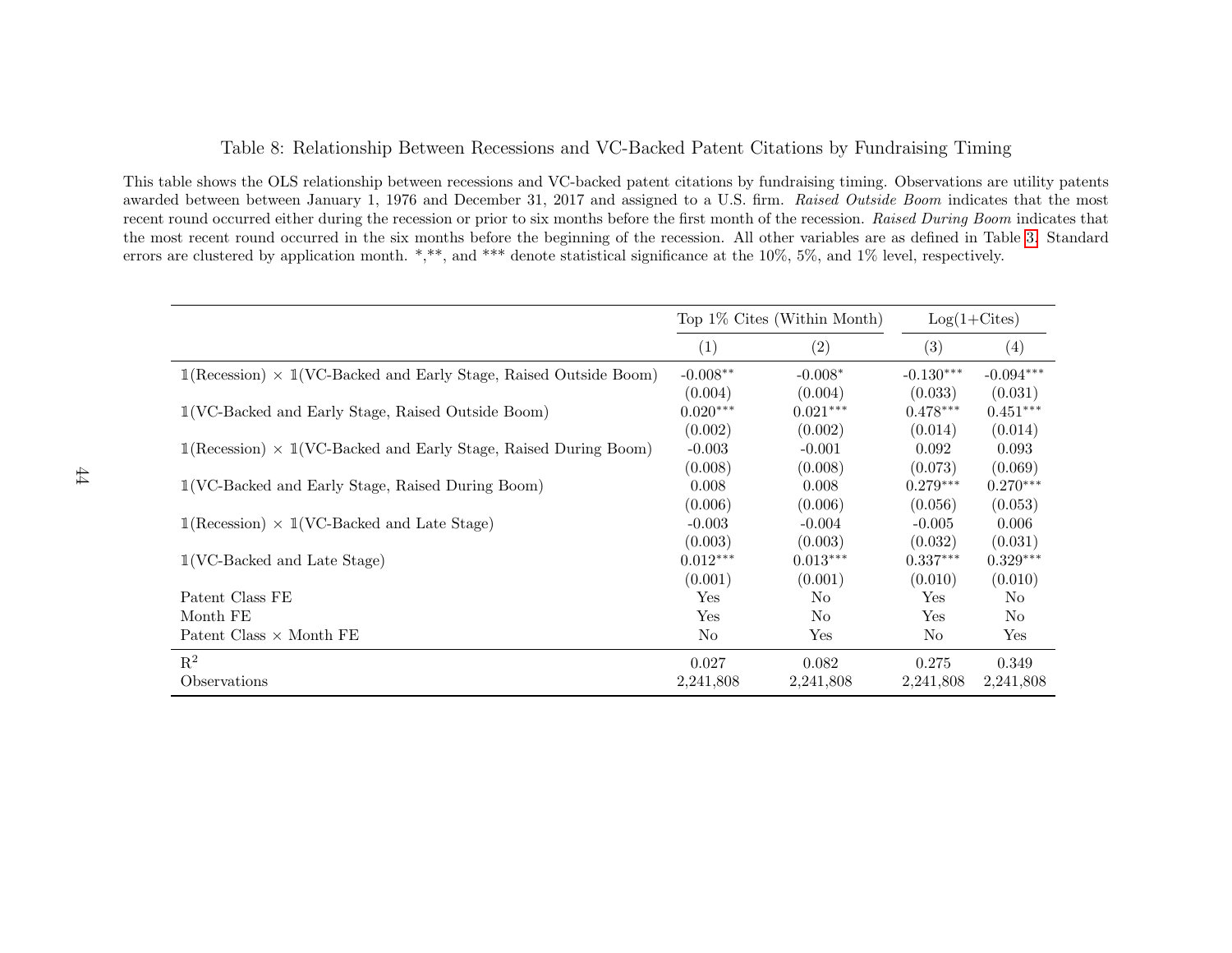Table 8: Relationship Between Recessions and VC-Backed Patent Citations by Fundraising Timing

This table shows the OLS relationship between recessions and VC-backed patent citations by fundraising timing. Observations are utility patents awarded between between January 1, 1976 and December 31, 2017 and assigned to a U.S. firm. *Raised Outside Boom* indicates that the most recent round occurred either during the recession or prior to six months before the first month of the recession. *Raised During Boom* indicates that the most recent round occurred in the six months before the beginning of the recession. All other variables are as defined in Table 3. Standard errors are clustered by application month. *,**, and *** denote statistical significance at the 10%, 5%, and 1% level, respectively.

| | Top 1% Cites (Within Month) | | Log(1+Cites) | |
|---|---|---|---|---|
| | (1) | (2) | (3) | (4) |
| $\mathbb{1}$(Recession) × $\mathbb{1}$(VC-Backed and Early Stage, Raised Outside Boom) | -0.008** | -0.008* | -0.130*** | -0.094*** |
| | (0.004) | (0.004) | (0.033) | (0.031) |
| $\mathbb{1}$(VC-Backed and Early Stage, Raised Outside Boom) | 0.020*** | 0.021*** | 0.478*** | 0.451*** |
| | (0.002) | (0.002) | (0.014) | (0.014) |
| $\mathbb{1}$(Recession) × $\mathbb{1}$(VC-Backed and Early Stage, Raised During Boom) | -0.003 | -0.001 | 0.092 | 0.093 |
| | (0.008) | (0.008) | (0.073) | (0.069) |
| $\mathbb{1}$(VC-Backed and Early Stage, Raised During Boom) | 0.008 | 0.008 | 0.279*** | 0.270*** |
| | (0.006) | (0.006) | (0.056) | (0.053) |
| $\mathbb{1}$(Recession) × $\mathbb{1}$(VC-Backed and Late Stage) | -0.003 | -0.004 | -0.005 | 0.006 |
| | (0.003) | (0.003) | (0.032) | (0.031) |
| $\mathbb{1}$(VC-Backed and Late Stage) | 0.012*** | 0.013*** | 0.337*** | 0.329*** |
| | (0.001) | (0.001) | (0.010) | (0.010) |
| Patent Class FE | Yes | No | Yes | No |
| Month FE | Yes | No | Yes | No |
| Patent Class × Month FE | No | Yes | No | Yes |
| $R^2$ | 0.027 | 0.082 | 0.275 | 0.349 |
| Observations | 2,241,808 | 2,241,808 | 2,241,808 | 2,241,808 |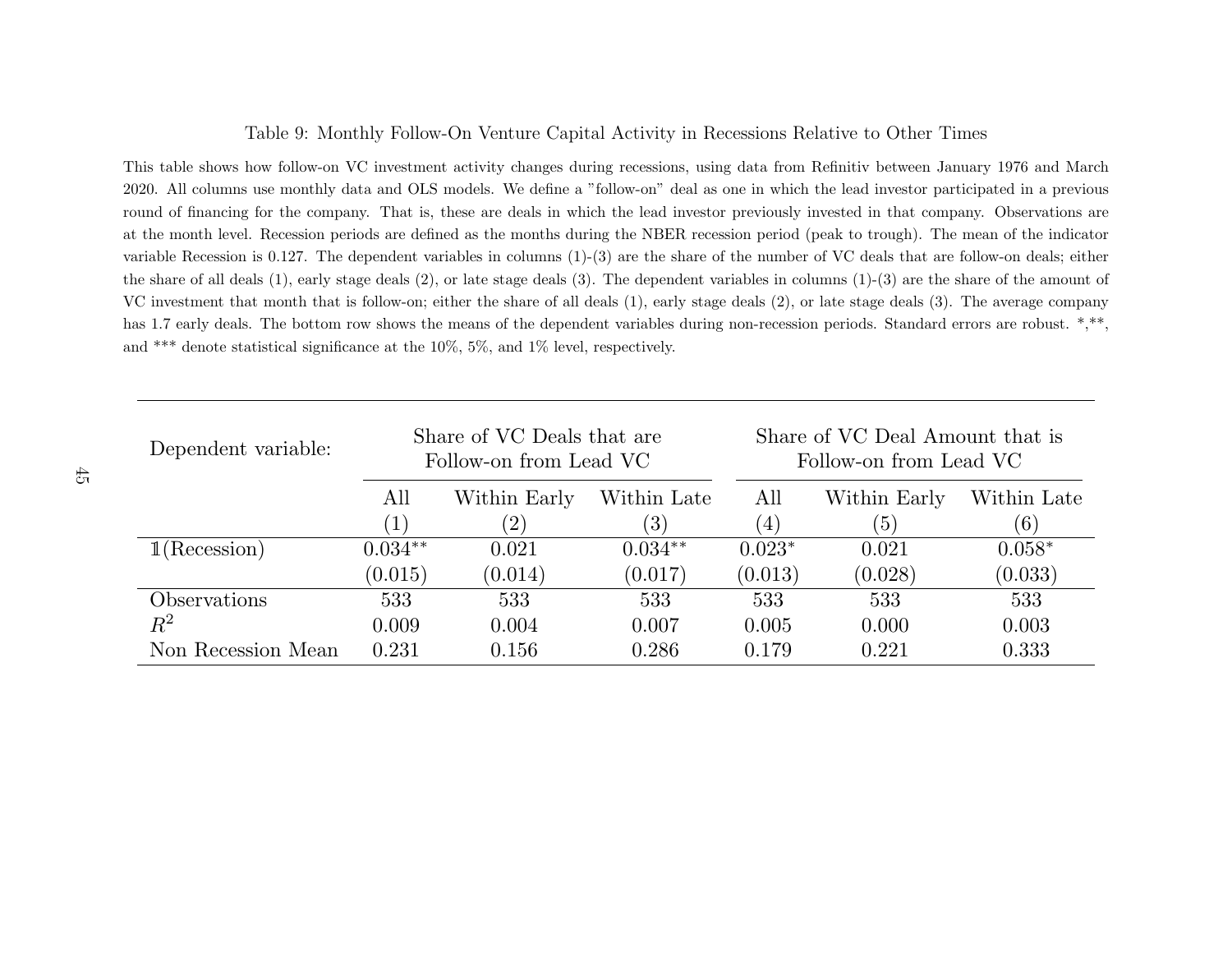Table 9: Monthly Follow-On Venture Capital Activity in Recessions Relative to Other Times

This table shows how follow-on VC investment activity changes during recessions, using data from Refinitiv between January 1976 and March 2020. All columns use monthly data and OLS models. We define a "follow-on" deal as one in which the lead investor participated in a previous round of financing for the company. That is, these are deals in which the lead investor previously invested in that company. Observations are at the month level. Recession periods are defined as the months during the NBER recession period (peak to trough). The mean of the indicator variable Recession is 0.127. The dependent variables in columns (1)-(3) are the share of the number of VC deals that are follow-on deals; either the share of all deals (1), early stage deals (2), or late stage deals (3). The dependent variables in columns (1)-(3) are the share of the amount of VC investment that month that is follow-on; either the share of all deals (1), early stage deals (2), or late stage deals (3). The average company has 1.7 early deals. The bottom row shows the means of the dependent variables during non-recession periods. Standard errors are robust. *,**, and *** denote statistical significance at the 10%, 5%, and 1% level, respectively.

| Dependent variable: | Share of VC Deals that are Follow-on from Lead VC | | | Share of VC Deal Amount that is Follow-on from Lead VC | | |
|---|---|---|---|---|---|---|
| | All | Within Early | Within Late | All | Within Early | Within Late |
| | (1) | (2) | (3) | (4) | (5) | (6) |
| $\mathbb{1}$(Recession) | 0.034** | 0.021 | 0.034** | 0.023* | 0.021 | 0.058* |
| | (0.015) | (0.014) | (0.017) | (0.013) | (0.028) | (0.033) |
| Observations | 533 | 533 | 533 | 533 | 533 | 533 |
| $R^2$ | 0.009 | 0.004 | 0.007 | 0.005 | 0.000 | 0.003 |
| Non Recession Mean | 0.231 | 0.156 | 0.286 | 0.179 | 0.221 | 0.333 |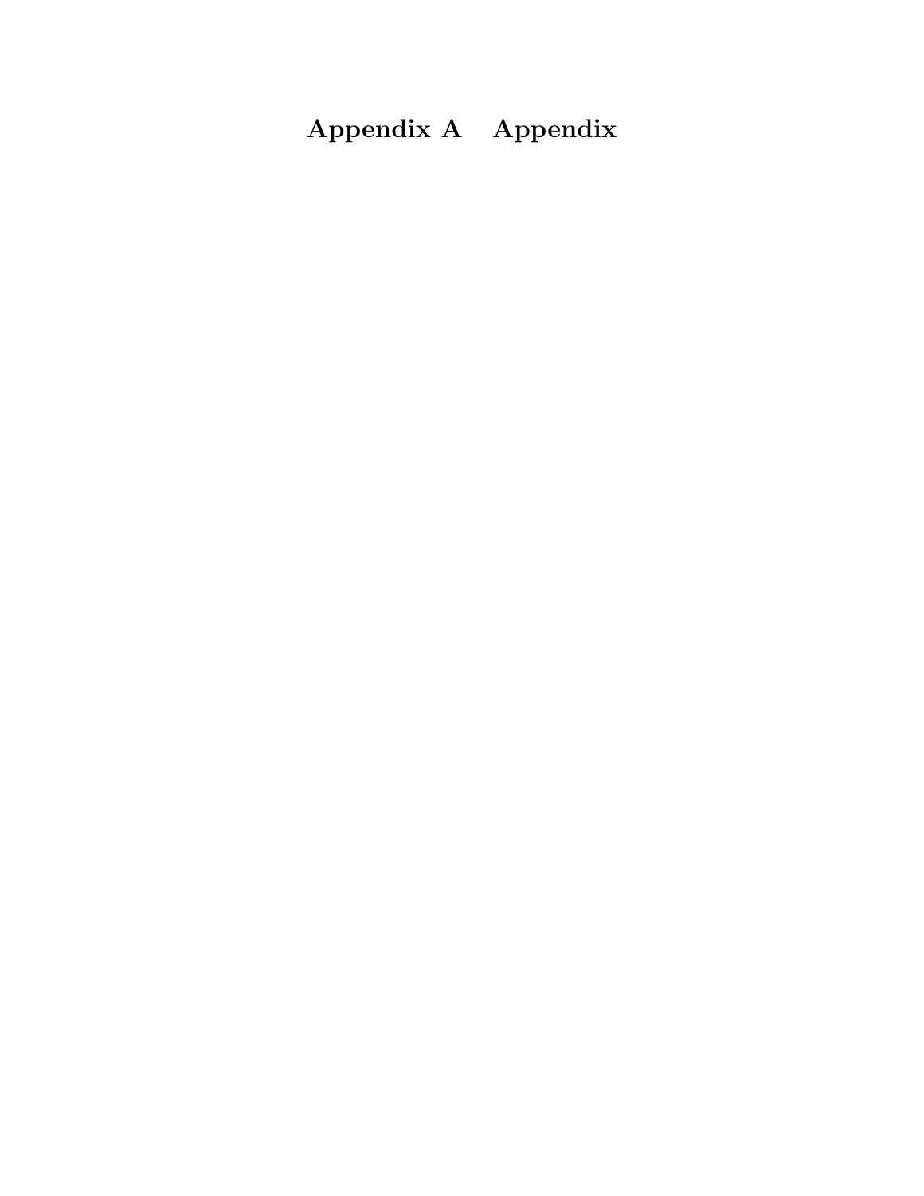# Appendix A Appendix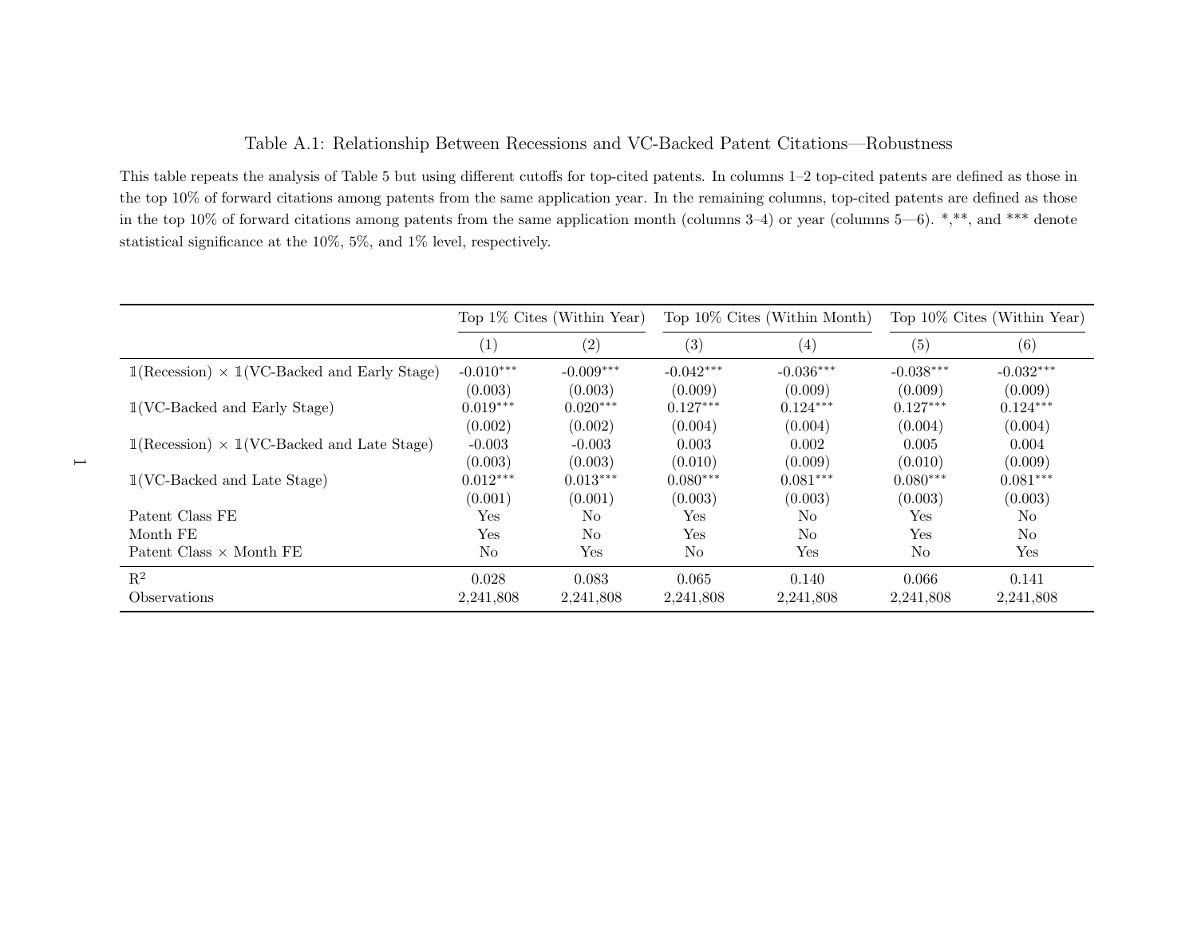Table A.1: Relationship Between Recessions and VC-Backed Patent Citations—Robustness

This table repeats the analysis of Table 5 but using different cutoffs for top-cited patents. In columns 1–2 top-cited patents are defined as those in the top 10% of forward citations among patents from the same application year. In the remaining columns, top-cited patents are defined as those in the top 10% of forward citations among patents from the same application month (columns 3–4) or year (columns 5—6). *,**, and *** denote statistical significance at the 10%, 5%, and 1% level, respectively.

| | Top 1% Cites (Within Year) | | Top 10% Cites (Within Month) | | Top 10% Cites (Within Year) | |
|---|---|---|---|---|---|---|
| | (1) | (2) | (3) | (4) | (5) | (6) |
| 𝟙(Recession) × 𝟙(VC-Backed and Early Stage) | -0.010*** | -0.009*** | -0.042*** | -0.036*** | -0.038*** | -0.032*** |
| | (0.003) | (0.003) | (0.009) | (0.009) | (0.009) | (0.009) |
| 𝟙(VC-Backed and Early Stage) | 0.019*** | 0.020*** | 0.127*** | 0.124*** | 0.127*** | 0.124*** |
| | (0.002) | (0.002) | (0.004) | (0.004) | (0.004) | (0.004) |
| 𝟙(Recession) × 𝟙(VC-Backed and Late Stage) | -0.003 | -0.003 | 0.003 | 0.002 | 0.005 | 0.004 |
| | (0.003) | (0.003) | (0.010) | (0.009) | (0.010) | (0.009) |
| 𝟙(VC-Backed and Late Stage) | 0.012*** | 0.013*** | 0.080*** | 0.081*** | 0.080*** | 0.081*** |
| | (0.001) | (0.001) | (0.003) | (0.003) | (0.003) | (0.003) |
| Patent Class FE | Yes | No | Yes | No | Yes | No |
| Month FE | Yes | No | Yes | No | Yes | No |
| Patent Class × Month FE | No | Yes | No | Yes | No | Yes |
| $R^2$ | 0.028 | 0.083 | 0.065 | 0.140 | 0.066 | 0.141 |
| Observations | 2,241,808 | 2,241,808 | 2,241,808 | 2,241,808 | 2,241,808 | 2,241,808 |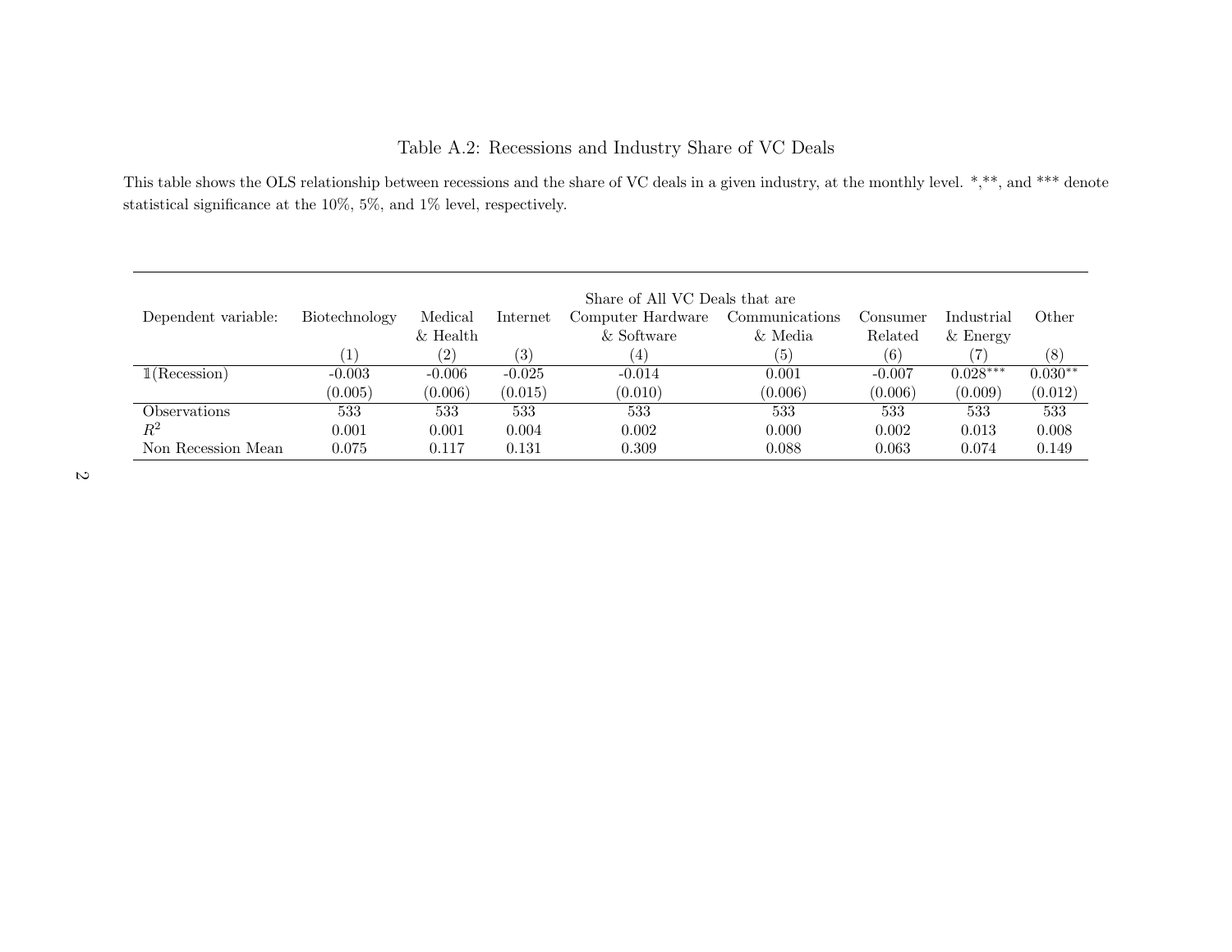Table A.2: Recessions and Industry Share of VC Deals

This table shows the OLS relationship between recessions and the share of VC deals in a given industry, at the monthly level. *,**, and *** denote statistical significance at the 10%, 5%, and 1% level, respectively.

| | Share of All VC Deals that are | | | | | | | |
|---|---|---|---|---|---|---|---|---|
| Dependent variable: | Biotechnology | Medical & Health | Internet | Computer Hardware & Software | Communications & Media | Consumer Related | Industrial & Energy | Other |
| | (1) | (2) | (3) | (4) | (5) | (6) | (7) | (8) |
| $\mathbb{1}$(Recession) | -0.003 | -0.006 | -0.025 | -0.014 | 0.001 | -0.007 | 0.028*** | 0.030** |
| | (0.005) | (0.006) | (0.015) | (0.010) | (0.006) | (0.006) | (0.009) | (0.012) |
| Observations | 533 | 533 | 533 | 533 | 533 | 533 | 533 | 533 |
| $R^2$ | 0.001 | 0.001 | 0.004 | 0.002 | 0.000 | 0.002 | 0.013 | 0.008 |
| Non Recession Mean | 0.075 | 0.117 | 0.131 | 0.309 | 0.088 | 0.063 | 0.074 | 0.149 |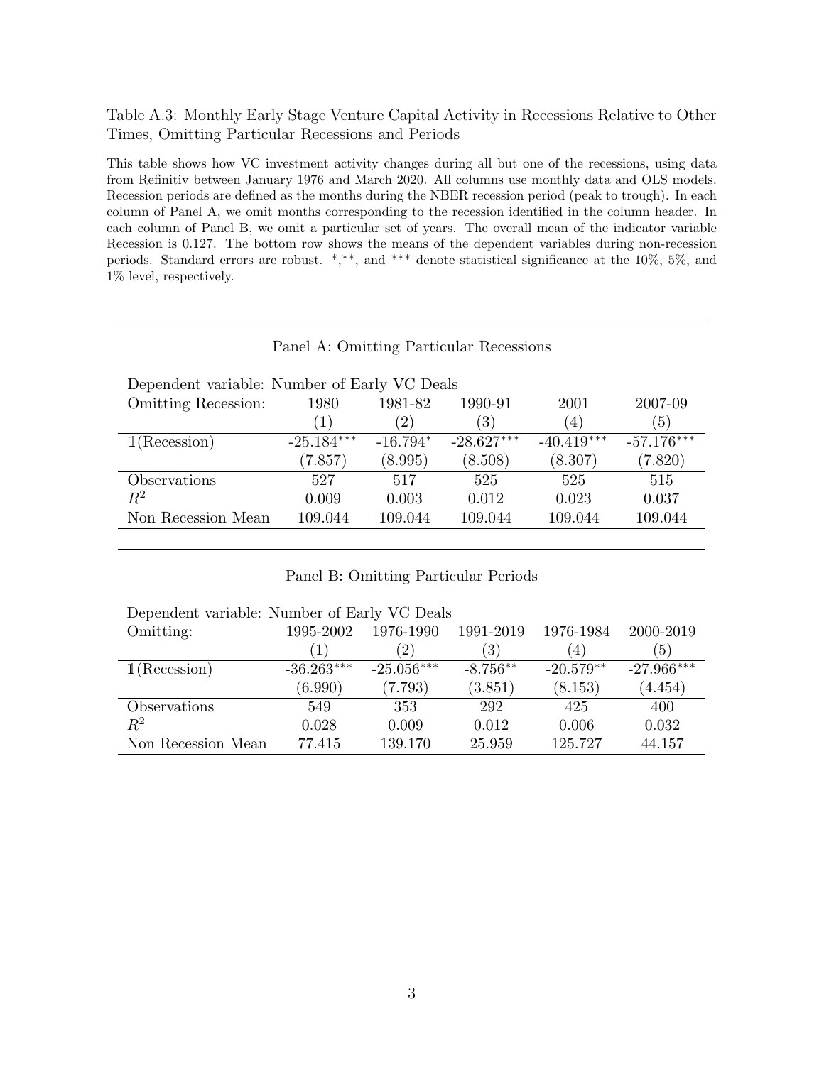Table A.3: Monthly Early Stage Venture Capital Activity in Recessions Relative to Other Times, Omitting Particular Recessions and Periods

This table shows how VC investment activity changes during all but one of the recessions, using data from Refinitiv between January 1976 and March 2020. All columns use monthly data and OLS models. Recession periods are defined as the months during the NBER recession period (peak to trough). In each column of Panel A, we omit months corresponding to the recession identified in the column header. In each column of Panel B, we omit a particular set of years. The overall mean of the indicator variable Recession is 0.127. The bottom row shows the means of the dependent variables during non-recession periods. Standard errors are robust. *,**, and *** denote statistical significance at the 10%, 5%, and 1% level, respectively.

Panel A: Omitting Particular Recessions

| Dependent variable: Number of Early VC Deals | | | | | |
|---|---|---|---|---|---|
| Omitting Recession: | 1980 | 1981-82 | 1990-91 | 2001 | 2007-09 |
| | (1) | (2) | (3) | (4) | (5) |
| $\mathbb{1}$(Recession) | -25.184*** | -16.794* | -28.627*** | -40.419*** | -57.176*** |
| | (7.857) | (8.995) | (8.508) | (8.307) | (7.820) |
| Observations | 527 | 517 | 525 | 525 | 515 |
| $R^2$ | 0.009 | 0.003 | 0.012 | 0.023 | 0.037 |
| Non Recession Mean | 109.044 | 109.044 | 109.044 | 109.044 | 109.044 |

Panel B: Omitting Particular Periods

| Dependent variable: Number of Early VC Deals | | | | | |
|---|---|---|---|---|---|
| Omitting: | 1995-2002 | 1976-1990 | 1991-2019 | 1976-1984 | 2000-2019 |
| | (1) | (2) | (3) | (4) | (5) |
| $\mathbb{1}$(Recession) | -36.263*** | -25.056*** | -8.756** | -20.579** | -27.966*** |
| | (6.990) | (7.793) | (3.851) | (8.153) | (4.454) |
| Observations | 549 | 353 | 292 | 425 | 400 |
| $R^2$ | 0.028 | 0.009 | 0.012 | 0.006 | 0.032 |
| Non Recession Mean | 77.415 | 139.170 | 25.959 | 125.727 | 44.157 |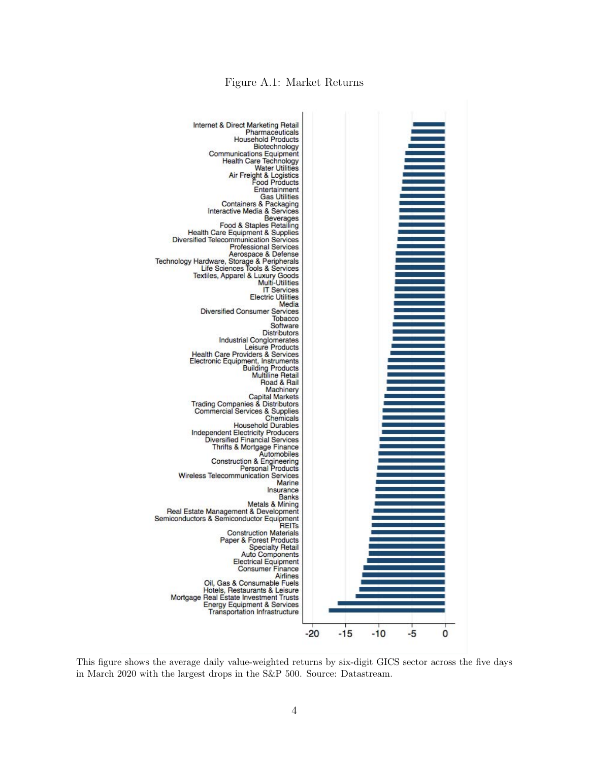Figure A.1: Market Returns

This figure shows the average daily value-weighted returns by six-digit GICS sector across the five days in March 2020 with the largest drops in the S&P 500. Source: Datastream.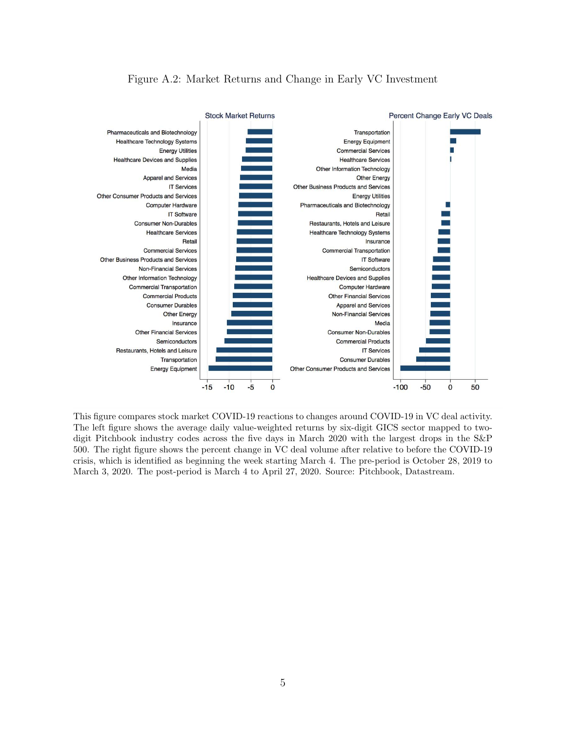Figure A.2: Market Returns and Change in Early VC Investment

Stock Market Returns

Pharmaceuticals and Biotechnology
Healthcare Technology Systems
Energy Utilities
Healthcare Devices and Supplies
Media
Apparel and Services
IT Services
Other Consumer Products and Services
Computer Hardware
IT Software
Consumer Non-Durables
Healthcare Services
Retail
Commercial Services
Other Business Products and Services
Non-Financial Services
Other Information Technology
Commercial Transportation
Commercial Products
Consumer Durables
Other Energy
Insurance
Other Financial Services
Semiconductors
Restaurants, Hotels and Leisure
Transportation
Energy Equipment

-15 -10 -5 0

Percent Change Early VC Deals

Transportation
Energy Equipment
Commercial Services
Healthcare Services
Other Information Technology
Other Energy
Other Business Products and Services
Energy Utilities
Pharmaceuticals and Biotechnology
Retail
Restaurants, Hotels and Leisure
Healthcare Technology Systems
Insurance
Commercial Transportation
IT Software
Semiconductors
Healthcare Devices and Supplies
Computer Hardware
Other Financial Services
Apparel and Services
Non-Financial Services
Media
Consumer Non-Durables
Commercial Products
IT Services
Consumer Durables
Other Consumer Products and Services

-100 -50 0 50

This figure compares stock market COVID-19 reactions to changes around COVID-19 in VC deal activity. The left figure shows the average daily value-weighted returns by six-digit GICS sector mapped to two-digit Pitchbook industry codes across the five days in March 2020 with the largest drops in the S&P 500. The right figure shows the percent change in VC deal volume after relative to before the COVID-19 crisis, which is identified as beginning the week starting March 4. The pre-period is October 28, 2019 to March 3, 2020. The post-period is March 4 to April 27, 2020. Source: Pitchbook, Datastream.